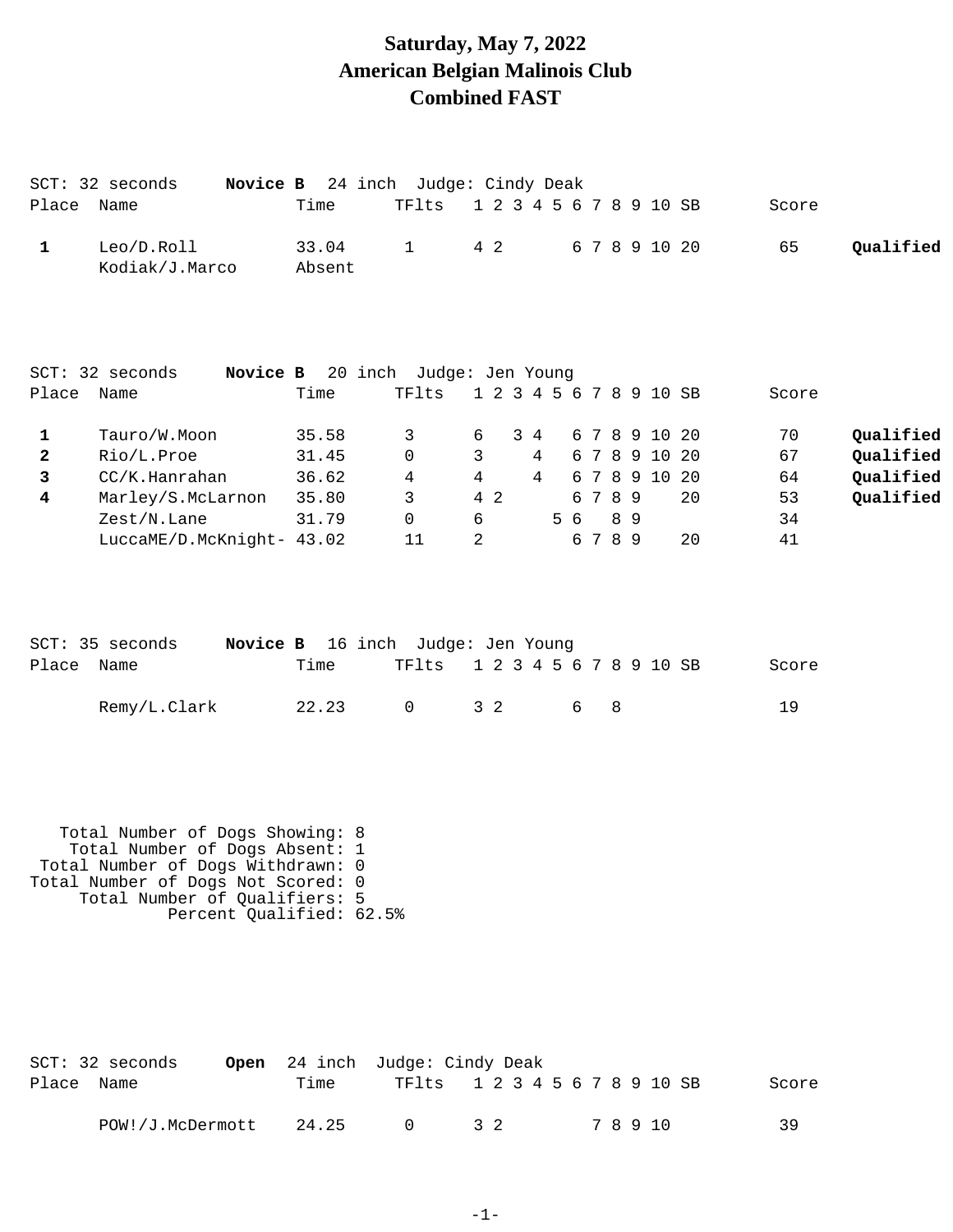# Saturday, May 7, 2022
# American Belgian Malinois Club
# Combined FAST

SCT: 32 seconds **Novice B** 24 inch Judge: Cindy Deak

| Place | Name | Time | TFlts | 1 | 2 | 3 | 4 | 5 | 6 | 7 | 8 | 9 | 10 | SB | Score | |
|---|---|---|---|---|---|---|---|---|---|---|---|---|---|---|---|---|
| **1** | Leo/D.Roll | 33.04 | 1 | 4 | 2 | | | | 6 | 7 | 8 | 9 | 10 | 20 | 65 | **Qualified** |
| | Kodiak/J.Marco | Absent | | | | | | | | | | | | | | |

SCT: 32 seconds **Novice B** 20 inch Judge: Jen Young

| Place | Name | Time | TFlts | 1 | 2 | 3 | 4 | 5 | 6 | 7 | 8 | 9 | 10 | SB | Score | |
|---|---|---|---|---|---|---|---|---|---|---|---|---|---|---|---|---|
| **1** | Tauro/W.Moon | 35.58 | 3 | 6 | | 3 | 4 | | 6 | 7 | 8 | 9 | 10 | 20 | 70 | **Qualified** |
| **2** | Rio/L.Proe | 31.45 | 0 | 3 | | | 4 | | 6 | 7 | 8 | 9 | 10 | 20 | 67 | **Qualified** |
| **3** | CC/K.Hanrahan | 36.62 | 4 | 4 | | | 4 | | 6 | 7 | 8 | 9 | 10 | 20 | 64 | **Qualified** |
| **4** | Marley/S.McLarnon | 35.80 | 3 | 4 | 2 | | | | 6 | 7 | 8 | 9 | | 20 | 53 | **Qualified** |
| | Zest/N.Lane | 31.79 | 0 | 6 | | | | 5 | 6 | | 8 | 9 | | | 34 | |
| | LuccaME/D.McKnight- | 43.02 | 11 | 2 | | | | | 6 | 7 | 8 | 9 | | 20 | 41 | |

SCT: 35 seconds **Novice B** 16 inch Judge: Jen Young

| Place | Name | Time | TFlts | 1 | 2 | 3 | 4 | 5 | 6 | 7 | 8 | 9 | 10 | SB | Score |
|---|---|---|---|---|---|---|---|---|---|---|---|---|---|---|---|
| | Remy/L.Clark | 22.23 | 0 | 3 | 2 | | | | 6 | | 8 | | | | 19 |

Total Number of Dogs Showing: 8
Total Number of Dogs Absent: 1
Total Number of Dogs Withdrawn: 0
Total Number of Dogs Not Scored: 0
Total Number of Qualifiers: 5
Percent Qualified: 62.5%

SCT: 32 seconds **Open** 24 inch Judge: Cindy Deak

| Place | Name | Time | TFlts | 1 | 2 | 3 | 4 | 5 | 6 | 7 | 8 | 9 | 10 | SB | Score |
|---|---|---|---|---|---|---|---|---|---|---|---|---|---|---|---|
| | POW!/J.McDermott | 24.25 | 0 | 3 | 2 | | | | | 7 | 8 | 9 | 10 | | 39 |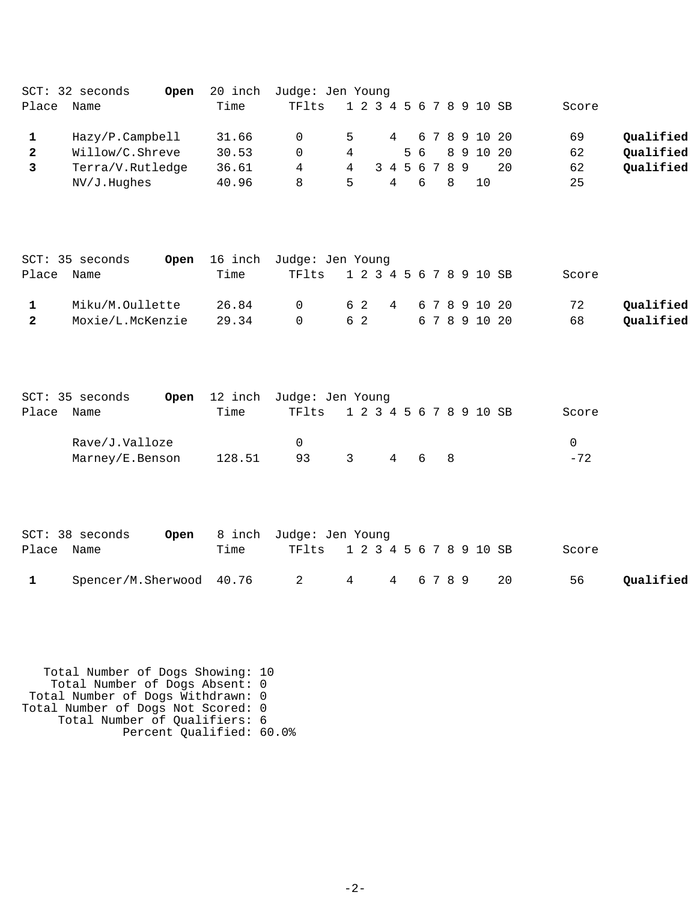SCT: 32 seconds **Open** 20 inch Judge: Jen Young

| Place | Name | Time | TFlts | 1 | 2 | 3 | 4 | 5 | 6 | 7 | 8 | 9 | 10 | SB | Score | |
|---|---|---|---|---|---|---|---|---|---|---|---|---|---|---|---|---|
| **1** | Hazy/P.Campbell | 31.66 | 0 | 5 | | | 4 | | 6 | 7 | 8 | 9 | 10 | 20 | 69 | **Qualified** |
| **2** | Willow/C.Shreve | 30.53 | 0 | 4 | | | | 5 | 6 | | 8 | 9 | 10 | 20 | 62 | **Qualified** |
| **3** | Terra/V.Rutledge | 36.61 | 4 | 4 | | 3 | 4 | 5 | 6 | 7 | 8 | 9 | | 20 | 62 | **Qualified** |
| | NV/J.Hughes | 40.96 | 8 | 5 | | | 4 | | 6 | | 8 | | 10 | | 25 | |

SCT: 35 seconds **Open** 16 inch Judge: Jen Young

| Place | Name | Time | TFlts | 1 | 2 | 3 | 4 | 5 | 6 | 7 | 8 | 9 | 10 | SB | Score | |
|---|---|---|---|---|---|---|---|---|---|---|---|---|---|---|---|---|
| **1** | Miku/M.Oullette | 26.84 | 0 | 6 | 2 | | 4 | | 6 | 7 | 8 | 9 | 10 | 20 | 72 | **Qualified** |
| **2** | Moxie/L.McKenzie | 29.34 | 0 | 6 | 2 | | | | 6 | 7 | 8 | 9 | 10 | 20 | 68 | **Qualified** |

SCT: 35 seconds **Open** 12 inch Judge: Jen Young

| Place | Name | Time | TFlts | 1 | 2 | 3 | 4 | 5 | 6 | 7 | 8 | 9 | 10 | SB | Score | |
|---|---|---|---|---|---|---|---|---|---|---|---|---|---|---|---|---|
| | Rave/J.Valloze | | 0 | | | | | | | | | | | | 0 | |
| | Marney/E.Benson | 128.51 | 93 | 3 | | | 4 | | 6 | | 8 | | | | -72 | |

SCT: 38 seconds **Open** 8 inch Judge: Jen Young

| Place | Name | Time | TFlts | 1 | 2 | 3 | 4 | 5 | 6 | 7 | 8 | 9 | 10 | SB | Score | |
|---|---|---|---|---|---|---|---|---|---|---|---|---|---|---|---|---|
| **1** | Spencer/M.Sherwood | 40.76 | 2 | 4 | | | 4 | | 6 | 7 | 8 | 9 | | 20 | 56 | **Qualified** |

Total Number of Dogs Showing: 10
Total Number of Dogs Absent: 0
Total Number of Dogs Withdrawn: 0
Total Number of Dogs Not Scored: 0
Total Number of Qualifiers: 6
Percent Qualified: 60.0%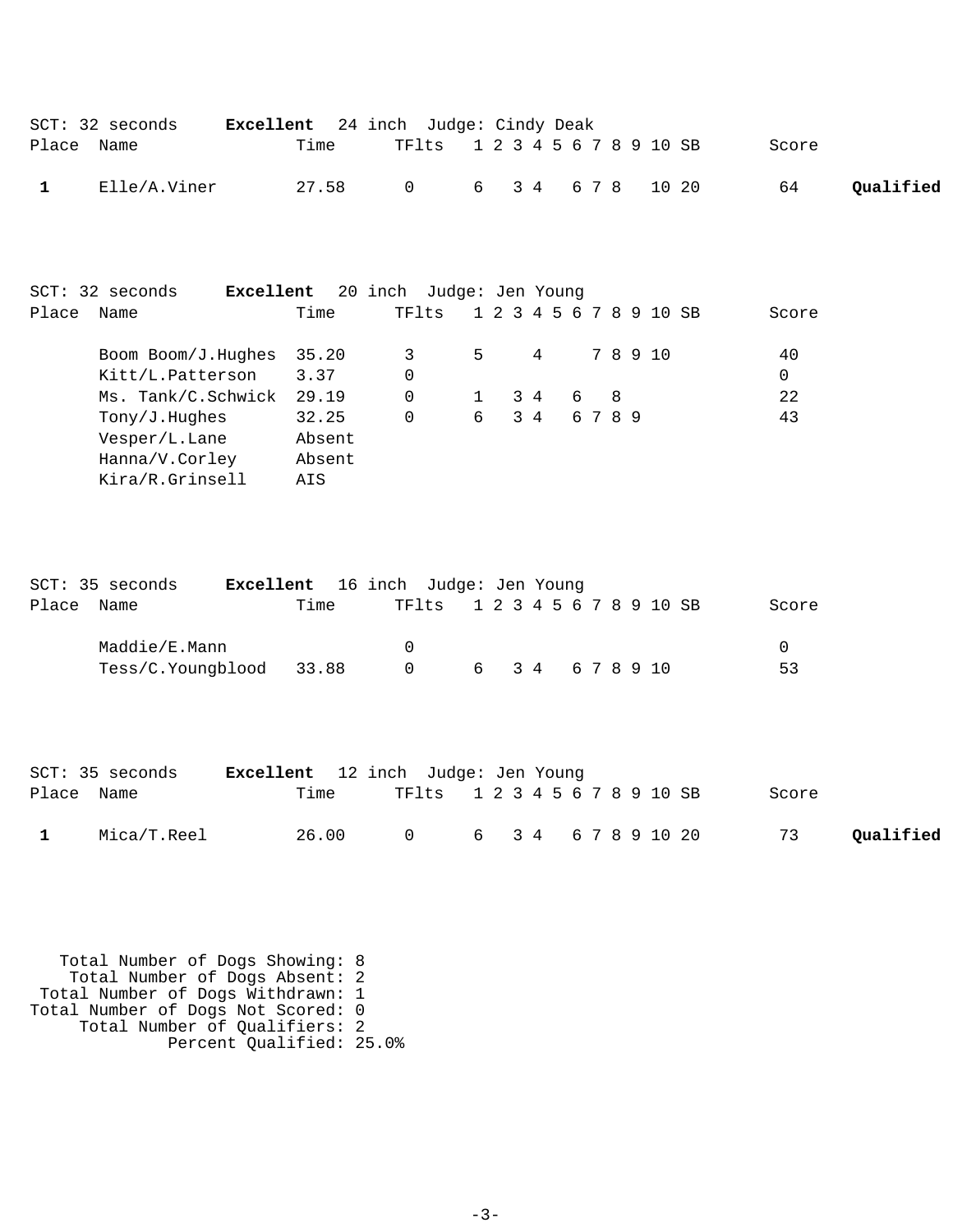SCT: 32 seconds **Excellent** 24 inch Judge: Cindy Deak

| Place | Name | Time | TFlts | 1 | 2 | 3 | 4 | 5 | 6 | 7 | 8 | 9 | 10 | SB | Score | |
|---|---|---|---|---|---|---|---|---|---|---|---|---|---|---|---|---|
| **1** | Elle/A.Viner | 27.58 | 0 | 6 | | 3 | 4 | | 6 | 7 | 8 | | 10 | 20 | 64 | **Qualified** |

SCT: 32 seconds **Excellent** 20 inch Judge: Jen Young

| Place | Name | Time | TFlts | 1 | 2 | 3 | 4 | 5 | 6 | 7 | 8 | 9 | 10 | SB | Score |
|---|---|---|---|---|---|---|---|---|---|---|---|---|---|---|---|
| | Boom Boom/J.Hughes | 35.20 | 3 | 5 | | | 4 | | | 7 | 8 | 9 | 10 | | 40 |
| | Kitt/L.Patterson | 3.37 | 0 | | | | | | | | | | | | 0 |
| | Ms. Tank/C.Schwick | 29.19 | 0 | 1 | | 3 | 4 | | 6 | | 8 | | | | 22 |
| | Tony/J.Hughes | 32.25 | 0 | 6 | | 3 | 4 | | 6 | 7 | 8 | 9 | | | 43 |
| | Vesper/L.Lane | Absent | | | | | | | | | | | | | |
| | Hanna/V.Corley | Absent | | | | | | | | | | | | | |
| | Kira/R.Grinsell | AIS | | | | | | | | | | | | | |

SCT: 35 seconds **Excellent** 16 inch Judge: Jen Young

| Place | Name | Time | TFlts | 1 | 2 | 3 | 4 | 5 | 6 | 7 | 8 | 9 | 10 | SB | Score |
|---|---|---|---|---|---|---|---|---|---|---|---|---|---|---|---|
| | Maddie/E.Mann | | 0 | | | | | | | | | | | | 0 |
| | Tess/C.Youngblood | 33.88 | 0 | 6 | | 3 | 4 | | 6 | 7 | 8 | 9 | 10 | | 53 |

SCT: 35 seconds **Excellent** 12 inch Judge: Jen Young

| Place | Name | Time | TFlts | 1 | 2 | 3 | 4 | 5 | 6 | 7 | 8 | 9 | 10 | SB | Score | |
|---|---|---|---|---|---|---|---|---|---|---|---|---|---|---|---|---|
| **1** | Mica/T.Reel | 26.00 | 0 | 6 | | 3 | 4 | | 6 | 7 | 8 | 9 | 10 | 20 | 73 | **Qualified** |

Total Number of Dogs Showing: 8
Total Number of Dogs Absent: 2
Total Number of Dogs Withdrawn: 1
Total Number of Dogs Not Scored: 0
Total Number of Qualifiers: 2
Percent Qualified: 25.0%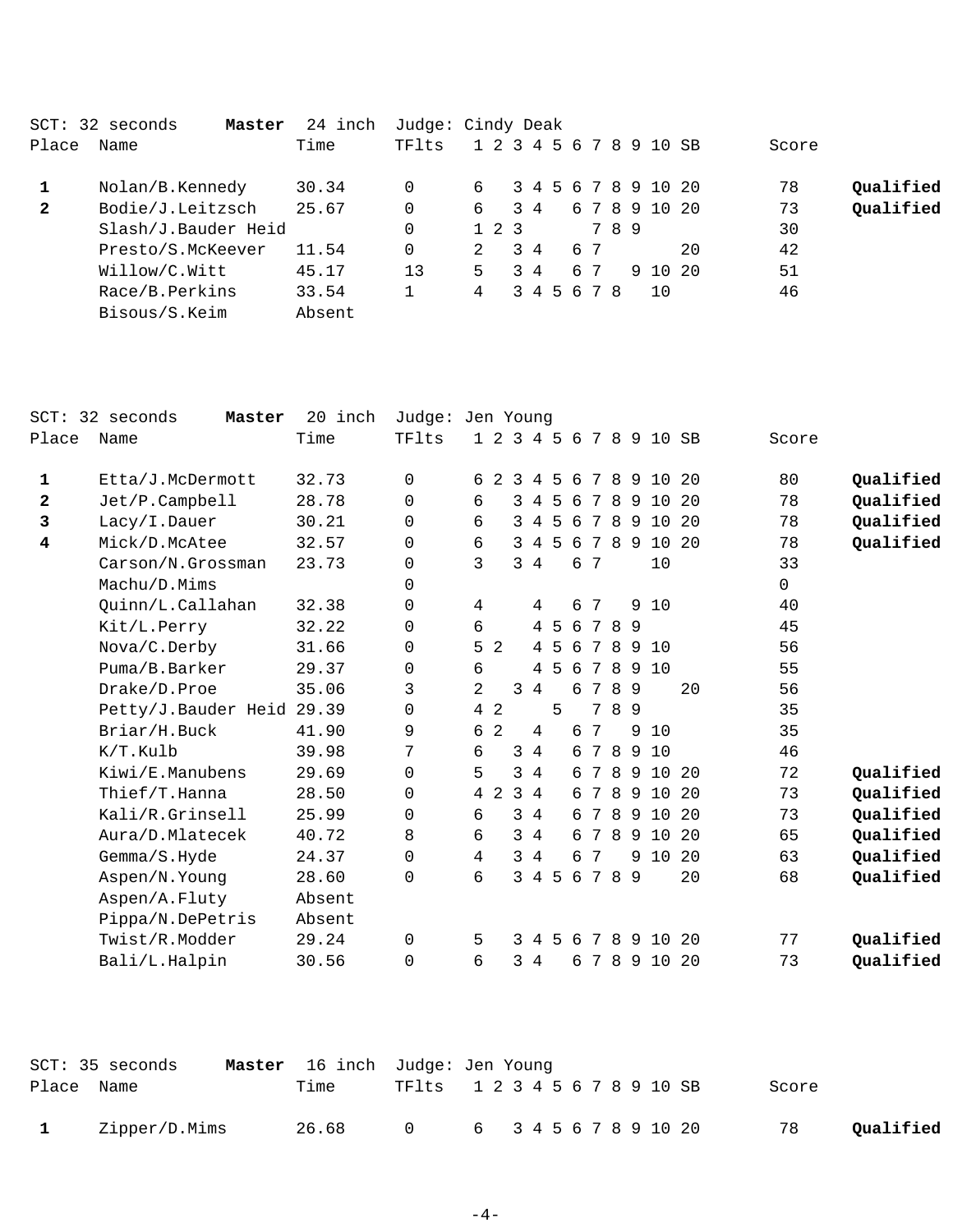SCT: 32 seconds **Master** 24 inch Judge: Cindy Deak

| Place | Name | Time | TFlts | 1 | 2 | 3 | 4 | 5 | 6 | 7 | 8 | 9 | 10 | SB | Score | |
|---|---|---|---|---|---|---|---|---|---|---|---|---|---|---|---|---|
| **1** | Nolan/B.Kennedy | 30.34 | 0 | 6 | | 3 | 4 | 5 | 6 | 7 | 8 | 9 | 10 | 20 | 78 | **Qualified** |
| **2** | Bodie/J.Leitzsch | 25.67 | 0 | 6 | | 3 | 4 | | 6 | 7 | 8 | 9 | 10 | 20 | 73 | **Qualified** |
| | Slash/J.Bauder Heid | | 0 | 1 | 2 | 3 | | | | 7 | 8 | 9 | | | 30 | |
| | Presto/S.McKeever | 11.54 | 0 | 2 | | 3 | 4 | | 6 | 7 | | | | 20 | 42 | |
| | Willow/C.Witt | 45.17 | 13 | 5 | | 3 | 4 | | 6 | 7 | | 9 | 10 | 20 | 51 | |
| | Race/B.Perkins | 33.54 | 1 | 4 | | 3 | 4 | 5 | 6 | 7 | 8 | | 10 | | 46 | |
| | Bisous/S.Keim | Absent | | | | | | | | | | | | | | |

SCT: 32 seconds **Master** 20 inch Judge: Jen Young

| Place | Name | Time | TFlts | 1 | 2 | 3 | 4 | 5 | 6 | 7 | 8 | 9 | 10 | SB | Score | |
|---|---|---|---|---|---|---|---|---|---|---|---|---|---|---|---|---|
| **1** | Etta/J.McDermott | 32.73 | 0 | 6 | 2 | 3 | 4 | 5 | 6 | 7 | 8 | 9 | 10 | 20 | 80 | **Qualified** |
| **2** | Jet/P.Campbell | 28.78 | 0 | 6 | | 3 | 4 | 5 | 6 | 7 | 8 | 9 | 10 | 20 | 78 | **Qualified** |
| **3** | Lacy/I.Dauer | 30.21 | 0 | 6 | | 3 | 4 | 5 | 6 | 7 | 8 | 9 | 10 | 20 | 78 | **Qualified** |
| **4** | Mick/D.McAtee | 32.57 | 0 | 6 | | 3 | 4 | 5 | 6 | 7 | 8 | 9 | 10 | 20 | 78 | **Qualified** |
| | Carson/N.Grossman | 23.73 | 0 | 3 | | 3 | 4 | | 6 | 7 | | | 10 | | 33 | |
| | Machu/D.Mims | | 0 | | | | | | | | | | | | 0 | |
| | Quinn/L.Callahan | 32.38 | 0 | 4 | | | 4 | | 6 | 7 | | 9 | 10 | | 40 | |
| | Kit/L.Perry | 32.22 | 0 | 6 | | | 4 | 5 | 6 | 7 | 8 | 9 | | | 45 | |
| | Nova/C.Derby | 31.66 | 0 | 5 | 2 | | 4 | 5 | 6 | 7 | 8 | 9 | 10 | | 56 | |
| | Puma/B.Barker | 29.37 | 0 | 6 | | | 4 | 5 | 6 | 7 | 8 | 9 | 10 | | 55 | |
| | Drake/D.Proe | 35.06 | 3 | 2 | | 3 | 4 | | 6 | 7 | 8 | 9 | | 20 | 56 | |
| | Petty/J.Bauder Heid | 29.39 | 0 | 4 | 2 | | | 5 | | 7 | 8 | 9 | | | 35 | |
| | Briar/H.Buck | 41.90 | 9 | 6 | 2 | | 4 | | 6 | 7 | | 9 | 10 | | 35 | |
| | K/T.Kulb | 39.98 | 7 | 6 | | 3 | 4 | | 6 | 7 | 8 | 9 | 10 | | 46 | |
| | Kiwi/E.Manubens | 29.69 | 0 | 5 | | 3 | 4 | | 6 | 7 | 8 | 9 | 10 | 20 | 72 | **Qualified** |
| | Thief/T.Hanna | 28.50 | 0 | 4 | 2 | 3 | 4 | | 6 | 7 | 8 | 9 | 10 | 20 | 73 | **Qualified** |
| | Kali/R.Grinsell | 25.99 | 0 | 6 | | 3 | 4 | | 6 | 7 | 8 | 9 | 10 | 20 | 73 | **Qualified** |
| | Aura/D.Mlatecek | 40.72 | 8 | 6 | | 3 | 4 | | 6 | 7 | 8 | 9 | 10 | 20 | 65 | **Qualified** |
| | Gemma/S.Hyde | 24.37 | 0 | 4 | | 3 | 4 | | 6 | 7 | | 9 | 10 | 20 | 63 | **Qualified** |
| | Aspen/N.Young | 28.60 | 0 | 6 | | 3 | 4 | 5 | 6 | 7 | 8 | 9 | | 20 | 68 | **Qualified** |
| | Aspen/A.Fluty | Absent | | | | | | | | | | | | | | |
| | Pippa/N.DePetris | Absent | | | | | | | | | | | | | | |
| | Twist/R.Modder | 29.24 | 0 | 5 | | 3 | 4 | 5 | 6 | 7 | 8 | 9 | 10 | 20 | 77 | **Qualified** |
| | Bali/L.Halpin | 30.56 | 0 | 6 | | 3 | 4 | | 6 | 7 | 8 | 9 | 10 | 20 | 73 | **Qualified** |

SCT: 35 seconds **Master** 16 inch Judge: Jen Young

| Place | Name | Time | TFlts | 1 | 2 | 3 | 4 | 5 | 6 | 7 | 8 | 9 | 10 | SB | Score | |
|---|---|---|---|---|---|---|---|---|---|---|---|---|---|---|---|---|
| **1** | Zipper/D.Mims | 26.68 | 0 | 6 | | 3 | 4 | 5 | 6 | 7 | 8 | 9 | 10 | 20 | 78 | **Qualified** |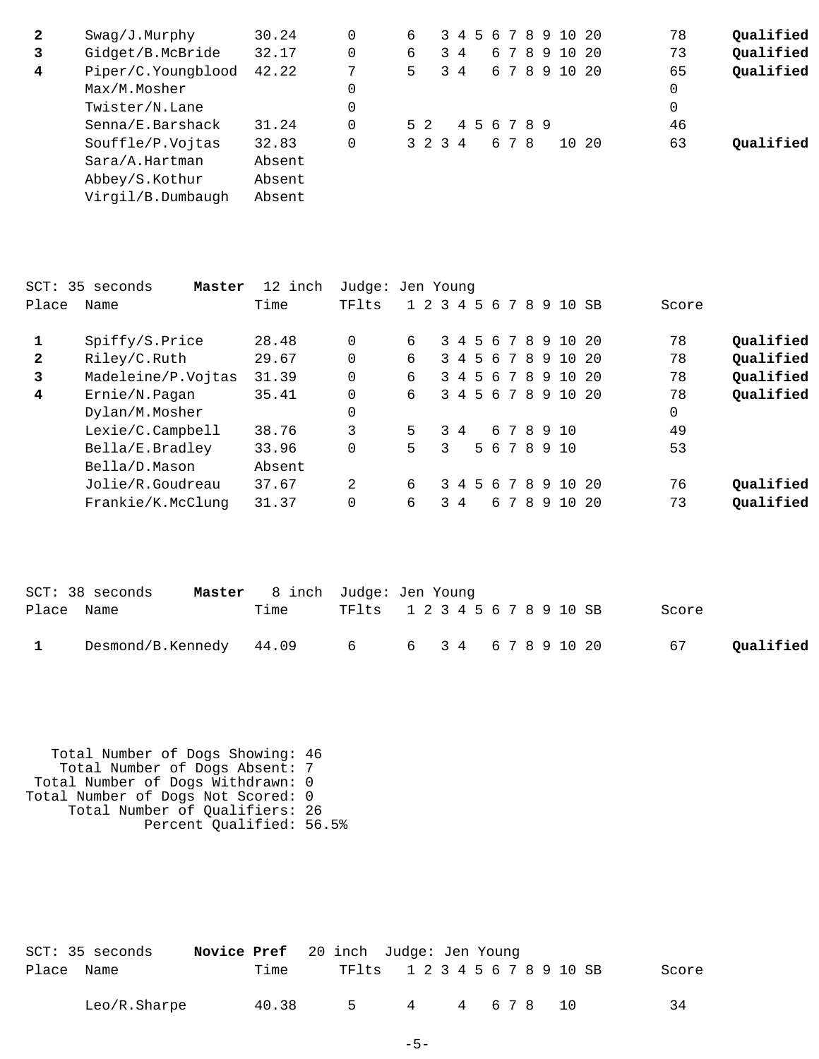| Place | Name | Time | TFlts | 1 | 2 | 3 | 4 | 5 | 6 | 7 | 8 | 9 | 10 | SB | Score | |
|---|---|---|---|---|---|---|---|---|---|---|---|---|---|---|---|---|
| **2** | Swag/J.Murphy | 30.24 | 0 | 6 | | 3 | 4 | 5 | 6 | 7 | 8 | 9 | 10 | 20 | 78 | **Qualified** |
| **3** | Gidget/B.McBride | 32.17 | 0 | 6 | | 3 | 4 | | 6 | 7 | 8 | 9 | 10 | 20 | 73 | **Qualified** |
| **4** | Piper/C.Youngblood | 42.22 | 7 | 5 | | 3 | 4 | | 6 | 7 | 8 | 9 | 10 | 20 | 65 | **Qualified** |
| | Max/M.Mosher | | 0 | | | | | | | | | | | | 0 | |
| | Twister/N.Lane | | 0 | | | | | | | | | | | | 0 | |
| | Senna/E.Barshack | 31.24 | 0 | 5 | 2 | | 4 | 5 | 6 | 7 | 8 | 9 | | | 46 | |
| | Souffle/P.Vojtas | 32.83 | 0 | 3 | 2 | 3 | 4 | | 6 | 7 | 8 | | 10 | 20 | 63 | **Qualified** |
| | Sara/A.Hartman | Absent | | | | | | | | | | | | | | |
| | Abbey/S.Kothur | Absent | | | | | | | | | | | | | | |
| | Virgil/B.Dumbaugh | Absent | | | | | | | | | | | | | | |

SCT: 35 seconds **Master** 12 inch Judge: Jen Young

| Place | Name | Time | TFlts | 1 | 2 | 3 | 4 | 5 | 6 | 7 | 8 | 9 | 10 | SB | Score | |
|---|---|---|---|---|---|---|---|---|---|---|---|---|---|---|---|---|
| **1** | Spiffy/S.Price | 28.48 | 0 | 6 | | 3 | 4 | 5 | 6 | 7 | 8 | 9 | 10 | 20 | 78 | **Qualified** |
| **2** | Riley/C.Ruth | 29.67 | 0 | 6 | | 3 | 4 | 5 | 6 | 7 | 8 | 9 | 10 | 20 | 78 | **Qualified** |
| **3** | Madeleine/P.Vojtas | 31.39 | 0 | 6 | | 3 | 4 | 5 | 6 | 7 | 8 | 9 | 10 | 20 | 78 | **Qualified** |
| **4** | Ernie/N.Pagan | 35.41 | 0 | 6 | | 3 | 4 | 5 | 6 | 7 | 8 | 9 | 10 | 20 | 78 | **Qualified** |
| | Dylan/M.Mosher | | 0 | | | | | | | | | | | | 0 | |
| | Lexie/C.Campbell | 38.76 | 3 | 5 | | 3 | 4 | | 6 | 7 | 8 | 9 | 10 | | 49 | |
| | Bella/E.Bradley | 33.96 | 0 | 5 | | 3 | | 5 | 6 | 7 | 8 | 9 | 10 | | 53 | |
| | Bella/D.Mason | Absent | | | | | | | | | | | | | | |
| | Jolie/R.Goudreau | 37.67 | 2 | 6 | | 3 | 4 | 5 | 6 | 7 | 8 | 9 | 10 | 20 | 76 | **Qualified** |
| | Frankie/K.McClung | 31.37 | 0 | 6 | | 3 | 4 | | 6 | 7 | 8 | 9 | 10 | 20 | 73 | **Qualified** |

SCT: 38 seconds **Master** 8 inch Judge: Jen Young

| Place | Name | Time | TFlts | 1 | 2 | 3 | 4 | 5 | 6 | 7 | 8 | 9 | 10 | SB | Score | |
|---|---|---|---|---|---|---|---|---|---|---|---|---|---|---|---|---|
| **1** | Desmond/B.Kennedy | 44.09 | 6 | 6 | | 3 | 4 | | 6 | 7 | 8 | 9 | 10 | 20 | 67 | **Qualified** |

Total Number of Dogs Showing: 46
Total Number of Dogs Absent: 7
Total Number of Dogs Withdrawn: 0
Total Number of Dogs Not Scored: 0
Total Number of Qualifiers: 26
Percent Qualified: 56.5%

SCT: 35 seconds **Novice Pref** 20 inch Judge: Jen Young

| Place | Name | Time | TFlts | 1 | 2 | 3 | 4 | 5 | 6 | 7 | 8 | 9 | 10 | SB | Score |
|---|---|---|---|---|---|---|---|---|---|---|---|---|---|---|---|
| | Leo/R.Sharpe | 40.38 | 5 | 4 | | | 4 | | 6 | 7 | 8 | | 10 | | 34 |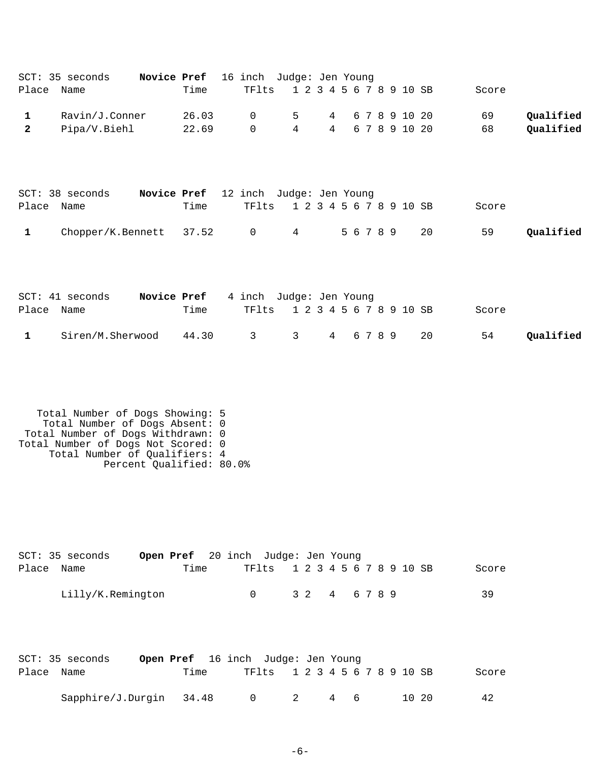SCT: 35 seconds **Novice Pref** 16 inch Judge: Jen Young

| Place | Name | Time | TFlts | 1 | 2 | 3 | 4 | 5 | 6 | 7 | 8 | 9 | 10 | SB | Score | |
|---|---|---|---|---|---|---|---|---|---|---|---|---|---|---|---|---|
| **1** | Ravin/J.Conner | 26.03 | 0 | 5 | | | 4 | | 6 | 7 | 8 | 9 | 10 | 20 | 69 | **Qualified** |
| **2** | Pipa/V.Biehl | 22.69 | 0 | 4 | | | 4 | | 6 | 7 | 8 | 9 | 10 | 20 | 68 | **Qualified** |

SCT: 38 seconds **Novice Pref** 12 inch Judge: Jen Young

| Place | Name | Time | TFlts | 1 | 2 | 3 | 4 | 5 | 6 | 7 | 8 | 9 | 10 | SB | Score | |
|---|---|---|---|---|---|---|---|---|---|---|---|---|---|---|---|---|
| **1** | Chopper/K.Bennett | 37.52 | 0 | 4 | | | | 5 | 6 | 7 | 8 | 9 | | 20 | 59 | **Qualified** |

SCT: 41 seconds **Novice Pref** 4 inch Judge: Jen Young

| Place | Name | Time | TFlts | 1 | 2 | 3 | 4 | 5 | 6 | 7 | 8 | 9 | 10 | SB | Score | |
|---|---|---|---|---|---|---|---|---|---|---|---|---|---|---|---|---|
| **1** | Siren/M.Sherwood | 44.30 | 3 | 3 | | | 4 | | 6 | 7 | 8 | 9 | | 20 | 54 | **Qualified** |

Total Number of Dogs Showing: 5
Total Number of Dogs Absent: 0
Total Number of Dogs Withdrawn: 0
Total Number of Dogs Not Scored: 0
Total Number of Qualifiers: 4
Percent Qualified: 80.0%

SCT: 35 seconds **Open Pref** 20 inch Judge: Jen Young

| Place | Name | Time | TFlts | 1 | 2 | 3 | 4 | 5 | 6 | 7 | 8 | 9 | 10 | SB | Score |
|---|---|---|---|---|---|---|---|---|---|---|---|---|---|---|---|
| | Lilly/K.Remington | | 0 | 3 | 2 | | 4 | | 6 | 7 | 8 | 9 | | | 39 |

SCT: 35 seconds **Open Pref** 16 inch Judge: Jen Young

| Place | Name | Time | TFlts | 1 | 2 | 3 | 4 | 5 | 6 | 7 | 8 | 9 | 10 | SB | Score |
|---|---|---|---|---|---|---|---|---|---|---|---|---|---|---|---|
| | Sapphire/J.Durgin | 34.48 | 0 | 2 | | | 4 | | 6 | | | | 10 | 20 | 42 |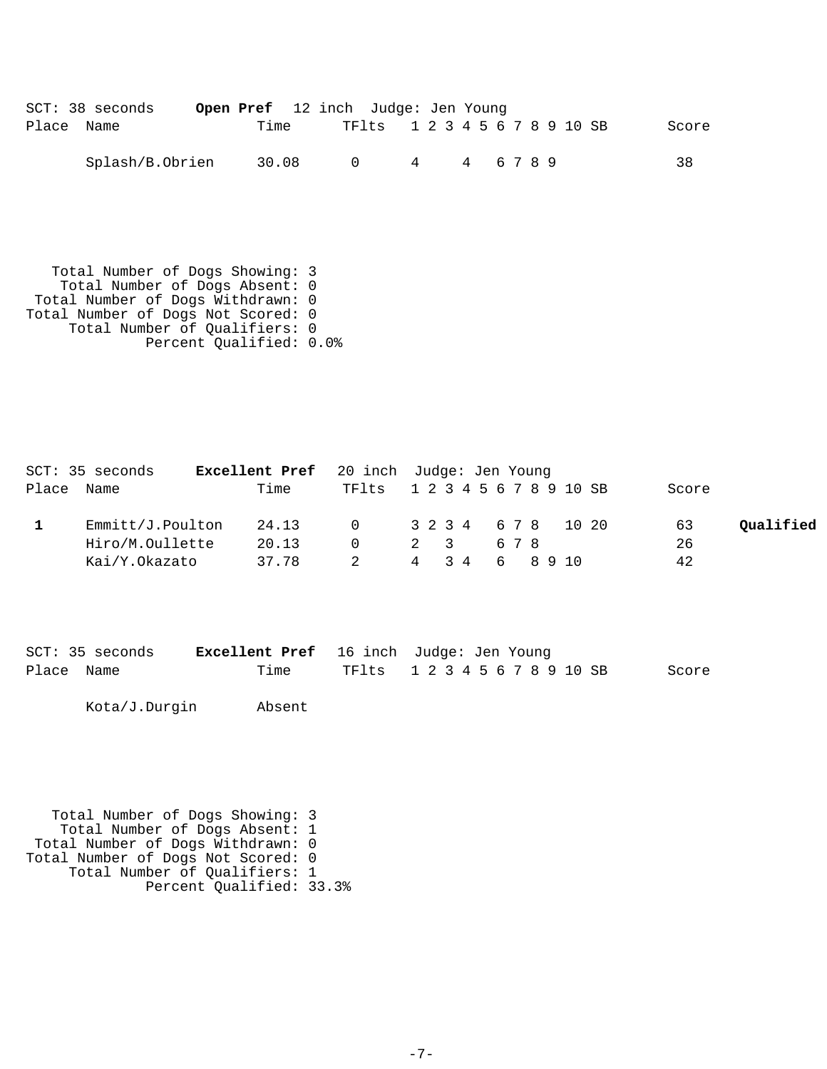SCT: 38 seconds **Open Pref** 12 inch Judge: Jen Young

| Place | Name | Time | TFlts | 1 | 2 | 3 | 4 | 5 | 6 | 7 | 8 | 9 | 10 | SB | Score | |
|---|---|---|---|---|---|---|---|---|---|---|---|---|---|---|---|---|
| | Splash/B.Obrien | 30.08 | 0 | | | | 4 | | 4 | | 6 | 7 | 8 | 9 | 38 | |

Total Number of Dogs Showing: 3
Total Number of Dogs Absent: 0
Total Number of Dogs Withdrawn: 0
Total Number of Dogs Not Scored: 0
Total Number of Qualifiers: 0
Percent Qualified: 0.0%

SCT: 35 seconds **Excellent Pref** 20 inch Judge: Jen Young

| Place | Name | Time | TFlts | 1 | 2 | 3 | 4 | 5 | 6 | 7 | 8 | 9 | 10 | SB | Score | |
|---|---|---|---|---|---|---|---|---|---|---|---|---|---|---|---|---|
| **1** | Emmitt/J.Poulton | 24.13 | 0 | 3 | 2 | 3 | 4 | | 6 | 7 | 8 | | 10 | 20 | 63 | **Qualified** |
| | Hiro/M.Oullette | 20.13 | 0 | 2 | | 3 | | | 6 | 7 | 8 | | | | 26 | |
| | Kai/Y.Okazato | 37.78 | 2 | 4 | | 3 | 4 | | 6 | | 8 | 9 | 10 | | 42 | |

SCT: 35 seconds **Excellent Pref** 16 inch Judge: Jen Young

| Place | Name | Time | TFlts | 1 | 2 | 3 | 4 | 5 | 6 | 7 | 8 | 9 | 10 | SB | Score |
|---|---|---|---|---|---|---|---|---|---|---|---|---|---|---|---|
| | Kota/J.Durgin | Absent | | | | | | | | | | | | | |

Total Number of Dogs Showing: 3
Total Number of Dogs Absent: 1
Total Number of Dogs Withdrawn: 0
Total Number of Dogs Not Scored: 0
Total Number of Qualifiers: 1
Percent Qualified: 33.3%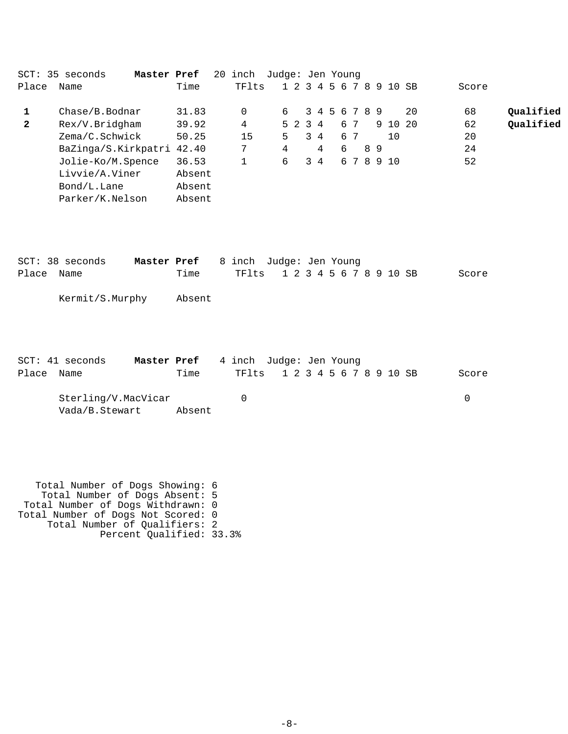SCT: 35 seconds **Master Pref** 20 inch Judge: Jen Young

| Place | Name | Time | TFlts | 1 | 2 | 3 | 4 | 5 | 6 | 7 | 8 | 9 | 10 | SB | Score | |
|---|---|---|---|---|---|---|---|---|---|---|---|---|---|---|---|---|
| **1** | Chase/B.Bodnar | 31.83 | 0 | 6 | | 3 | 4 | 5 | 6 | 7 | 8 | 9 | | 20 | 68 | **Qualified** |
| **2** | Rex/V.Bridgham | 39.92 | 4 | 5 | 2 | 3 | 4 | | 6 | 7 | | 9 | 10 | 20 | 62 | **Qualified** |
| | Zema/C.Schwick | 50.25 | 15 | 5 | | 3 | 4 | | 6 | 7 | | | 10 | | 20 | |
| | BaZinga/S.Kirkpatri | 42.40 | 7 | 4 | | | 4 | | 6 | | 8 | 9 | | | 24 | |
| | Jolie-Ko/M.Spence | 36.53 | 1 | 6 | | 3 | 4 | | 6 | 7 | 8 | 9 | 10 | | 52 | |
| | Livvie/A.Viner | Absent | | | | | | | | | | | | | | |
| | Bond/L.Lane | Absent | | | | | | | | | | | | | | |
| | Parker/K.Nelson | Absent | | | | | | | | | | | | | | |

SCT: 38 seconds **Master Pref** 8 inch Judge: Jen Young

| Place | Name | Time | TFlts | 1 | 2 | 3 | 4 | 5 | 6 | 7 | 8 | 9 | 10 | SB | Score |
|---|---|---|---|---|---|---|---|---|---|---|---|---|---|---|---|
| | Kermit/S.Murphy | Absent | | | | | | | | | | | | | |

SCT: 41 seconds **Master Pref** 4 inch Judge: Jen Young

| Place | Name | Time | TFlts | 1 | 2 | 3 | 4 | 5 | 6 | 7 | 8 | 9 | 10 | SB | Score |
|---|---|---|---|---|---|---|---|---|---|---|---|---|---|---|---|
| | Sterling/V.MacVicar | | 0 | | | | | | | | | | | | 0 |
| | Vada/B.Stewart | Absent | | | | | | | | | | | | | |

Total Number of Dogs Showing: 6
Total Number of Dogs Absent: 5
Total Number of Dogs Withdrawn: 0
Total Number of Dogs Not Scored: 0
Total Number of Qualifiers: 2
Percent Qualified: 33.3%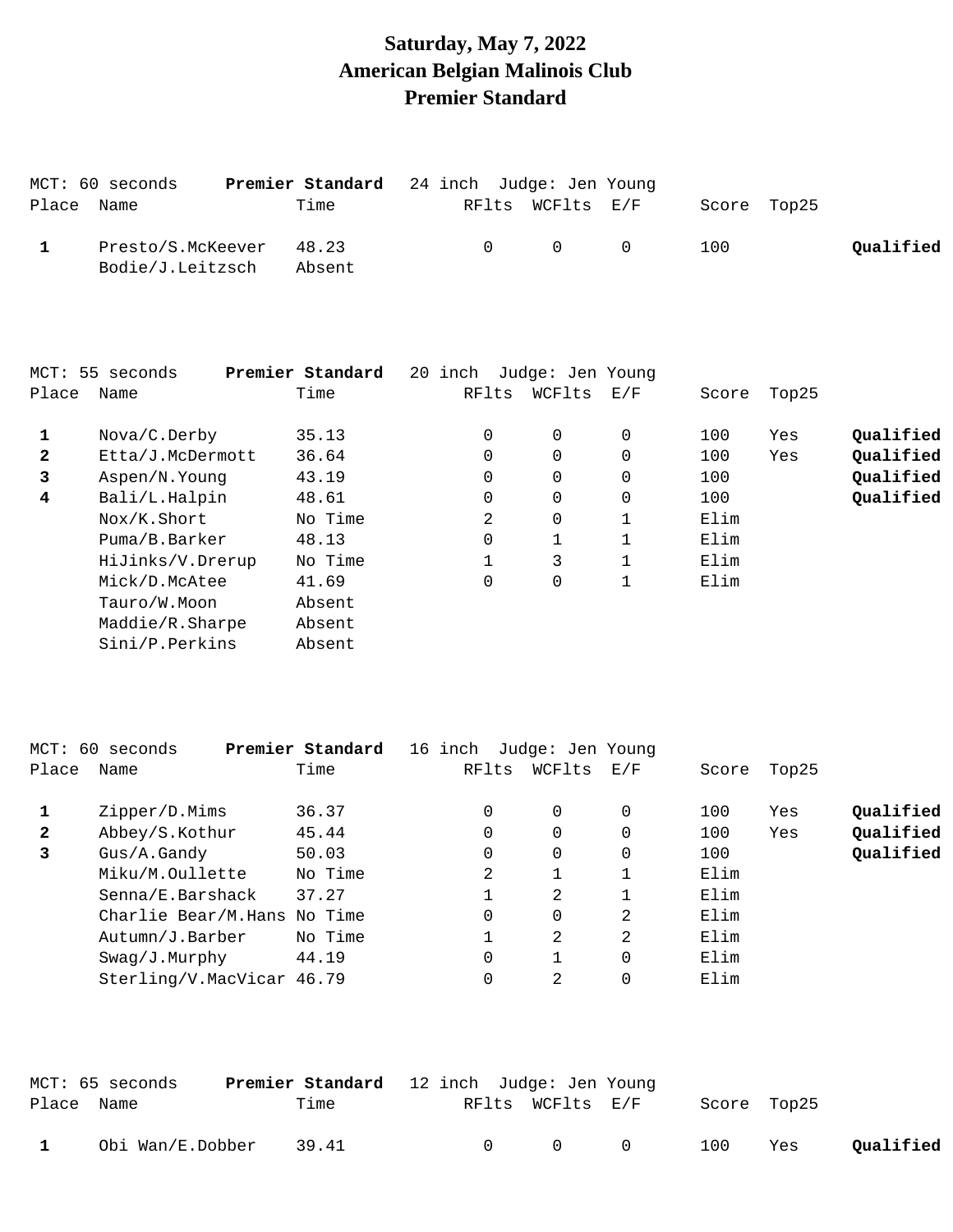# Saturday, May 7, 2022
# American Belgian Malinois Club
# Premier Standard

MCT: 60 seconds **Premier Standard** 24 inch Judge: Jen Young

| Place | Name | Time | RFlts | WCFlts | E/F | Score | Top25 | |
|---|---|---|---|---|---|---|---|---|
| **1** | Presto/S.McKeever | 48.23 | 0 | 0 | 0 | 100 | | **Qualified** |
| | Bodie/J.Leitzsch | Absent | | | | | | |

MCT: 55 seconds **Premier Standard** 20 inch Judge: Jen Young

| Place | Name | Time | RFlts | WCFlts | E/F | Score | Top25 | |
|---|---|---|---|---|---|---|---|---|
| **1** | Nova/C.Derby | 35.13 | 0 | 0 | 0 | 100 | Yes | **Qualified** |
| **2** | Etta/J.McDermott | 36.64 | 0 | 0 | 0 | 100 | Yes | **Qualified** |
| **3** | Aspen/N.Young | 43.19 | 0 | 0 | 0 | 100 | | **Qualified** |
| **4** | Bali/L.Halpin | 48.61 | 0 | 0 | 0 | 100 | | **Qualified** |
| | Nox/K.Short | No Time | 2 | 0 | 1 | Elim | | |
| | Puma/B.Barker | 48.13 | 0 | 1 | 1 | Elim | | |
| | HiJinks/V.Drerup | No Time | 1 | 3 | 1 | Elim | | |
| | Mick/D.McAtee | 41.69 | 0 | 0 | 1 | Elim | | |
| | Tauro/W.Moon | Absent | | | | | | |
| | Maddie/R.Sharpe | Absent | | | | | | |
| | Sini/P.Perkins | Absent | | | | | | |

MCT: 60 seconds **Premier Standard** 16 inch Judge: Jen Young

| Place | Name | Time | RFlts | WCFlts | E/F | Score | Top25 | |
|---|---|---|---|---|---|---|---|---|
| **1** | Zipper/D.Mims | 36.37 | 0 | 0 | 0 | 100 | Yes | **Qualified** |
| **2** | Abbey/S.Kothur | 45.44 | 0 | 0 | 0 | 100 | Yes | **Qualified** |
| **3** | Gus/A.Gandy | 50.03 | 0 | 0 | 0 | 100 | | **Qualified** |
| | Miku/M.Oullette | No Time | 2 | 1 | 1 | Elim | | |
| | Senna/E.Barshack | 37.27 | 1 | 2 | 1 | Elim | | |
| | Charlie Bear/M.Hans | No Time | 0 | 0 | 2 | Elim | | |
| | Autumn/J.Barber | No Time | 1 | 2 | 2 | Elim | | |
| | Swag/J.Murphy | 44.19 | 0 | 1 | 0 | Elim | | |
| | Sterling/V.MacVicar | 46.79 | 0 | 2 | 0 | Elim | | |

MCT: 65 seconds **Premier Standard** 12 inch Judge: Jen Young

| Place | Name | Time | RFlts | WCFlts | E/F | Score | Top25 | |
|---|---|---|---|---|---|---|---|---|
| **1** | Obi Wan/E.Dobber | 39.41 | 0 | 0 | 0 | 100 | Yes | **Qualified** |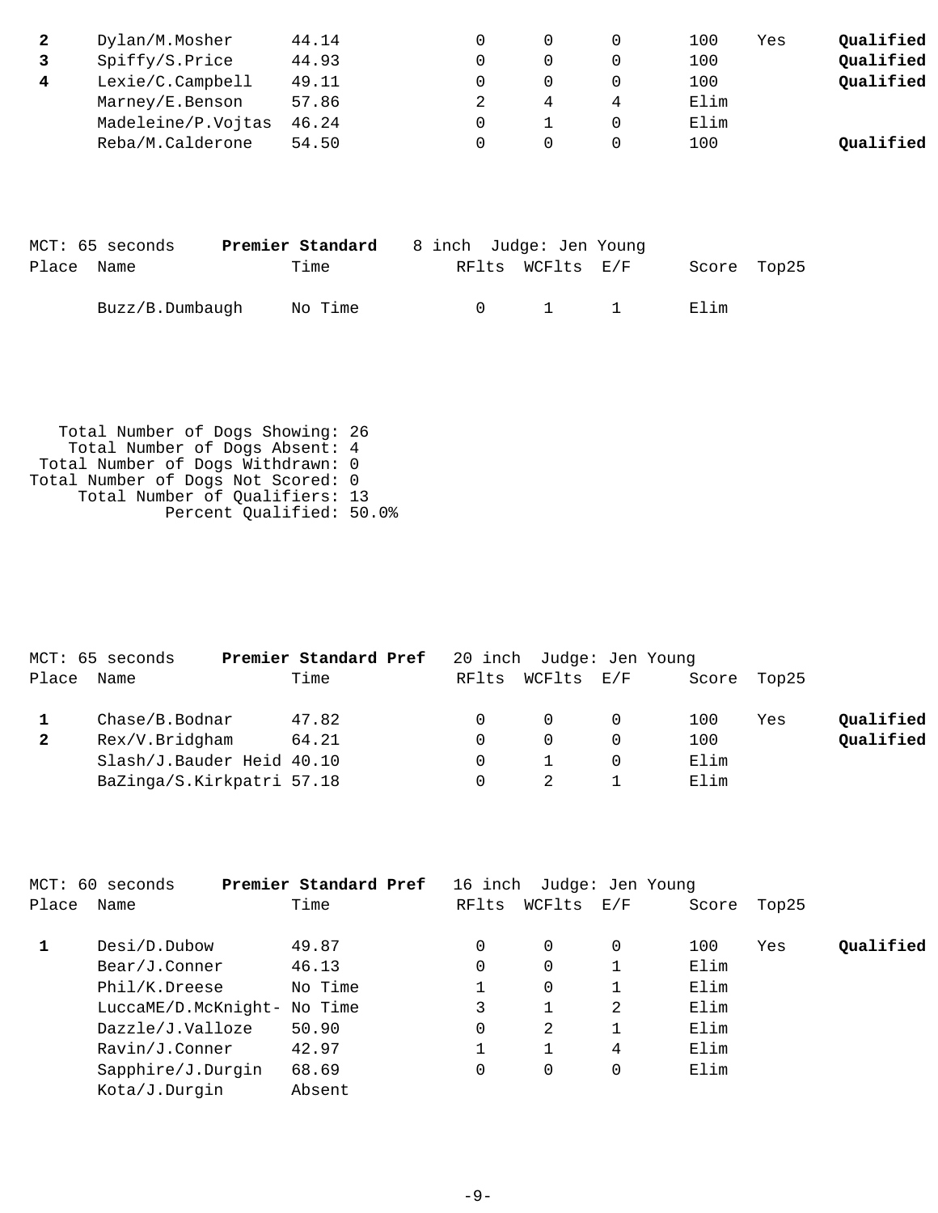| Place | Name | Time | RFlts | WCFlts | E/F | Score | Top25 | |
|---|---|---|---|---|---|---|---|---|
| **2** | Dylan/M.Mosher | 44.14 | 0 | 0 | 0 | 100 | Yes | **Qualified** |
| **3** | Spiffy/S.Price | 44.93 | 0 | 0 | 0 | 100 | | **Qualified** |
| **4** | Lexie/C.Campbell | 49.11 | 0 | 0 | 0 | 100 | | **Qualified** |
| | Marney/E.Benson | 57.86 | 2 | 4 | 4 | Elim | | |
| | Madeleine/P.Vojtas | 46.24 | 0 | 1 | 0 | Elim | | |
| | Reba/M.Calderone | 54.50 | 0 | 0 | 0 | 100 | | **Qualified** |

MCT: 65 seconds **Premier Standard** 8 inch Judge: Jen Young

| Place | Name | Time | RFlts | WCFlts | E/F | Score | Top25 |
|---|---|---|---|---|---|---|---|
| | Buzz/B.Dumbaugh | No Time | 0 | 1 | 1 | Elim | |

Total Number of Dogs Showing: 26
Total Number of Dogs Absent: 4
Total Number of Dogs Withdrawn: 0
Total Number of Dogs Not Scored: 0
Total Number of Qualifiers: 13
Percent Qualified: 50.0%

MCT: 65 seconds **Premier Standard Pref** 20 inch Judge: Jen Young

| Place | Name | Time | RFlts | WCFlts | E/F | Score | Top25 | |
|---|---|---|---|---|---|---|---|---|
| **1** | Chase/B.Bodnar | 47.82 | 0 | 0 | 0 | 100 | Yes | **Qualified** |
| **2** | Rex/V.Bridgham | 64.21 | 0 | 0 | 0 | 100 | | **Qualified** |
| | Slash/J.Bauder Heid | 40.10 | 0 | 1 | 0 | Elim | | |
| | BaZinga/S.Kirkpatri | 57.18 | 0 | 2 | 1 | Elim | | |

MCT: 60 seconds **Premier Standard Pref** 16 inch Judge: Jen Young

| Place | Name | Time | RFlts | WCFlts | E/F | Score | Top25 | |
|---|---|---|---|---|---|---|---|---|
| **1** | Desi/D.Dubow | 49.87 | 0 | 0 | 0 | 100 | Yes | **Qualified** |
| | Bear/J.Conner | 46.13 | 0 | 0 | 1 | Elim | | |
| | Phil/K.Dreese | No Time | 1 | 0 | 1 | Elim | | |
| | LuccaME/D.McKnight- | No Time | 3 | 1 | 2 | Elim | | |
| | Dazzle/J.Valloze | 50.90 | 0 | 2 | 1 | Elim | | |
| | Ravin/J.Conner | 42.97 | 1 | 1 | 4 | Elim | | |
| | Sapphire/J.Durgin | 68.69 | 0 | 0 | 0 | Elim | | |
| | Kota/J.Durgin | Absent | | | | | | |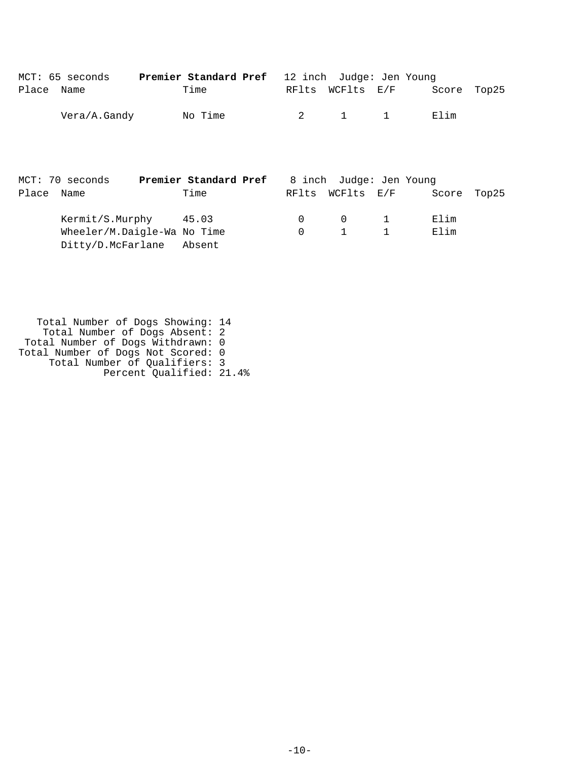MCT: 65 seconds **Premier Standard Pref** 12 inch Judge: Jen Young

| Place | Name | Time | RFlts | WCFlts | E/F | Score | Top25 |
|---|---|---|---|---|---|---|---|
| | Vera/A.Gandy | No Time | 2 | 1 | 1 | Elim | |

MCT: 70 seconds **Premier Standard Pref** 8 inch Judge: Jen Young

| Place | Name | Time | RFlts | WCFlts | E/F | Score | Top25 |
|---|---|---|---|---|---|---|---|
| | Kermit/S.Murphy | 45.03 | 0 | 0 | 1 | Elim | |
| | Wheeler/M.Daigle-Wa | No Time | 0 | 1 | 1 | Elim | |
| | Ditty/D.McFarlane | Absent | | | | | |

Total Number of Dogs Showing: 14
Total Number of Dogs Absent: 2
Total Number of Dogs Withdrawn: 0
Total Number of Dogs Not Scored: 0
Total Number of Qualifiers: 3
Percent Qualified: 21.4%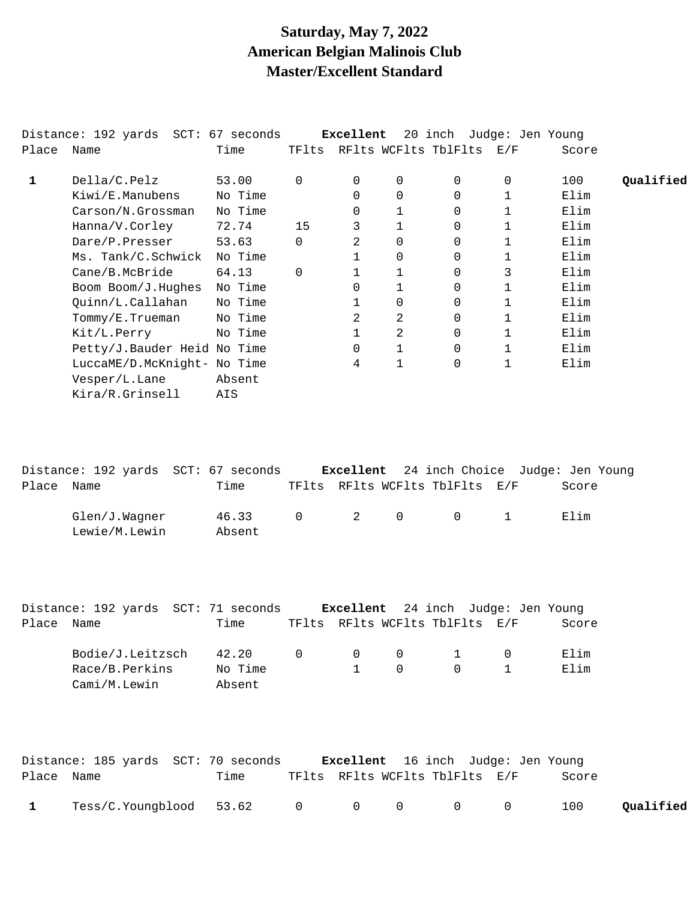# Saturday, May 7, 2022
# American Belgian Malinois Club
# Master/Excellent Standard

Distance: 192 yards SCT: 67 seconds **Excellent** 20 inch Judge: Jen Young

| Place | Name | Time | TFlts | RFlts | WCFlts | TblFlts | E/F | Score | |
|---|---|---|---|---|---|---|---|---|---|
| **1** | Della/C.Pelz | 53.00 | 0 | 0 | 0 | 0 | 0 | 100 | **Qualified** |
| | Kiwi/E.Manubens | No Time | | 0 | 0 | 0 | 1 | Elim | |
| | Carson/N.Grossman | No Time | | 0 | 1 | 0 | 1 | Elim | |
| | Hanna/V.Corley | 72.74 | 15 | 3 | 1 | 0 | 1 | Elim | |
| | Dare/P.Presser | 53.63 | 0 | 2 | 0 | 0 | 1 | Elim | |
| | Ms. Tank/C.Schwick | No Time | | 1 | 0 | 0 | 1 | Elim | |
| | Cane/B.McBride | 64.13 | 0 | 1 | 1 | 0 | 3 | Elim | |
| | Boom Boom/J.Hughes | No Time | | 0 | 1 | 0 | 1 | Elim | |
| | Quinn/L.Callahan | No Time | | 1 | 0 | 0 | 1 | Elim | |
| | Tommy/E.Trueman | No Time | | 2 | 2 | 0 | 1 | Elim | |
| | Kit/L.Perry | No Time | | 1 | 2 | 0 | 1 | Elim | |
| | Petty/J.Bauder Heid | No Time | | 0 | 1 | 0 | 1 | Elim | |
| | LuccaME/D.McKnight- | No Time | | 4 | 1 | 0 | 1 | Elim | |
| | Vesper/L.Lane | Absent | | | | | | | |
| | Kira/R.Grinsell | AIS | | | | | | | |

Distance: 192 yards SCT: 67 seconds **Excellent** 24 inch Choice Judge: Jen Young

| Place | Name | Time | TFlts | RFlts | WCFlts | TblFlts | E/F | Score |
|---|---|---|---|---|---|---|---|---|
| | Glen/J.Wagner | 46.33 | 0 | 2 | 0 | 0 | 1 | Elim |
| | Lewie/M.Lewin | Absent | | | | | | |

Distance: 192 yards SCT: 71 seconds **Excellent** 24 inch Judge: Jen Young

| Place | Name | Time | TFlts | RFlts | WCFlts | TblFlts | E/F | Score |
|---|---|---|---|---|---|---|---|---|
| | Bodie/J.Leitzsch | 42.20 | 0 | 0 | 0 | 1 | 0 | Elim |
| | Race/B.Perkins | No Time | | 1 | 0 | 0 | 1 | Elim |
| | Cami/M.Lewin | Absent | | | | | | |

Distance: 185 yards SCT: 70 seconds **Excellent** 16 inch Judge: Jen Young

| Place | Name | Time | TFlts | RFlts | WCFlts | TblFlts | E/F | Score | |
|---|---|---|---|---|---|---|---|---|---|
| **1** | Tess/C.Youngblood | 53.62 | 0 | 0 | 0 | 0 | 0 | 100 | **Qualified** |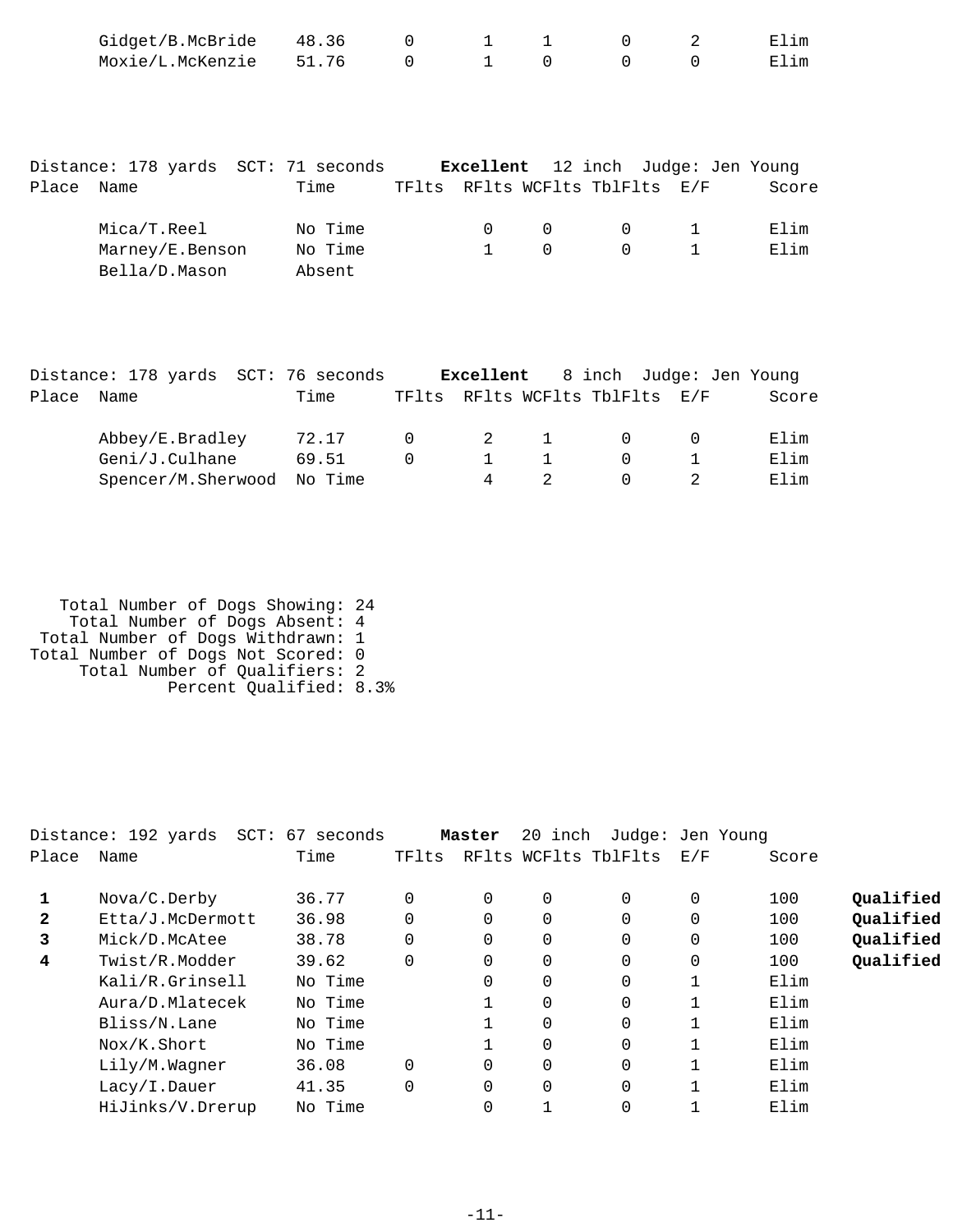| Place | Name | Time | TFlts | RFlts | WCFlts | TblFlts | E/F | Score | |
|---|---|---|---|---|---|---|---|---|---|
| | Gidget/B.McBride | 48.36 | 0 | 1 | 1 | 0 | 2 | Elim | |
| | Moxie/L.McKenzie | 51.76 | 0 | 1 | 0 | 0 | 0 | Elim | |

Distance: 178 yards SCT: 71 seconds **Excellent** 12 inch Judge: Jen Young

| Place | Name | Time | TFlts | RFlts | WCFlts | TblFlts | E/F | Score |
|---|---|---|---|---|---|---|---|---|
| | Mica/T.Reel | No Time | | 0 | 0 | 0 | 1 | Elim |
| | Marney/E.Benson | No Time | | 1 | 0 | 0 | 1 | Elim |
| | Bella/D.Mason | Absent | | | | | | |

Distance: 178 yards SCT: 76 seconds **Excellent** 8 inch Judge: Jen Young

| Place | Name | Time | TFlts | RFlts | WCFlts | TblFlts | E/F | Score |
|---|---|---|---|---|---|---|---|---|
| | Abbey/E.Bradley | 72.17 | 0 | 2 | 1 | 0 | 0 | Elim |
| | Geni/J.Culhane | 69.51 | 0 | 1 | 1 | 0 | 1 | Elim |
| | Spencer/M.Sherwood | No Time | | 4 | 2 | 0 | 2 | Elim |

Total Number of Dogs Showing: 24
Total Number of Dogs Absent: 4
Total Number of Dogs Withdrawn: 1
Total Number of Dogs Not Scored: 0
Total Number of Qualifiers: 2
Percent Qualified: 8.3%

Distance: 192 yards SCT: 67 seconds **Master** 20 inch Judge: Jen Young

| Place | Name | Time | TFlts | RFlts | WCFlts | TblFlts | E/F | Score | |
|---|---|---|---|---|---|---|---|---|---|
| **1** | Nova/C.Derby | 36.77 | 0 | 0 | 0 | 0 | 0 | 100 | **Qualified** |
| **2** | Etta/J.McDermott | 36.98 | 0 | 0 | 0 | 0 | 0 | 100 | **Qualified** |
| **3** | Mick/D.McAtee | 38.78 | 0 | 0 | 0 | 0 | 0 | 100 | **Qualified** |
| **4** | Twist/R.Modder | 39.62 | 0 | 0 | 0 | 0 | 0 | 100 | **Qualified** |
| | Kali/R.Grinsell | No Time | | 0 | 0 | 0 | 1 | Elim | |
| | Aura/D.Mlatecek | No Time | | 1 | 0 | 0 | 1 | Elim | |
| | Bliss/N.Lane | No Time | | 1 | 0 | 0 | 1 | Elim | |
| | Nox/K.Short | No Time | | 1 | 0 | 0 | 1 | Elim | |
| | Lily/M.Wagner | 36.08 | 0 | 0 | 0 | 0 | 1 | Elim | |
| | Lacy/I.Dauer | 41.35 | 0 | 0 | 0 | 0 | 1 | Elim | |
| | HiJinks/V.Drerup | No Time | | 0 | 1 | 0 | 1 | Elim | |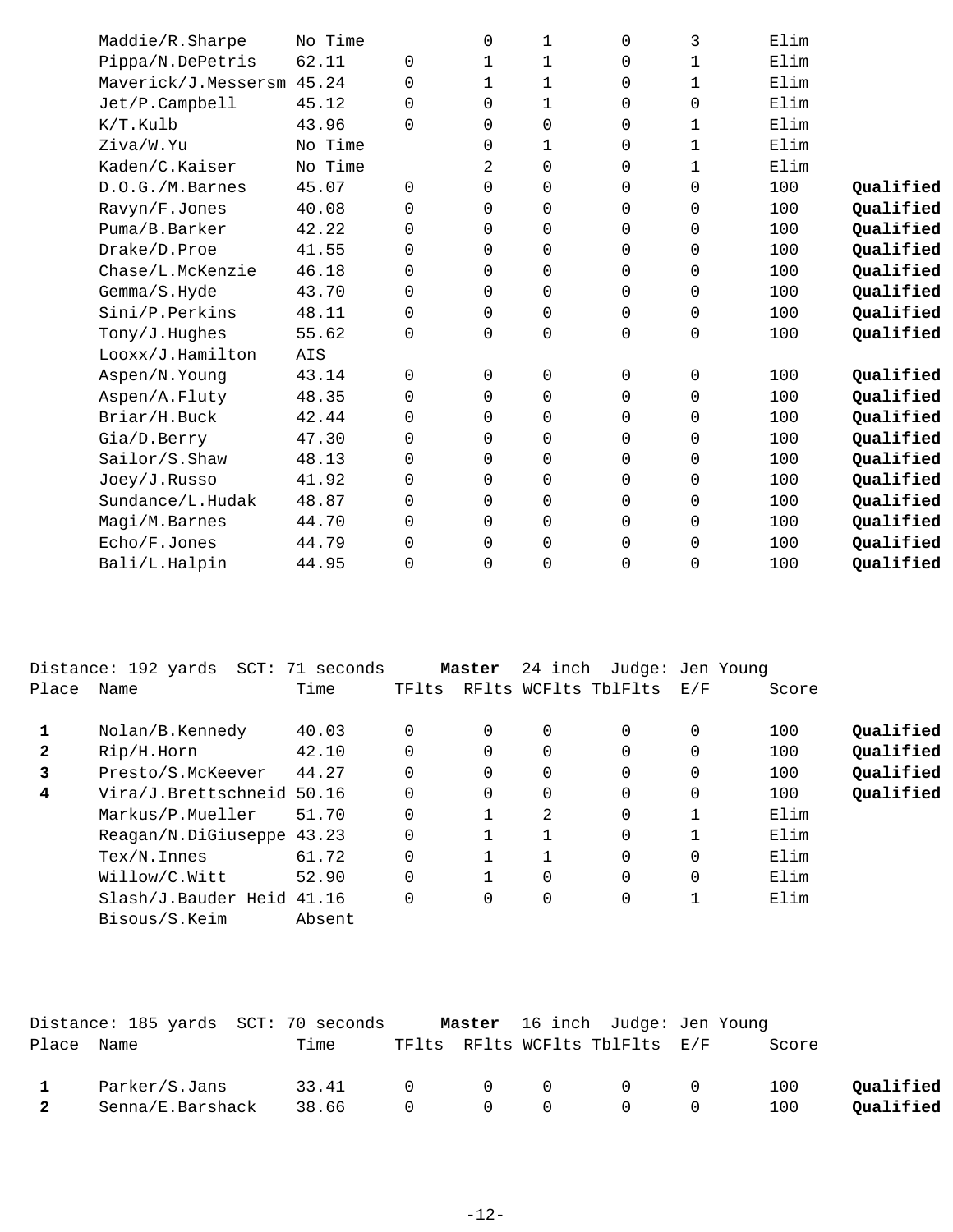| Place | Name | Time | TFlts | RFlts | WCFlts | TblFlts | E/F | Score | |
|---|---|---|---|---|---|---|---|---|---|
| | Maddie/R.Sharpe | No Time | | 0 | 1 | 0 | 3 | Elim | |
| | Pippa/N.DePetris | 62.11 | 0 | 1 | 1 | 0 | 1 | Elim | |
| | Maverick/J.Messersm | 45.24 | 0 | 1 | 1 | 0 | 1 | Elim | |
| | Jet/P.Campbell | 45.12 | 0 | 0 | 1 | 0 | 0 | Elim | |
| | K/T.Kulb | 43.96 | 0 | 0 | 0 | 0 | 1 | Elim | |
| | Ziva/W.Yu | No Time | | 0 | 1 | 0 | 1 | Elim | |
| | Kaden/C.Kaiser | No Time | | 2 | 0 | 0 | 1 | Elim | |
| | D.O.G./M.Barnes | 45.07 | 0 | 0 | 0 | 0 | 0 | 100 | **Qualified** |
| | Ravyn/F.Jones | 40.08 | 0 | 0 | 0 | 0 | 0 | 100 | **Qualified** |
| | Puma/B.Barker | 42.22 | 0 | 0 | 0 | 0 | 0 | 100 | **Qualified** |
| | Drake/D.Proe | 41.55 | 0 | 0 | 0 | 0 | 0 | 100 | **Qualified** |
| | Chase/L.McKenzie | 46.18 | 0 | 0 | 0 | 0 | 0 | 100 | **Qualified** |
| | Gemma/S.Hyde | 43.70 | 0 | 0 | 0 | 0 | 0 | 100 | **Qualified** |
| | Sini/P.Perkins | 48.11 | 0 | 0 | 0 | 0 | 0 | 100 | **Qualified** |
| | Tony/J.Hughes | 55.62 | 0 | 0 | 0 | 0 | 0 | 100 | **Qualified** |
| | Looxx/J.Hamilton | AIS | | | | | | | |
| | Aspen/N.Young | 43.14 | 0 | 0 | 0 | 0 | 0 | 100 | **Qualified** |
| | Aspen/A.Fluty | 48.35 | 0 | 0 | 0 | 0 | 0 | 100 | **Qualified** |
| | Briar/H.Buck | 42.44 | 0 | 0 | 0 | 0 | 0 | 100 | **Qualified** |
| | Gia/D.Berry | 47.30 | 0 | 0 | 0 | 0 | 0 | 100 | **Qualified** |
| | Sailor/S.Shaw | 48.13 | 0 | 0 | 0 | 0 | 0 | 100 | **Qualified** |
| | Joey/J.Russo | 41.92 | 0 | 0 | 0 | 0 | 0 | 100 | **Qualified** |
| | Sundance/L.Hudak | 48.87 | 0 | 0 | 0 | 0 | 0 | 100 | **Qualified** |
| | Magi/M.Barnes | 44.70 | 0 | 0 | 0 | 0 | 0 | 100 | **Qualified** |
| | Echo/F.Jones | 44.79 | 0 | 0 | 0 | 0 | 0 | 100 | **Qualified** |
| | Bali/L.Halpin | 44.95 | 0 | 0 | 0 | 0 | 0 | 100 | **Qualified** |

Distance: 192 yards SCT: 71 seconds **Master** 24 inch Judge: Jen Young

| Place | Name | Time | TFlts | RFlts | WCFlts | TblFlts | E/F | Score | |
|---|---|---|---|---|---|---|---|---|---|
| **1** | Nolan/B.Kennedy | 40.03 | 0 | 0 | 0 | 0 | 0 | 100 | **Qualified** |
| **2** | Rip/H.Horn | 42.10 | 0 | 0 | 0 | 0 | 0 | 100 | **Qualified** |
| **3** | Presto/S.McKeever | 44.27 | 0 | 0 | 0 | 0 | 0 | 100 | **Qualified** |
| **4** | Vira/J.Brettschneid | 50.16 | 0 | 0 | 0 | 0 | 0 | 100 | **Qualified** |
| | Markus/P.Mueller | 51.70 | 0 | 1 | 2 | 0 | 1 | Elim | |
| | Reagan/N.DiGiuseppe | 43.23 | 0 | 1 | 1 | 0 | 1 | Elim | |
| | Tex/N.Innes | 61.72 | 0 | 1 | 1 | 0 | 0 | Elim | |
| | Willow/C.Witt | 52.90 | 0 | 1 | 0 | 0 | 0 | Elim | |
| | Slash/J.Bauder Heid | 41.16 | 0 | 0 | 0 | 0 | 1 | Elim | |
| | Bisous/S.Keim | Absent | | | | | | | |

Distance: 185 yards SCT: 70 seconds **Master** 16 inch Judge: Jen Young

| Place | Name | Time | TFlts | RFlts | WCFlts | TblFlts | E/F | Score | |
|---|---|---|---|---|---|---|---|---|---|
| **1** | Parker/S.Jans | 33.41 | 0 | 0 | 0 | 0 | 0 | 100 | **Qualified** |
| **2** | Senna/E.Barshack | 38.66 | 0 | 0 | 0 | 0 | 0 | 100 | **Qualified** |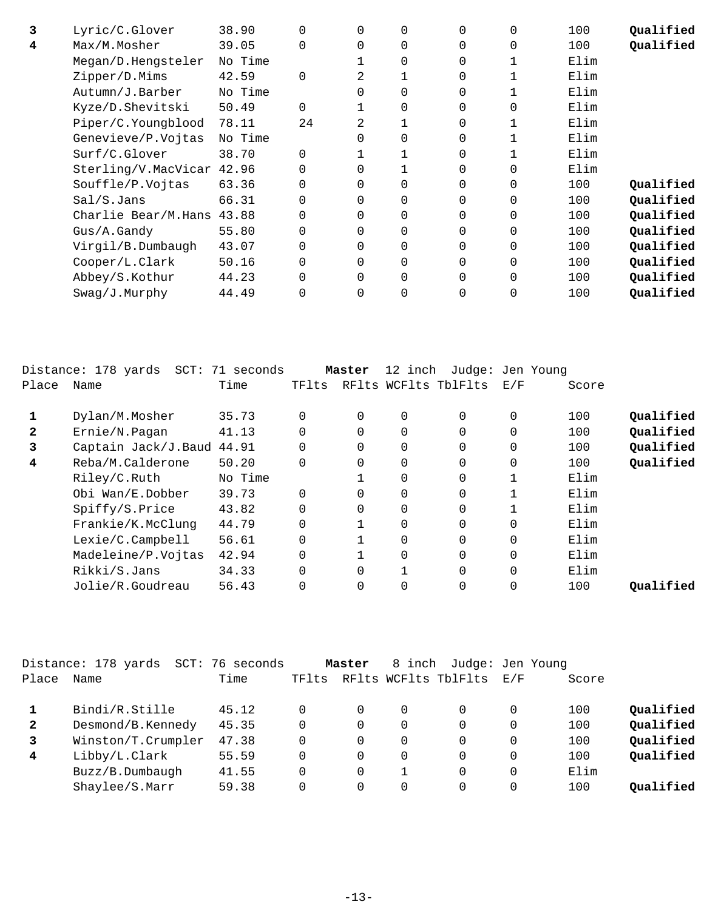| Place | Name | Time | TFlts | RFlts | WCFlts | TblFlts | E/F | Score | |
|---|---|---|---|---|---|---|---|---|---|
| **3** | Lyric/C.Glover | 38.90 | 0 | 0 | 0 | 0 | 0 | 100 | **Qualified** |
| **4** | Max/M.Mosher | 39.05 | 0 | 0 | 0 | 0 | 0 | 100 | **Qualified** |
| | Megan/D.Hengsteler | No Time | | 1 | 0 | 0 | 1 | Elim | |
| | Zipper/D.Mims | 42.59 | 0 | 2 | 1 | 0 | 1 | Elim | |
| | Autumn/J.Barber | No Time | | 0 | 0 | 0 | 1 | Elim | |
| | Kyze/D.Shevitski | 50.49 | 0 | 1 | 0 | 0 | 0 | Elim | |
| | Piper/C.Youngblood | 78.11 | 24 | 2 | 1 | 0 | 1 | Elim | |
| | Genevieve/P.Vojtas | No Time | | 0 | 0 | 0 | 1 | Elim | |
| | Surf/C.Glover | 38.70 | 0 | 1 | 1 | 0 | 1 | Elim | |
| | Sterling/V.MacVicar | 42.96 | 0 | 0 | 1 | 0 | 0 | Elim | |
| | Souffle/P.Vojtas | 63.36 | 0 | 0 | 0 | 0 | 0 | 100 | **Qualified** |
| | Sal/S.Jans | 66.31 | 0 | 0 | 0 | 0 | 0 | 100 | **Qualified** |
| | Charlie Bear/M.Hans | 43.88 | 0 | 0 | 0 | 0 | 0 | 100 | **Qualified** |
| | Gus/A.Gandy | 55.80 | 0 | 0 | 0 | 0 | 0 | 100 | **Qualified** |
| | Virgil/B.Dumbaugh | 43.07 | 0 | 0 | 0 | 0 | 0 | 100 | **Qualified** |
| | Cooper/L.Clark | 50.16 | 0 | 0 | 0 | 0 | 0 | 100 | **Qualified** |
| | Abbey/S.Kothur | 44.23 | 0 | 0 | 0 | 0 | 0 | 100 | **Qualified** |
| | Swag/J.Murphy | 44.49 | 0 | 0 | 0 | 0 | 0 | 100 | **Qualified** |

Distance: 178 yards SCT: 71 seconds **Master** 12 inch Judge: Jen Young

| Place | Name | Time | TFlts | RFlts | WCFlts | TblFlts | E/F | Score | |
|---|---|---|---|---|---|---|---|---|---|
| **1** | Dylan/M.Mosher | 35.73 | 0 | 0 | 0 | 0 | 0 | 100 | **Qualified** |
| **2** | Ernie/N.Pagan | 41.13 | 0 | 0 | 0 | 0 | 0 | 100 | **Qualified** |
| **3** | Captain Jack/J.Baud | 44.91 | 0 | 0 | 0 | 0 | 0 | 100 | **Qualified** |
| **4** | Reba/M.Calderone | 50.20 | 0 | 0 | 0 | 0 | 0 | 100 | **Qualified** |
| | Riley/C.Ruth | No Time | | 1 | 0 | 0 | 1 | Elim | |
| | Obi Wan/E.Dobber | 39.73 | 0 | 0 | 0 | 0 | 1 | Elim | |
| | Spiffy/S.Price | 43.82 | 0 | 0 | 0 | 0 | 1 | Elim | |
| | Frankie/K.McClung | 44.79 | 0 | 1 | 0 | 0 | 0 | Elim | |
| | Lexie/C.Campbell | 56.61 | 0 | 1 | 0 | 0 | 0 | Elim | |
| | Madeleine/P.Vojtas | 42.94 | 0 | 1 | 0 | 0 | 0 | Elim | |
| | Rikki/S.Jans | 34.33 | 0 | 0 | 1 | 0 | 0 | Elim | |
| | Jolie/R.Goudreau | 56.43 | 0 | 0 | 0 | 0 | 0 | 100 | **Qualified** |

Distance: 178 yards SCT: 76 seconds **Master** 8 inch Judge: Jen Young

| Place | Name | Time | TFlts | RFlts | WCFlts | TblFlts | E/F | Score | |
|---|---|---|---|---|---|---|---|---|---|
| **1** | Bindi/R.Stille | 45.12 | 0 | 0 | 0 | 0 | 0 | 100 | **Qualified** |
| **2** | Desmond/B.Kennedy | 45.35 | 0 | 0 | 0 | 0 | 0 | 100 | **Qualified** |
| **3** | Winston/T.Crumpler | 47.38 | 0 | 0 | 0 | 0 | 0 | 100 | **Qualified** |
| **4** | Libby/L.Clark | 55.59 | 0 | 0 | 0 | 0 | 0 | 100 | **Qualified** |
| | Buzz/B.Dumbaugh | 41.55 | 0 | 0 | 1 | 0 | 0 | Elim | |
| | Shaylee/S.Marr | 59.38 | 0 | 0 | 0 | 0 | 0 | 100 | **Qualified** |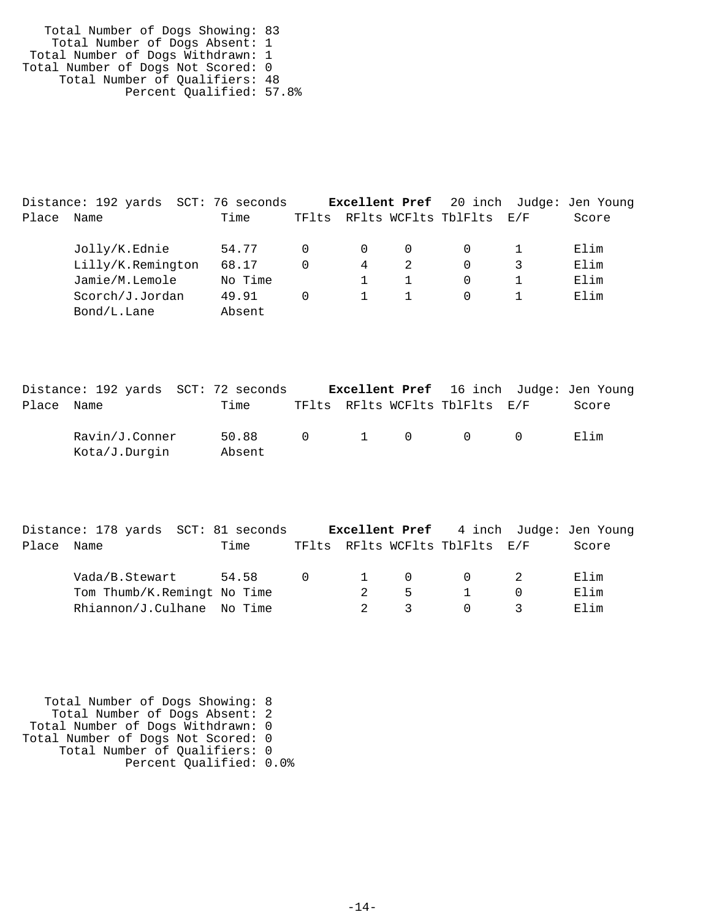Total Number of Dogs Showing: 83
Total Number of Dogs Absent: 1
Total Number of Dogs Withdrawn: 1
Total Number of Dogs Not Scored: 0
Total Number of Qualifiers: 48
Percent Qualified: 57.8%

Distance: 192 yards SCT: 76 seconds **Excellent Pref** 20 inch Judge: Jen Young

| Place | Name | Time | TFlts | RFlts | WCFlts | TblFlts | E/F | Score |
|---|---|---|---|---|---|---|---|---|
| | Jolly/K.Ednie | 54.77 | 0 | 0 | 0 | 0 | 1 | Elim |
| | Lilly/K.Remington | 68.17 | 0 | 4 | 2 | 0 | 3 | Elim |
| | Jamie/M.Lemole | No Time | | 1 | 1 | 0 | 1 | Elim |
| | Scorch/J.Jordan | 49.91 | 0 | 1 | 1 | 0 | 1 | Elim |
| | Bond/L.Lane | Absent | | | | | | |

Distance: 192 yards SCT: 72 seconds **Excellent Pref** 16 inch Judge: Jen Young

| Place | Name | Time | TFlts | RFlts | WCFlts | TblFlts | E/F | Score |
|---|---|---|---|---|---|---|---|---|
| | Ravin/J.Conner | 50.88 | 0 | 1 | 0 | 0 | 0 | Elim |
| | Kota/J.Durgin | Absent | | | | | | |

Distance: 178 yards SCT: 81 seconds **Excellent Pref** 4 inch Judge: Jen Young

| Place | Name | Time | TFlts | RFlts | WCFlts | TblFlts | E/F | Score |
|---|---|---|---|---|---|---|---|---|
| | Vada/B.Stewart | 54.58 | 0 | 1 | 0 | 0 | 2 | Elim |
| | Tom Thumb/K.Remingt | No Time | | 2 | 5 | 1 | 0 | Elim |
| | Rhiannon/J.Culhane | No Time | | 2 | 3 | 0 | 3 | Elim |

Total Number of Dogs Showing: 8
Total Number of Dogs Absent: 2
Total Number of Dogs Withdrawn: 0
Total Number of Dogs Not Scored: 0
Total Number of Qualifiers: 0
Percent Qualified: 0.0%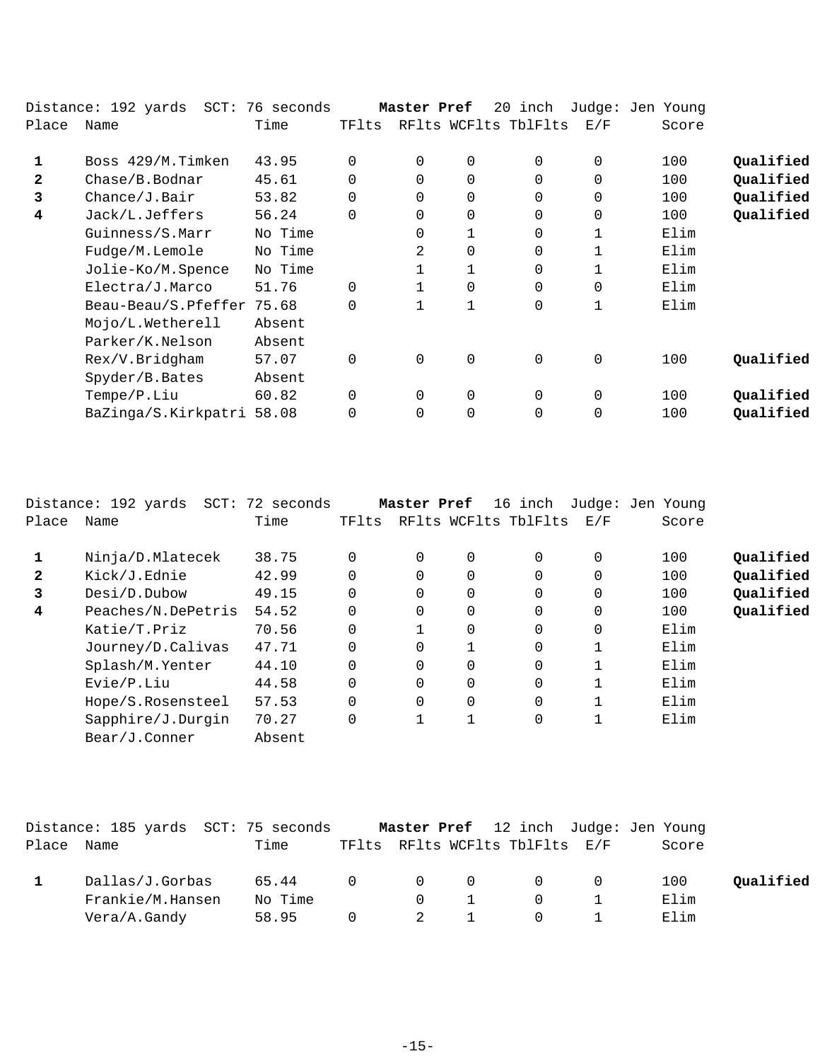Distance: 192 yards SCT: 76 seconds **Master Pref** 20 inch Judge: Jen Young

| Place | Name | Time | TFlts | RFlts | WCFlts | TblFlts | E/F | Score | |
|---|---|---|---|---|---|---|---|---|---|
| **1** | Boss 429/M.Timken | 43.95 | 0 | 0 | 0 | 0 | 0 | 100 | **Qualified** |
| **2** | Chase/B.Bodnar | 45.61 | 0 | 0 | 0 | 0 | 0 | 100 | **Qualified** |
| **3** | Chance/J.Bair | 53.82 | 0 | 0 | 0 | 0 | 0 | 100 | **Qualified** |
| **4** | Jack/L.Jeffers | 56.24 | 0 | 0 | 0 | 0 | 0 | 100 | **Qualified** |
| | Guinness/S.Marr | No Time | | 0 | 1 | 0 | 1 | Elim | |
| | Fudge/M.Lemole | No Time | | 2 | 0 | 0 | 1 | Elim | |
| | Jolie-Ko/M.Spence | No Time | | 1 | 1 | 0 | 1 | Elim | |
| | Electra/J.Marco | 51.76 | 0 | 1 | 0 | 0 | 0 | Elim | |
| | Beau-Beau/S.Pfeffer | 75.68 | 0 | 1 | 1 | 0 | 1 | Elim | |
| | Mojo/L.Wetherell | Absent | | | | | | | |
| | Parker/K.Nelson | Absent | | | | | | | |
| | Rex/V.Bridgham | 57.07 | 0 | 0 | 0 | 0 | 0 | 100 | **Qualified** |
| | Spyder/B.Bates | Absent | | | | | | | |
| | Tempe/P.Liu | 60.82 | 0 | 0 | 0 | 0 | 0 | 100 | **Qualified** |
| | BaZinga/S.Kirkpatri | 58.08 | 0 | 0 | 0 | 0 | 0 | 100 | **Qualified** |

Distance: 192 yards SCT: 72 seconds **Master Pref** 16 inch Judge: Jen Young

| Place | Name | Time | TFlts | RFlts | WCFlts | TblFlts | E/F | Score | |
|---|---|---|---|---|---|---|---|---|---|
| **1** | Ninja/D.Mlatecek | 38.75 | 0 | 0 | 0 | 0 | 0 | 100 | **Qualified** |
| **2** | Kick/J.Ednie | 42.99 | 0 | 0 | 0 | 0 | 0 | 100 | **Qualified** |
| **3** | Desi/D.Dubow | 49.15 | 0 | 0 | 0 | 0 | 0 | 100 | **Qualified** |
| **4** | Peaches/N.DePetris | 54.52 | 0 | 0 | 0 | 0 | 0 | 100 | **Qualified** |
| | Katie/T.Priz | 70.56 | 0 | 1 | 0 | 0 | 0 | Elim | |
| | Journey/D.Calivas | 47.71 | 0 | 0 | 1 | 0 | 1 | Elim | |
| | Splash/M.Yenter | 44.10 | 0 | 0 | 0 | 0 | 1 | Elim | |
| | Evie/P.Liu | 44.58 | 0 | 0 | 0 | 0 | 1 | Elim | |
| | Hope/S.Rosensteel | 57.53 | 0 | 0 | 0 | 0 | 1 | Elim | |
| | Sapphire/J.Durgin | 70.27 | 0 | 1 | 1 | 0 | 1 | Elim | |
| | Bear/J.Conner | Absent | | | | | | | |

Distance: 185 yards SCT: 75 seconds **Master Pref** 12 inch Judge: Jen Young

| Place | Name | Time | TFlts | RFlts | WCFlts | TblFlts | E/F | Score | |
|---|---|---|---|---|---|---|---|---|---|
| **1** | Dallas/J.Gorbas | 65.44 | 0 | 0 | 0 | 0 | 0 | 100 | **Qualified** |
| | Frankie/M.Hansen | No Time | | 0 | 1 | 0 | 1 | Elim | |
| | Vera/A.Gandy | 58.95 | 0 | 2 | 1 | 0 | 1 | Elim | |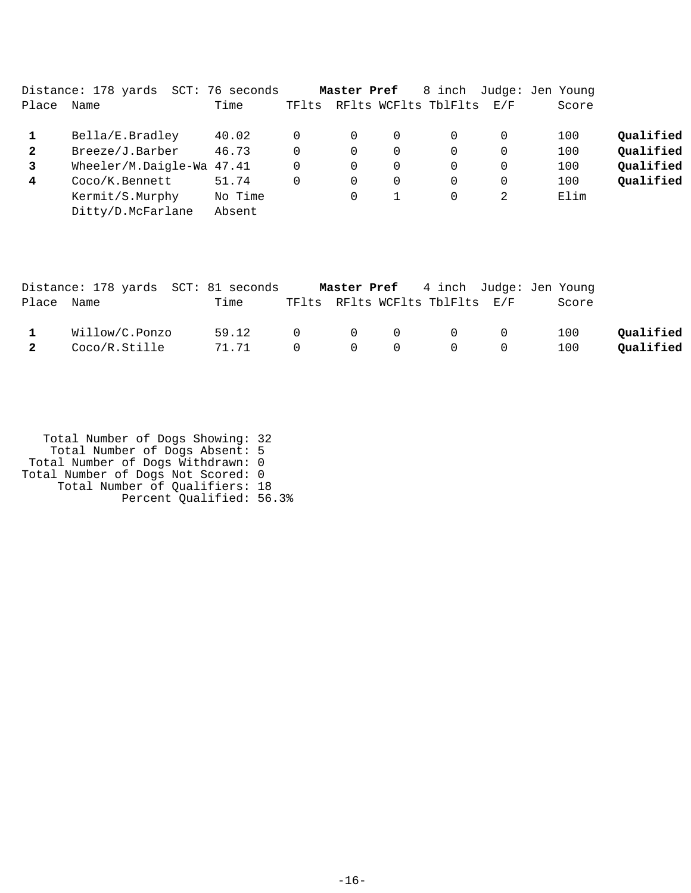Distance: 178 yards SCT: 76 seconds **Master Pref** 8 inch Judge: Jen Young

| Place | Name | Time | TFlts | RFlts | WCFlts | TblFlts | E/F | Score | |
|---|---|---|---|---|---|---|---|---|---|
| **1** | Bella/E.Bradley | 40.02 | 0 | 0 | 0 | 0 | 0 | 100 | **Qualified** |
| **2** | Breeze/J.Barber | 46.73 | 0 | 0 | 0 | 0 | 0 | 100 | **Qualified** |
| **3** | Wheeler/M.Daigle-Wa | 47.41 | 0 | 0 | 0 | 0 | 0 | 100 | **Qualified** |
| **4** | Coco/K.Bennett | 51.74 | 0 | 0 | 0 | 0 | 0 | 100 | **Qualified** |
| | Kermit/S.Murphy | No Time | | 0 | 1 | 0 | 2 | Elim | |
| | Ditty/D.McFarlane | Absent | | | | | | | |

Distance: 178 yards SCT: 81 seconds **Master Pref** 4 inch Judge: Jen Young

| Place | Name | Time | TFlts | RFlts | WCFlts | TblFlts | E/F | Score | |
|---|---|---|---|---|---|---|---|---|---|
| **1** | Willow/C.Ponzo | 59.12 | 0 | 0 | 0 | 0 | 0 | 100 | **Qualified** |
| **2** | Coco/R.Stille | 71.71 | 0 | 0 | 0 | 0 | 0 | 100 | **Qualified** |

Total Number of Dogs Showing: 32
Total Number of Dogs Absent: 5
Total Number of Dogs Withdrawn: 0
Total Number of Dogs Not Scored: 0
Total Number of Qualifiers: 18
Percent Qualified: 56.3%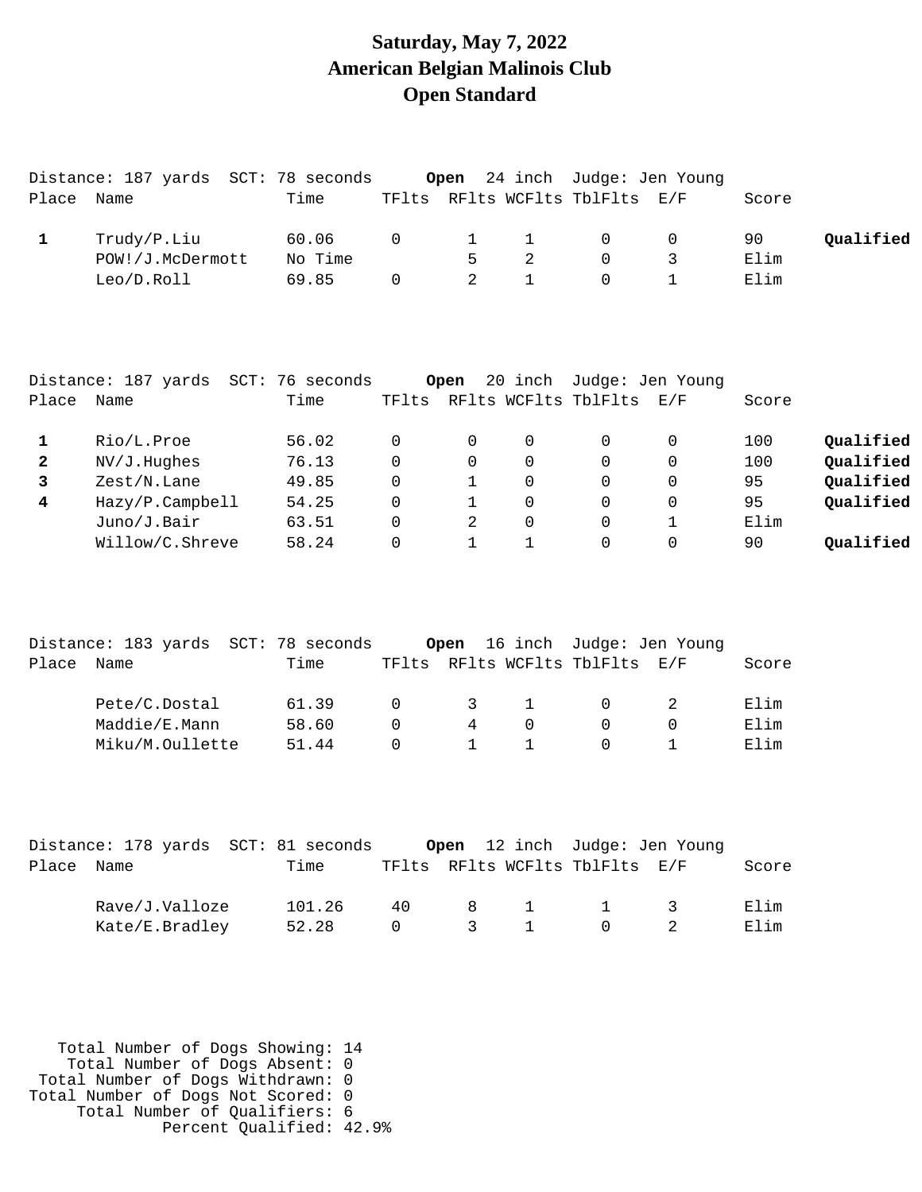# Saturday, May 7, 2022
# American Belgian Malinois Club
# Open Standard

Distance: 187 yards SCT: 78 seconds **Open** 24 inch Judge: Jen Young

| Place | Name | Time | TFlts | RFlts | WCFlts | TblFlts | E/F | Score | |
|---|---|---|---|---|---|---|---|---|---|
| **1** | Trudy/P.Liu | 60.06 | 0 | 1 | 1 | 0 | 0 | 90 | **Qualified** |
| | POW!/J.McDermott | No Time | | 5 | 2 | 0 | 3 | Elim | |
| | Leo/D.Roll | 69.85 | 0 | 2 | 1 | 0 | 1 | Elim | |

Distance: 187 yards SCT: 76 seconds **Open** 20 inch Judge: Jen Young

| Place | Name | Time | TFlts | RFlts | WCFlts | TblFlts | E/F | Score | |
|---|---|---|---|---|---|---|---|---|---|
| **1** | Rio/L.Proe | 56.02 | 0 | 0 | 0 | 0 | 0 | 100 | **Qualified** |
| **2** | NV/J.Hughes | 76.13 | 0 | 0 | 0 | 0 | 0 | 100 | **Qualified** |
| **3** | Zest/N.Lane | 49.85 | 0 | 1 | 0 | 0 | 0 | 95 | **Qualified** |
| **4** | Hazy/P.Campbell | 54.25 | 0 | 1 | 0 | 0 | 0 | 95 | **Qualified** |
| | Juno/J.Bair | 63.51 | 0 | 2 | 0 | 0 | 1 | Elim | |
| | Willow/C.Shreve | 58.24 | 0 | 1 | 1 | 0 | 0 | 90 | **Qualified** |

Distance: 183 yards SCT: 78 seconds **Open** 16 inch Judge: Jen Young

| Place | Name | Time | TFlts | RFlts | WCFlts | TblFlts | E/F | Score |
|---|---|---|---|---|---|---|---|---|
| | Pete/C.Dostal | 61.39 | 0 | 3 | 1 | 0 | 2 | Elim |
| | Maddie/E.Mann | 58.60 | 0 | 4 | 0 | 0 | 0 | Elim |
| | Miku/M.Oullette | 51.44 | 0 | 1 | 1 | 0 | 1 | Elim |

Distance: 178 yards SCT: 81 seconds **Open** 12 inch Judge: Jen Young

| Place | Name | Time | TFlts | RFlts | WCFlts | TblFlts | E/F | Score |
|---|---|---|---|---|---|---|---|---|
| | Rave/J.Valloze | 101.26 | 40 | 8 | 1 | 1 | 3 | Elim |
| | Kate/E.Bradley | 52.28 | 0 | 3 | 1 | 0 | 2 | Elim |

Total Number of Dogs Showing: 14
Total Number of Dogs Absent: 0
Total Number of Dogs Withdrawn: 0
Total Number of Dogs Not Scored: 0
Total Number of Qualifiers: 6
Percent Qualified: 42.9%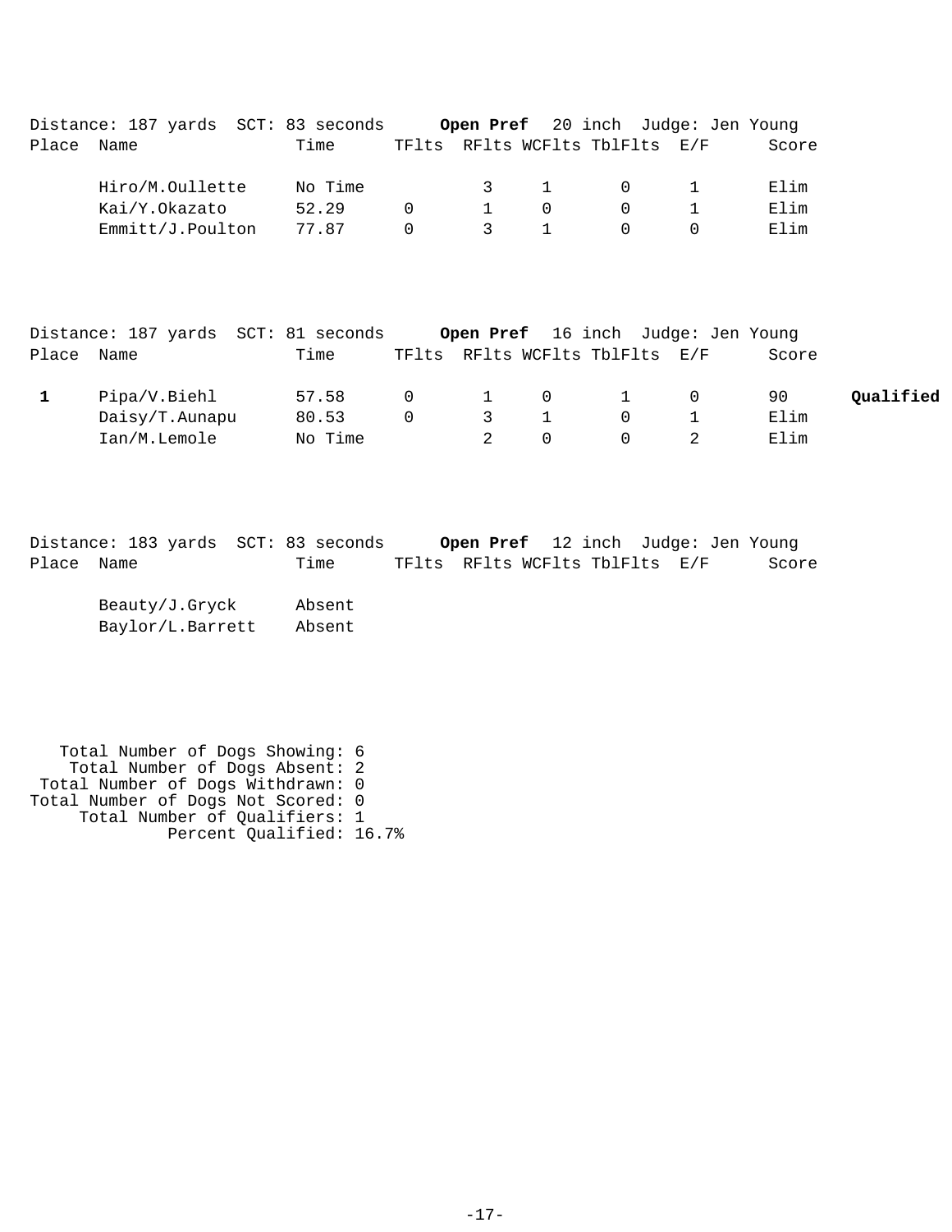Distance: 187 yards SCT: 83 seconds **Open Pref** 20 inch Judge: Jen Young

| Place | Name | Time | TFlts | RFlts | WCFlts | TblFlts | E/F | Score | |
|---|---|---|---|---|---|---|---|---|---|
| | Hiro/M.Oullette | No Time | | 3 | 1 | 0 | 1 | Elim | |
| | Kai/Y.Okazato | 52.29 | 0 | 1 | 0 | 0 | 1 | Elim | |
| | Emmitt/J.Poulton | 77.87 | 0 | 3 | 1 | 0 | 0 | Elim | |

Distance: 187 yards SCT: 81 seconds **Open Pref** 16 inch Judge: Jen Young

| Place | Name | Time | TFlts | RFlts | WCFlts | TblFlts | E/F | Score | |
|---|---|---|---|---|---|---|---|---|---|
| **1** | Pipa/V.Biehl | 57.58 | 0 | 1 | 0 | 1 | 0 | 90 | **Qualified** |
| | Daisy/T.Aunapu | 80.53 | 0 | 3 | 1 | 0 | 1 | Elim | |
| | Ian/M.Lemole | No Time | | 2 | 0 | 0 | 2 | Elim | |

Distance: 183 yards SCT: 83 seconds **Open Pref** 12 inch Judge: Jen Young

| Place | Name | Time | TFlts | RFlts | WCFlts | TblFlts | E/F | Score |
|---|---|---|---|---|---|---|---|---|
| | Beauty/J.Gryck | Absent | | | | | | |
| | Baylor/L.Barrett | Absent | | | | | | |

Total Number of Dogs Showing: 6
Total Number of Dogs Absent: 2
Total Number of Dogs Withdrawn: 0
Total Number of Dogs Not Scored: 0
Total Number of Qualifiers: 1
Percent Qualified: 16.7%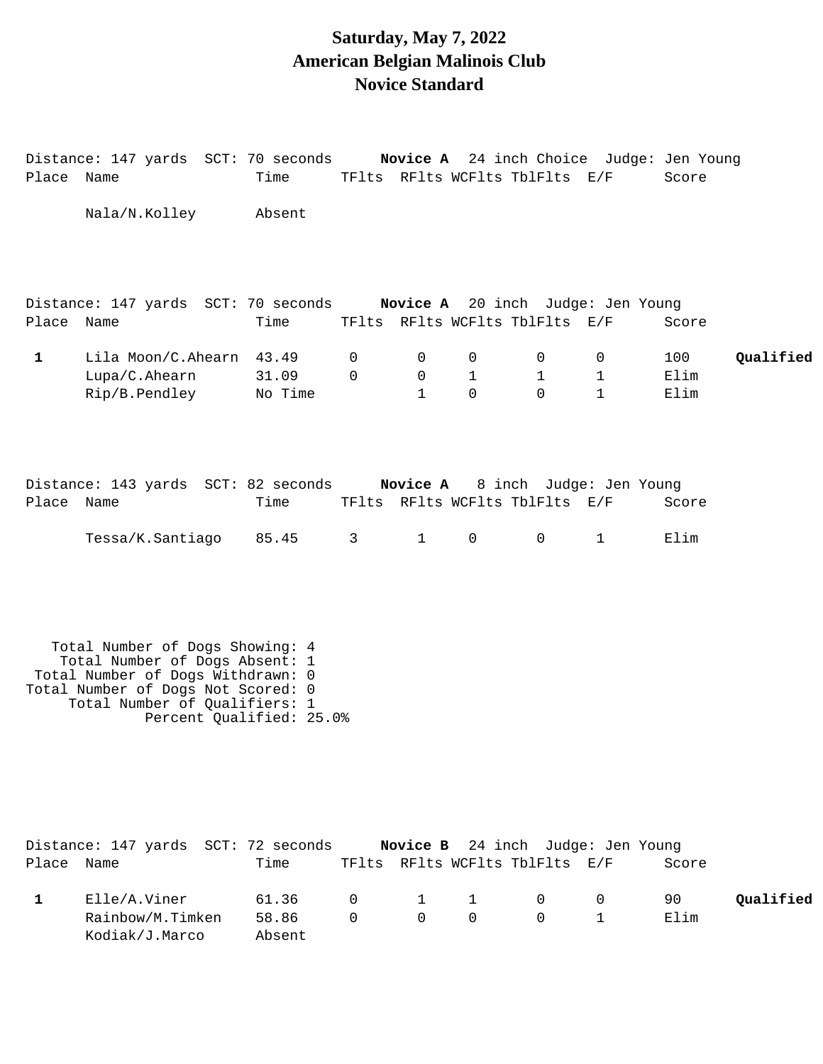# Saturday, May 7, 2022
# American Belgian Malinois Club
# Novice Standard

Distance: 147 yards  SCT: 70 seconds  **Novice A**  24 inch Choice  Judge: Jen Young

| Place | Name | Time | TFlts | RFlts | WCFlts | TblFlts | E/F | Score | |
|---|---|---|---|---|---|---|---|---|---|
| | Nala/N.Kolley | Absent | | | | | | | |

Distance: 147 yards  SCT: 70 seconds  **Novice A**  20 inch  Judge: Jen Young

| Place | Name | Time | TFlts | RFlts | WCFlts | TblFlts | E/F | Score | |
|---|---|---|---|---|---|---|---|---|---|
| 1 | Lila Moon/C.Ahearn | 43.49 | 0 | 0 | 0 | 0 | 0 | 100 | **Qualified** |
| | Lupa/C.Ahearn | 31.09 | 0 | 0 | 1 | 1 | 1 | Elim | |
| | Rip/B.Pendley | No Time | | 1 | 0 | 0 | 1 | Elim | |

Distance: 143 yards  SCT: 82 seconds  **Novice A**  8 inch  Judge: Jen Young

| Place | Name | Time | TFlts | RFlts | WCFlts | TblFlts | E/F | Score |
|---|---|---|---|---|---|---|---|---|
| | Tessa/K.Santiago | 85.45 | 3 | 1 | 0 | 0 | 1 | Elim |

Total Number of Dogs Showing: 4
Total Number of Dogs Absent: 1
Total Number of Dogs Withdrawn: 0
Total Number of Dogs Not Scored: 0
Total Number of Qualifiers: 1
Percent Qualified: 25.0%

Distance: 147 yards  SCT: 72 seconds  **Novice B**  24 inch  Judge: Jen Young

| Place | Name | Time | TFlts | RFlts | WCFlts | TblFlts | E/F | Score | |
|---|---|---|---|---|---|---|---|---|---|
| 1 | Elle/A.Viner | 61.36 | 0 | 1 | 1 | 0 | 0 | 90 | **Qualified** |
| | Rainbow/M.Timken | 58.86 | 0 | 0 | 0 | 0 | 1 | Elim | |
| | Kodiak/J.Marco | Absent | | | | | | | |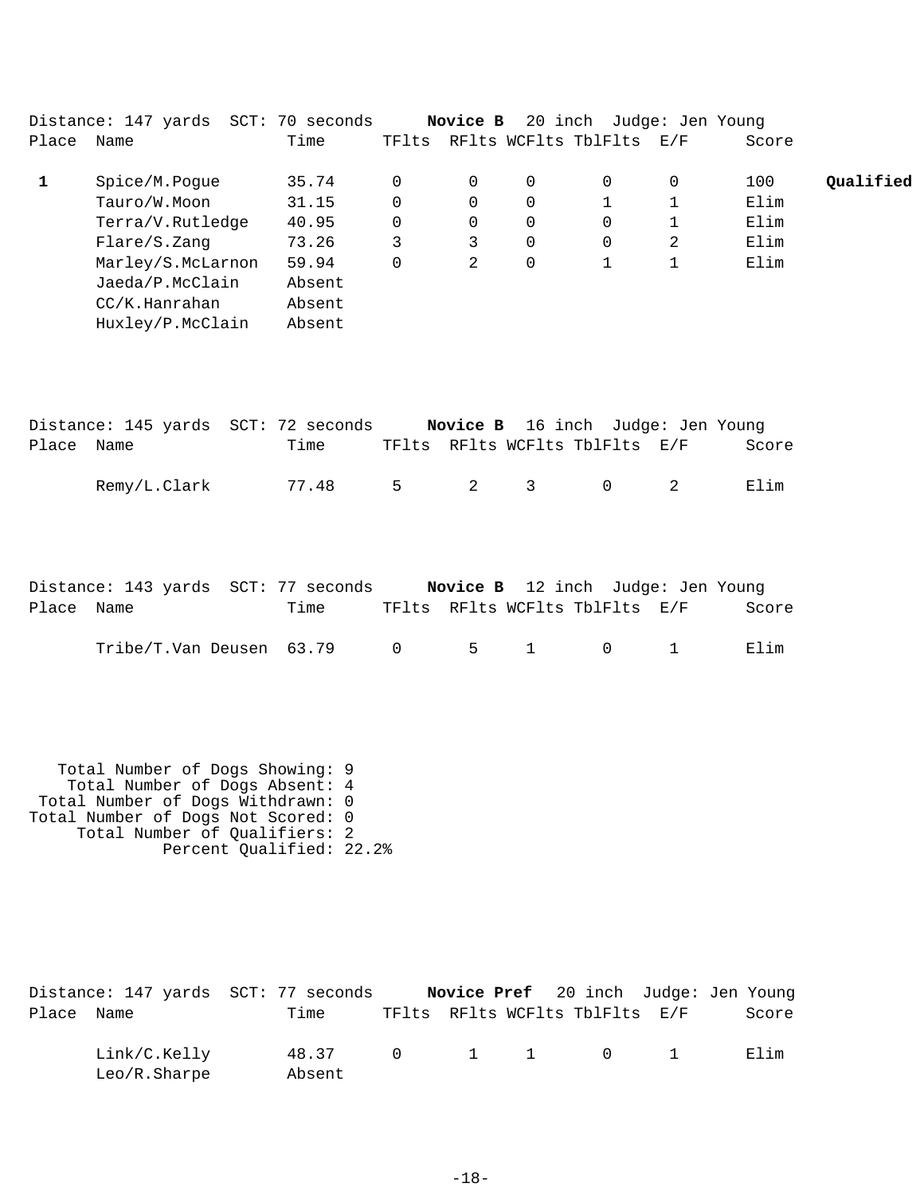Distance: 147 yards SCT: 70 seconds **Novice B** 20 inch Judge: Jen Young

| Place | Name | Time | TFlts | RFlts | WCFlts | TblFlts | E/F | Score | |
|---|---|---|---|---|---|---|---|---|---|
| **1** | Spice/M.Pogue | 35.74 | 0 | 0 | 0 | 0 | 0 | 100 | **Qualified** |
| | Tauro/W.Moon | 31.15 | 0 | 0 | 0 | 1 | 1 | Elim | |
| | Terra/V.Rutledge | 40.95 | 0 | 0 | 0 | 0 | 1 | Elim | |
| | Flare/S.Zang | 73.26 | 3 | 3 | 0 | 0 | 2 | Elim | |
| | Marley/S.McLarnon | 59.94 | 0 | 2 | 0 | 1 | 1 | Elim | |
| | Jaeda/P.McClain | Absent | | | | | | | |
| | CC/K.Hanrahan | Absent | | | | | | | |
| | Huxley/P.McClain | Absent | | | | | | | |

Distance: 145 yards SCT: 72 seconds **Novice B** 16 inch Judge: Jen Young

| Place | Name | Time | TFlts | RFlts | WCFlts | TblFlts | E/F | Score |
|---|---|---|---|---|---|---|---|---|
| | Remy/L.Clark | 77.48 | 5 | 2 | 3 | 0 | 2 | Elim |

Distance: 143 yards SCT: 77 seconds **Novice B** 12 inch Judge: Jen Young

| Place | Name | Time | TFlts | RFlts | WCFlts | TblFlts | E/F | Score |
|---|---|---|---|---|---|---|---|---|
| | Tribe/T.Van Deusen | 63.79 | 0 | 5 | 1 | 0 | 1 | Elim |

Total Number of Dogs Showing: 9
Total Number of Dogs Absent: 4
Total Number of Dogs Withdrawn: 0
Total Number of Dogs Not Scored: 0
Total Number of Qualifiers: 2
Percent Qualified: 22.2%

Distance: 147 yards SCT: 77 seconds **Novice Pref** 20 inch Judge: Jen Young

| Place | Name | Time | TFlts | RFlts | WCFlts | TblFlts | E/F | Score |
|---|---|---|---|---|---|---|---|---|
| | Link/C.Kelly | 48.37 | 0 | 1 | 1 | 0 | 1 | Elim |
| | Leo/R.Sharpe | Absent | | | | | | |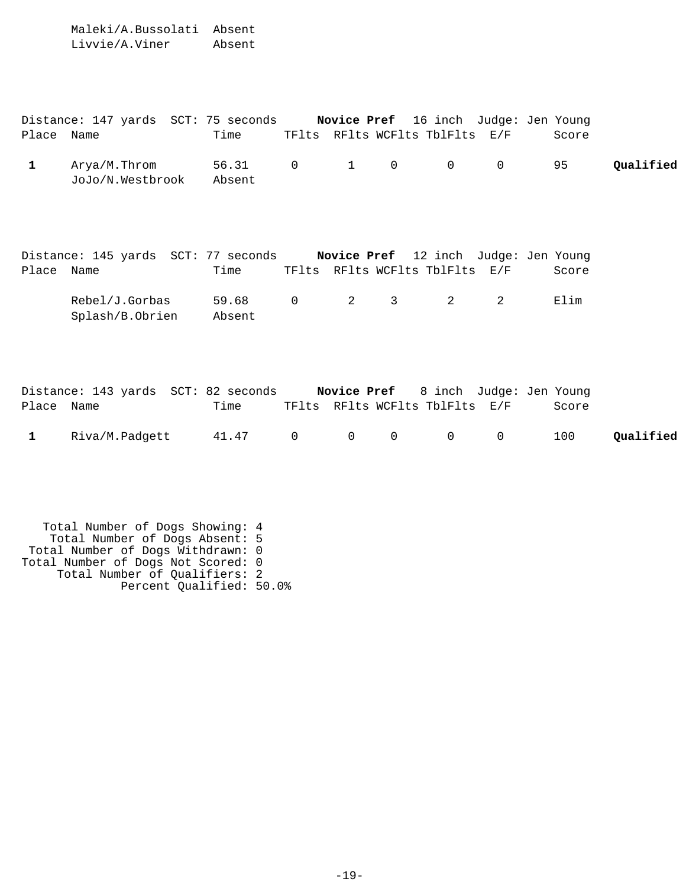| Place | Name | Time | TFlts | RFlts | WCFlts | TblFlts | E/F | Score | |
|---|---|---|---|---|---|---|---|---|---|
| | Maleki/A.Bussolati | Absent | | | | | | | |
| | Livvie/A.Viner | Absent | | | | | | | |

Distance: 147 yards SCT: 75 seconds **Novice Pref** 16 inch Judge: Jen Young

| Place | Name | Time | TFlts | RFlts | WCFlts | TblFlts | E/F | Score | |
|---|---|---|---|---|---|---|---|---|---|
| **1** | Arya/M.Throm | 56.31 | 0 | 1 | 0 | 0 | 0 | 95 | **Qualified** |
| | JoJo/N.Westbrook | Absent | | | | | | | |

Distance: 145 yards SCT: 77 seconds **Novice Pref** 12 inch Judge: Jen Young

| Place | Name | Time | TFlts | RFlts | WCFlts | TblFlts | E/F | Score | |
|---|---|---|---|---|---|---|---|---|---|
| | Rebel/J.Gorbas | 59.68 | 0 | 2 | 3 | 2 | 2 | Elim | |
| | Splash/B.Obrien | Absent | | | | | | | |

Distance: 143 yards SCT: 82 seconds **Novice Pref** 8 inch Judge: Jen Young

| Place | Name | Time | TFlts | RFlts | WCFlts | TblFlts | E/F | Score | |
|---|---|---|---|---|---|---|---|---|---|
| **1** | Riva/M.Padgett | 41.47 | 0 | 0 | 0 | 0 | 0 | 100 | **Qualified** |

Total Number of Dogs Showing: 4
Total Number of Dogs Absent: 5
Total Number of Dogs Withdrawn: 0
Total Number of Dogs Not Scored: 0
Total Number of Qualifiers: 2
Percent Qualified: 50.0%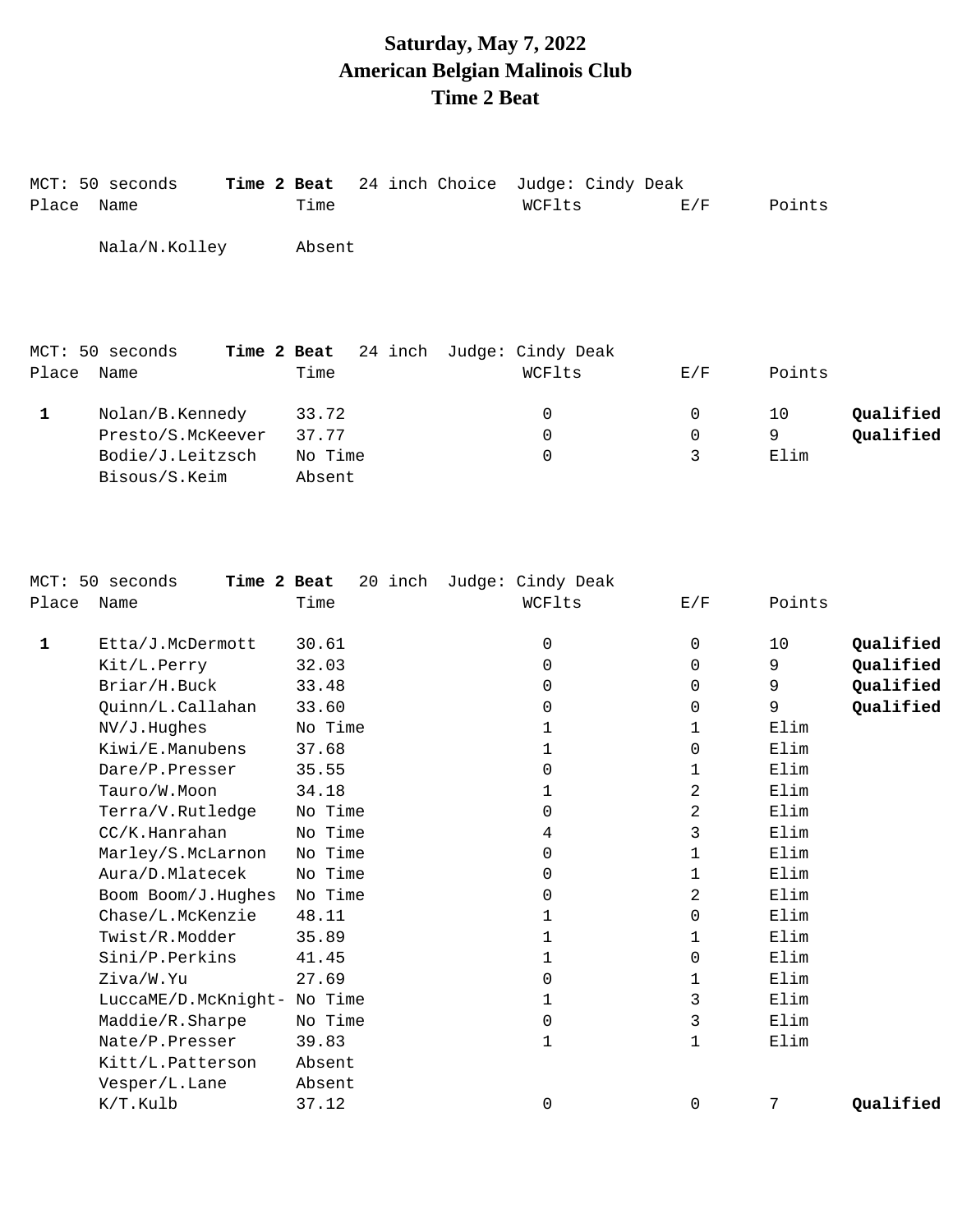# Saturday, May 7, 2022
# American Belgian Malinois Club
# Time 2 Beat

MCT: 50 seconds **Time 2 Beat** 24 inch Choice Judge: Cindy Deak

| Place | Name | Time | WCFlts | E/F | Points | |
|---|---|---|---|---|---|---|
| | Nala/N.Kolley | Absent | | | | |

MCT: 50 seconds **Time 2 Beat** 24 inch Judge: Cindy Deak

| Place | Name | Time | WCFlts | E/F | Points | |
|---|---|---|---|---|---|---|
| **1** | Nolan/B.Kennedy | 33.72 | 0 | 0 | 10 | **Qualified** |
| | Presto/S.McKeever | 37.77 | 0 | 0 | 9 | **Qualified** |
| | Bodie/J.Leitzsch | No Time | 0 | 3 | Elim | |
| | Bisous/S.Keim | Absent | | | | |

MCT: 50 seconds **Time 2 Beat** 20 inch Judge: Cindy Deak

| Place | Name | Time | WCFlts | E/F | Points | |
|---|---|---|---|---|---|---|
| **1** | Etta/J.McDermott | 30.61 | 0 | 0 | 10 | **Qualified** |
| | Kit/L.Perry | 32.03 | 0 | 0 | 9 | **Qualified** |
| | Briar/H.Buck | 33.48 | 0 | 0 | 9 | **Qualified** |
| | Quinn/L.Callahan | 33.60 | 0 | 0 | 9 | **Qualified** |
| | NV/J.Hughes | No Time | 1 | 1 | Elim | |
| | Kiwi/E.Manubens | 37.68 | 1 | 0 | Elim | |
| | Dare/P.Presser | 35.55 | 0 | 1 | Elim | |
| | Tauro/W.Moon | 34.18 | 1 | 2 | Elim | |
| | Terra/V.Rutledge | No Time | 0 | 2 | Elim | |
| | CC/K.Hanrahan | No Time | 4 | 3 | Elim | |
| | Marley/S.McLarnon | No Time | 0 | 1 | Elim | |
| | Aura/D.Mlatecek | No Time | 0 | 1 | Elim | |
| | Boom Boom/J.Hughes | No Time | 0 | 2 | Elim | |
| | Chase/L.McKenzie | 48.11 | 1 | 0 | Elim | |
| | Twist/R.Modder | 35.89 | 1 | 1 | Elim | |
| | Sini/P.Perkins | 41.45 | 1 | 0 | Elim | |
| | Ziva/W.Yu | 27.69 | 0 | 1 | Elim | |
| | LuccaME/D.McKnight- | No Time | 1 | 3 | Elim | |
| | Maddie/R.Sharpe | No Time | 0 | 3 | Elim | |
| | Nate/P.Presser | 39.83 | 1 | 1 | Elim | |
| | Kitt/L.Patterson | Absent | | | | |
| | Vesper/L.Lane | Absent | | | | |
| | K/T.Kulb | 37.12 | 0 | 0 | 7 | **Qualified** |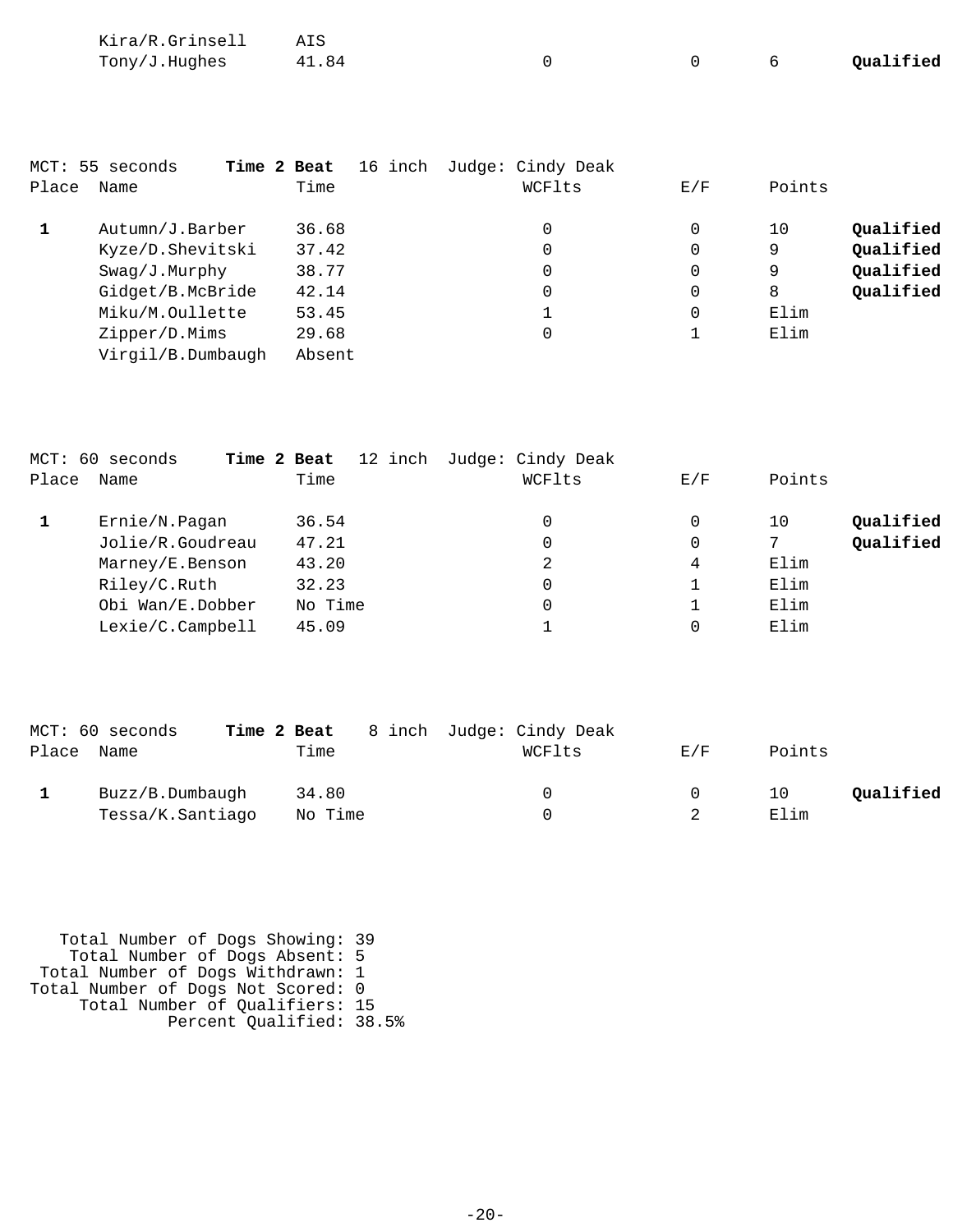| Place | Name | Time | WCFlts | E/F | Points | |
|---|---|---|---|---|---|---|
| | Kira/R.Grinsell | AIS | | | | |
| | Tony/J.Hughes | 41.84 | 0 | 0 | 6 | **Qualified** |

MCT: 55 seconds **Time 2 Beat** 16 inch Judge: Cindy Deak

| Place | Name | Time | WCFlts | E/F | Points | |
|---|---|---|---|---|---|---|
| **1** | Autumn/J.Barber | 36.68 | 0 | 0 | 10 | **Qualified** |
| | Kyze/D.Shevitski | 37.42 | 0 | 0 | 9 | **Qualified** |
| | Swag/J.Murphy | 38.77 | 0 | 0 | 9 | **Qualified** |
| | Gidget/B.McBride | 42.14 | 0 | 0 | 8 | **Qualified** |
| | Miku/M.Oullette | 53.45 | 1 | 0 | Elim | |
| | Zipper/D.Mims | 29.68 | 0 | 1 | Elim | |
| | Virgil/B.Dumbaugh | Absent | | | | |

MCT: 60 seconds **Time 2 Beat** 12 inch Judge: Cindy Deak

| Place | Name | Time | WCFlts | E/F | Points | |
|---|---|---|---|---|---|---|
| **1** | Ernie/N.Pagan | 36.54 | 0 | 0 | 10 | **Qualified** |
| | Jolie/R.Goudreau | 47.21 | 0 | 0 | 7 | **Qualified** |
| | Marney/E.Benson | 43.20 | 2 | 4 | Elim | |
| | Riley/C.Ruth | 32.23 | 0 | 1 | Elim | |
| | Obi Wan/E.Dobber | No Time | 0 | 1 | Elim | |
| | Lexie/C.Campbell | 45.09 | 1 | 0 | Elim | |

MCT: 60 seconds **Time 2 Beat** 8 inch Judge: Cindy Deak

| Place | Name | Time | WCFlts | E/F | Points | |
|---|---|---|---|---|---|---|
| **1** | Buzz/B.Dumbaugh | 34.80 | 0 | 0 | 10 | **Qualified** |
| | Tessa/K.Santiago | No Time | 0 | 2 | Elim | |

Total Number of Dogs Showing: 39
Total Number of Dogs Absent: 5
Total Number of Dogs Withdrawn: 1
Total Number of Dogs Not Scored: 0
Total Number of Qualifiers: 15
Percent Qualified: 38.5%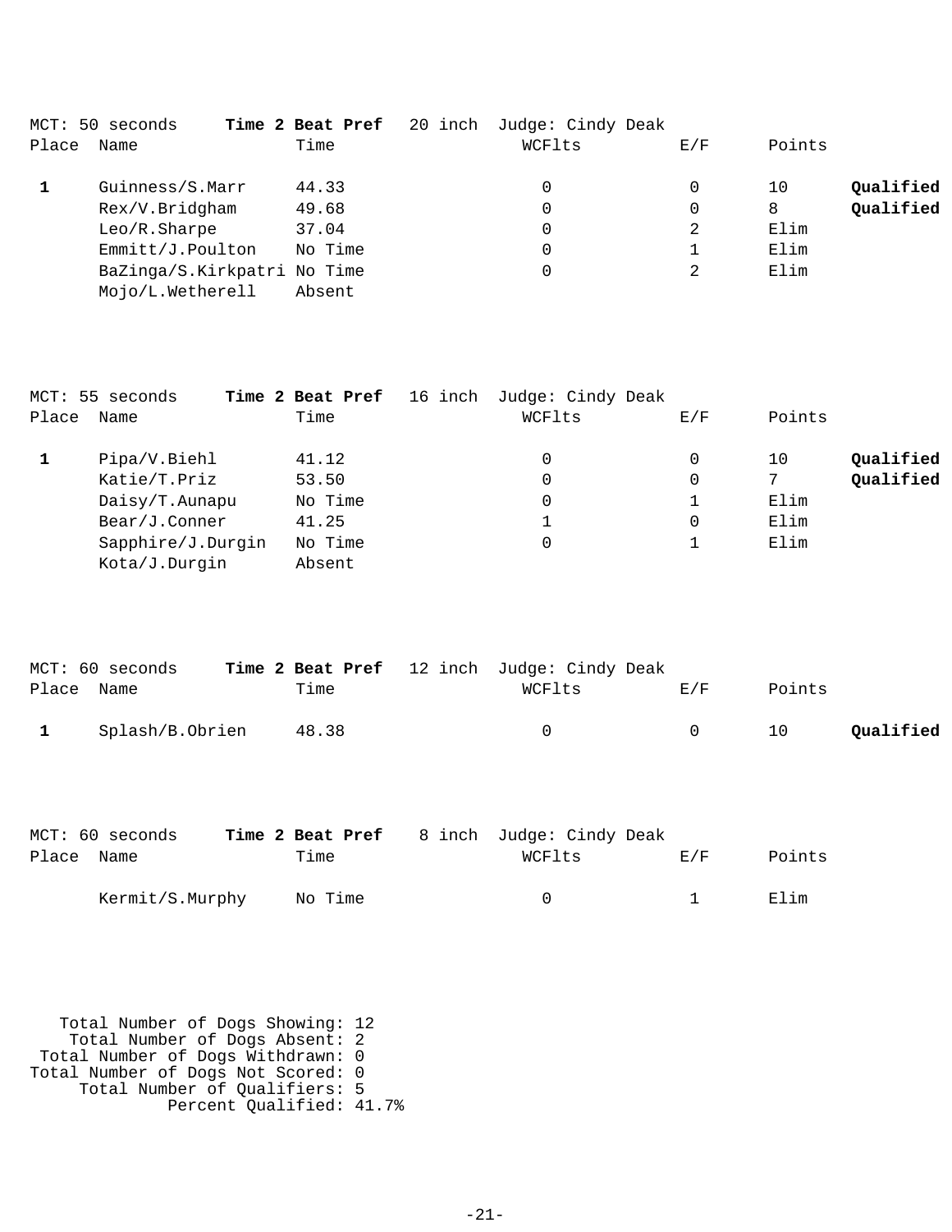MCT: 50 seconds **Time 2 Beat Pref** 20 inch Judge: Cindy Deak

| Place | Name | Time | WCFlts | E/F | Points | |
|---|---|---|---|---|---|---|
| **1** | Guinness/S.Marr | 44.33 | 0 | 0 | 10 | **Qualified** |
| | Rex/V.Bridgham | 49.68 | 0 | 0 | 8 | **Qualified** |
| | Leo/R.Sharpe | 37.04 | 0 | 2 | Elim | |
| | Emmitt/J.Poulton | No Time | 0 | 1 | Elim | |
| | BaZinga/S.Kirkpatri | No Time | 0 | 2 | Elim | |
| | Mojo/L.Wetherell | Absent | | | | |

MCT: 55 seconds **Time 2 Beat Pref** 16 inch Judge: Cindy Deak

| Place | Name | Time | WCFlts | E/F | Points | |
|---|---|---|---|---|---|---|
| **1** | Pipa/V.Biehl | 41.12 | 0 | 0 | 10 | **Qualified** |
| | Katie/T.Priz | 53.50 | 0 | 0 | 7 | **Qualified** |
| | Daisy/T.Aunapu | No Time | 0 | 1 | Elim | |
| | Bear/J.Conner | 41.25 | 1 | 0 | Elim | |
| | Sapphire/J.Durgin | No Time | 0 | 1 | Elim | |
| | Kota/J.Durgin | Absent | | | | |

MCT: 60 seconds **Time 2 Beat Pref** 12 inch Judge: Cindy Deak

| Place | Name | Time | WCFlts | E/F | Points | |
|---|---|---|---|---|---|---|
| **1** | Splash/B.Obrien | 48.38 | 0 | 0 | 10 | **Qualified** |

MCT: 60 seconds **Time 2 Beat Pref** 8 inch Judge: Cindy Deak

| Place | Name | Time | WCFlts | E/F | Points |
|---|---|---|---|---|---|
| | Kermit/S.Murphy | No Time | 0 | 1 | Elim |

Total Number of Dogs Showing: 12
Total Number of Dogs Absent: 2
Total Number of Dogs Withdrawn: 0
Total Number of Dogs Not Scored: 0
Total Number of Qualifiers: 5
Percent Qualified: 41.7%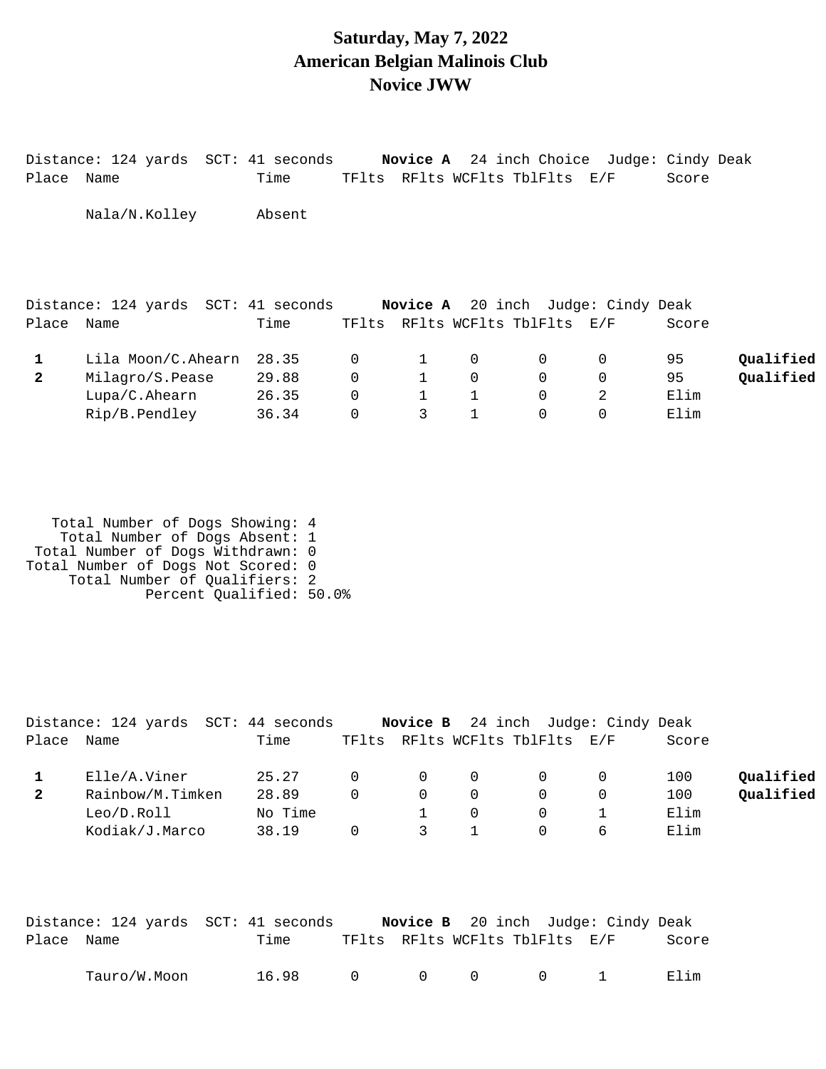# Saturday, May 7, 2022
# American Belgian Malinois Club
# Novice JWW

Distance: 124 yards SCT: 41 seconds **Novice A** 24 inch Choice Judge: Cindy Deak

| Place | Name | Time | TFlts | RFlts | WCFlts | TblFlts | E/F | Score | |
|---|---|---|---|---|---|---|---|---|---|
| | Nala/N.Kolley | Absent | | | | | | | |

Distance: 124 yards SCT: 41 seconds **Novice A** 20 inch Judge: Cindy Deak

| Place | Name | Time | TFlts | RFlts | WCFlts | TblFlts | E/F | Score | |
|---|---|---|---|---|---|---|---|---|---|
| **1** | Lila Moon/C.Ahearn | 28.35 | 0 | 1 | 0 | 0 | 0 | 95 | **Qualified** |
| **2** | Milagro/S.Pease | 29.88 | 0 | 1 | 0 | 0 | 0 | 95 | **Qualified** |
| | Lupa/C.Ahearn | 26.35 | 0 | 1 | 1 | 0 | 2 | Elim | |
| | Rip/B.Pendley | 36.34 | 0 | 3 | 1 | 0 | 0 | Elim | |

Total Number of Dogs Showing: 4
Total Number of Dogs Absent: 1
Total Number of Dogs Withdrawn: 0
Total Number of Dogs Not Scored: 0
Total Number of Qualifiers: 2
Percent Qualified: 50.0%

Distance: 124 yards SCT: 44 seconds **Novice B** 24 inch Judge: Cindy Deak

| Place | Name | Time | TFlts | RFlts | WCFlts | TblFlts | E/F | Score | |
|---|---|---|---|---|---|---|---|---|---|
| **1** | Elle/A.Viner | 25.27 | 0 | 0 | 0 | 0 | 0 | 100 | **Qualified** |
| **2** | Rainbow/M.Timken | 28.89 | 0 | 0 | 0 | 0 | 0 | 100 | **Qualified** |
| | Leo/D.Roll | No Time | | 1 | 0 | 0 | 1 | Elim | |
| | Kodiak/J.Marco | 38.19 | 0 | 3 | 1 | 0 | 6 | Elim | |

Distance: 124 yards SCT: 41 seconds **Novice B** 20 inch Judge: Cindy Deak

| Place | Name | Time | TFlts | RFlts | WCFlts | TblFlts | E/F | Score | |
|---|---|---|---|---|---|---|---|---|---|
| | Tauro/W.Moon | 16.98 | 0 | 0 | 0 | 0 | 1 | Elim | |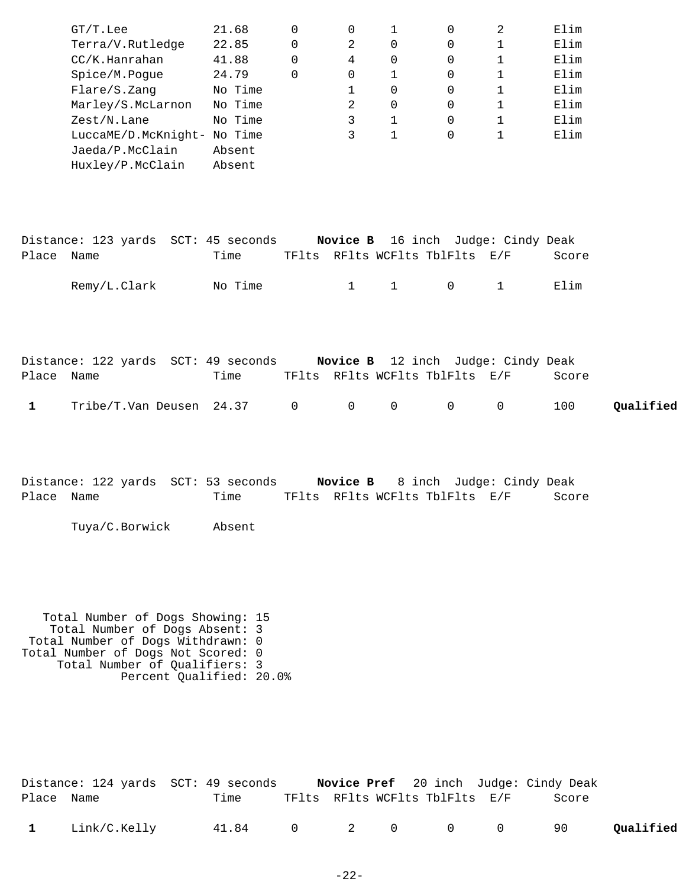| Place | Name | Time | TFlts | RFlts | WCFlts | TblFlts | E/F | Score | |
|---|---|---|---|---|---|---|---|---|---|
| | GT/T.Lee | 21.68 | 0 | 0 | 1 | 0 | 2 | Elim | |
| | Terra/V.Rutledge | 22.85 | 0 | 2 | 0 | 0 | 1 | Elim | |
| | CC/K.Hanrahan | 41.88 | 0 | 4 | 0 | 0 | 1 | Elim | |
| | Spice/M.Pogue | 24.79 | 0 | 0 | 1 | 0 | 1 | Elim | |
| | Flare/S.Zang | No Time | | 1 | 0 | 0 | 1 | Elim | |
| | Marley/S.McLarnon | No Time | | 2 | 0 | 0 | 1 | Elim | |
| | Zest/N.Lane | No Time | | 3 | 1 | 0 | 1 | Elim | |
| | LuccaME/D.McKnight- | No Time | | 3 | 1 | 0 | 1 | Elim | |
| | Jaeda/P.McClain | Absent | | | | | | | |
| | Huxley/P.McClain | Absent | | | | | | | |

Distance: 123 yards SCT: 45 seconds **Novice B** 16 inch Judge: Cindy Deak

| Place | Name | Time | TFlts | RFlts | WCFlts | TblFlts | E/F | Score | |
|---|---|---|---|---|---|---|---|---|---|
| | Remy/L.Clark | No Time | | 1 | 1 | 0 | 1 | Elim | |

Distance: 122 yards SCT: 49 seconds **Novice B** 12 inch Judge: Cindy Deak

| Place | Name | Time | TFlts | RFlts | WCFlts | TblFlts | E/F | Score | |
|---|---|---|---|---|---|---|---|---|---|
| **1** | Tribe/T.Van Deusen | 24.37 | 0 | 0 | 0 | 0 | 0 | 100 | **Qualified** |

Distance: 122 yards SCT: 53 seconds **Novice B** 8 inch Judge: Cindy Deak

| Place | Name | Time | TFlts | RFlts | WCFlts | TblFlts | E/F | Score |
|---|---|---|---|---|---|---|---|---|
| | Tuya/C.Borwick | Absent | | | | | | |

Total Number of Dogs Showing: 15
Total Number of Dogs Absent: 3
Total Number of Dogs Withdrawn: 0
Total Number of Dogs Not Scored: 0
Total Number of Qualifiers: 3
Percent Qualified: 20.0%

Distance: 124 yards SCT: 49 seconds **Novice Pref** 20 inch Judge: Cindy Deak

| Place | Name | Time | TFlts | RFlts | WCFlts | TblFlts | E/F | Score | |
|---|---|---|---|---|---|---|---|---|---|
| **1** | Link/C.Kelly | 41.84 | 0 | 2 | 0 | 0 | 0 | 90 | **Qualified** |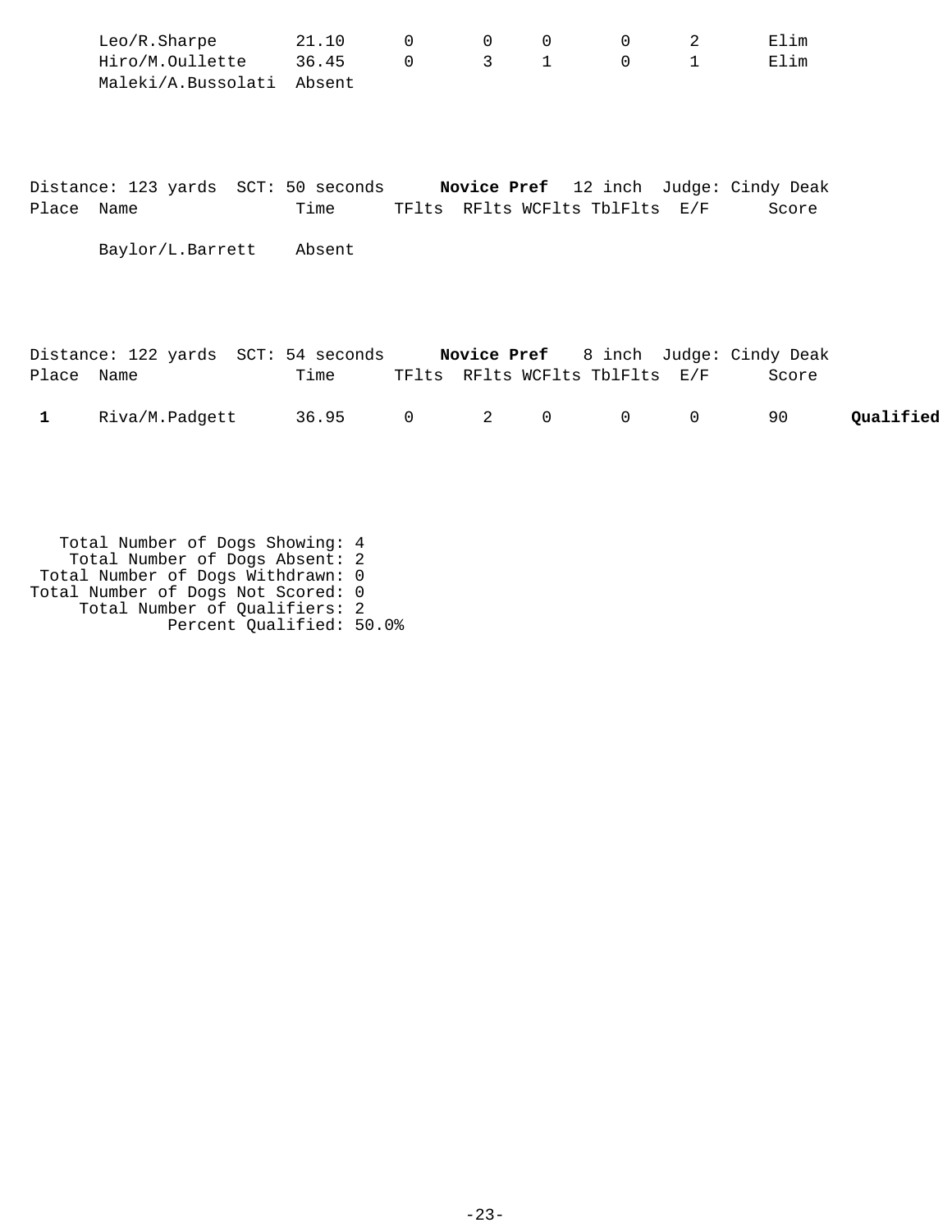| Place | Name | Time | TFlts | RFlts | WCFlts | TblFlts | E/F | Score | |
|---|---|---|---|---|---|---|---|---|---|
| | Leo/R.Sharpe | 21.10 | 0 | 0 | 0 | 0 | 2 | Elim | |
| | Hiro/M.Oullette | 36.45 | 0 | 3 | 1 | 0 | 1 | Elim | |
| | Maleki/A.Bussolati | Absent | | | | | | | |

Distance: 123 yards  SCT: 50 seconds  **Novice Pref**  12 inch  Judge: Cindy Deak

| Place | Name | Time | TFlts | RFlts | WCFlts | TblFlts | E/F | Score |
|---|---|---|---|---|---|---|---|---|
| | Baylor/L.Barrett | Absent | | | | | | |

Distance: 122 yards  SCT: 54 seconds  **Novice Pref**  8 inch  Judge: Cindy Deak

| Place | Name | Time | TFlts | RFlts | WCFlts | TblFlts | E/F | Score | |
|---|---|---|---|---|---|---|---|---|---|
| **1** | Riva/M.Padgett | 36.95 | 0 | 2 | 0 | 0 | 0 | 90 | **Qualified** |

Total Number of Dogs Showing: 4
Total Number of Dogs Absent: 2
Total Number of Dogs Withdrawn: 0
Total Number of Dogs Not Scored: 0
Total Number of Qualifiers: 2
Percent Qualified: 50.0%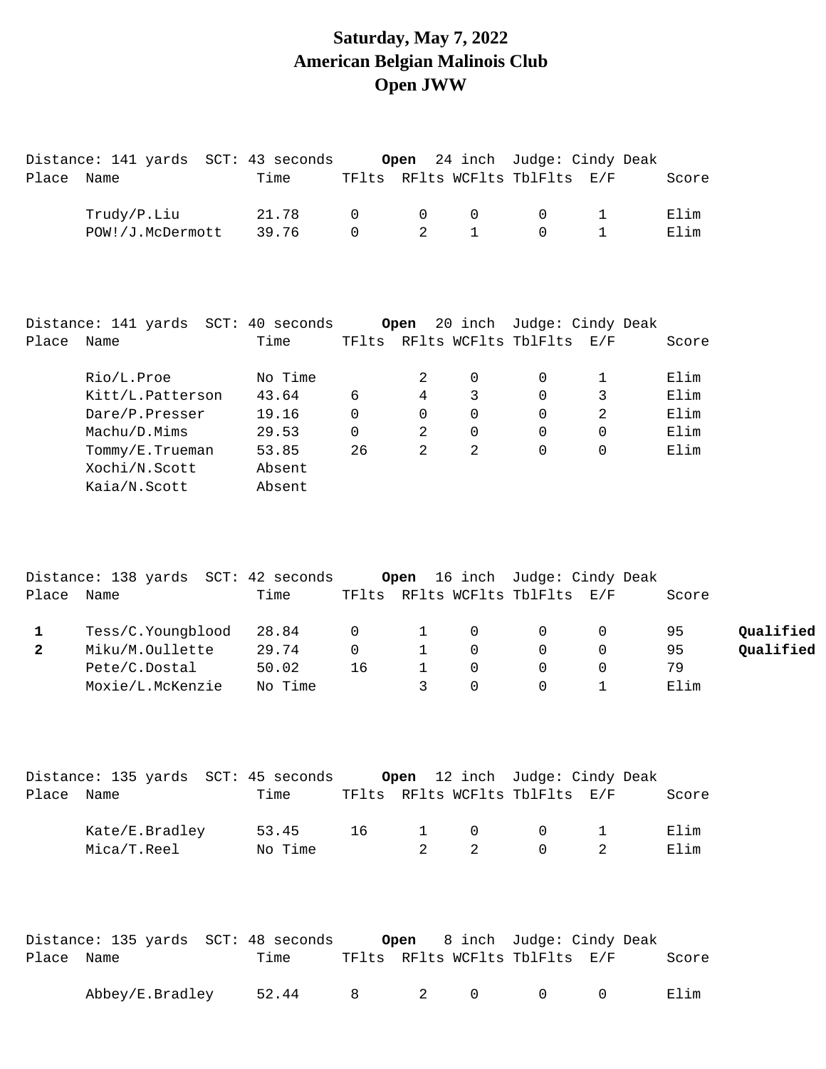# Saturday, May 7, 2022
# American Belgian Malinois Club
# Open JWW

Distance: 141 yards SCT: 43 seconds **Open** 24 inch Judge: Cindy Deak

| Place | Name | Time | TFlts | RFlts | WCFlts | TblFlts | E/F | Score | |
|---|---|---|---|---|---|---|---|---|---|
| | Trudy/P.Liu | 21.78 | 0 | 0 | 0 | 0 | 1 | Elim | |
| | POW!/J.McDermott | 39.76 | 0 | 2 | 1 | 0 | 1 | Elim | |

Distance: 141 yards SCT: 40 seconds **Open** 20 inch Judge: Cindy Deak

| Place | Name | Time | TFlts | RFlts | WCFlts | TblFlts | E/F | Score | |
|---|---|---|---|---|---|---|---|---|---|
| | Rio/L.Proe | No Time | | 2 | 0 | 0 | 1 | Elim | |
| | Kitt/L.Patterson | 43.64 | 6 | 4 | 3 | 0 | 3 | Elim | |
| | Dare/P.Presser | 19.16 | 0 | 0 | 0 | 0 | 2 | Elim | |
| | Machu/D.Mims | 29.53 | 0 | 2 | 0 | 0 | 0 | Elim | |
| | Tommy/E.Trueman | 53.85 | 26 | 2 | 2 | 0 | 0 | Elim | |
| | Xochi/N.Scott | Absent | | | | | | | |
| | Kaia/N.Scott | Absent | | | | | | | |

Distance: 138 yards SCT: 42 seconds **Open** 16 inch Judge: Cindy Deak

| Place | Name | Time | TFlts | RFlts | WCFlts | TblFlts | E/F | Score | |
|---|---|---|---|---|---|---|---|---|---|
| **1** | Tess/C.Youngblood | 28.84 | 0 | 1 | 0 | 0 | 0 | 95 | **Qualified** |
| **2** | Miku/M.Oullette | 29.74 | 0 | 1 | 0 | 0 | 0 | 95 | **Qualified** |
| | Pete/C.Dostal | 50.02 | 16 | 1 | 0 | 0 | 0 | 79 | |
| | Moxie/L.McKenzie | No Time | | 3 | 0 | 0 | 1 | Elim | |

Distance: 135 yards SCT: 45 seconds **Open** 12 inch Judge: Cindy Deak

| Place | Name | Time | TFlts | RFlts | WCFlts | TblFlts | E/F | Score | |
|---|---|---|---|---|---|---|---|---|---|
| | Kate/E.Bradley | 53.45 | 16 | 1 | 0 | 0 | 1 | Elim | |
| | Mica/T.Reel | No Time | | 2 | 2 | 0 | 2 | Elim | |

Distance: 135 yards SCT: 48 seconds **Open** 8 inch Judge: Cindy Deak

| Place | Name | Time | TFlts | RFlts | WCFlts | TblFlts | E/F | Score | |
|---|---|---|---|---|---|---|---|---|---|
| | Abbey/E.Bradley | 52.44 | 8 | 2 | 0 | 0 | 0 | Elim | |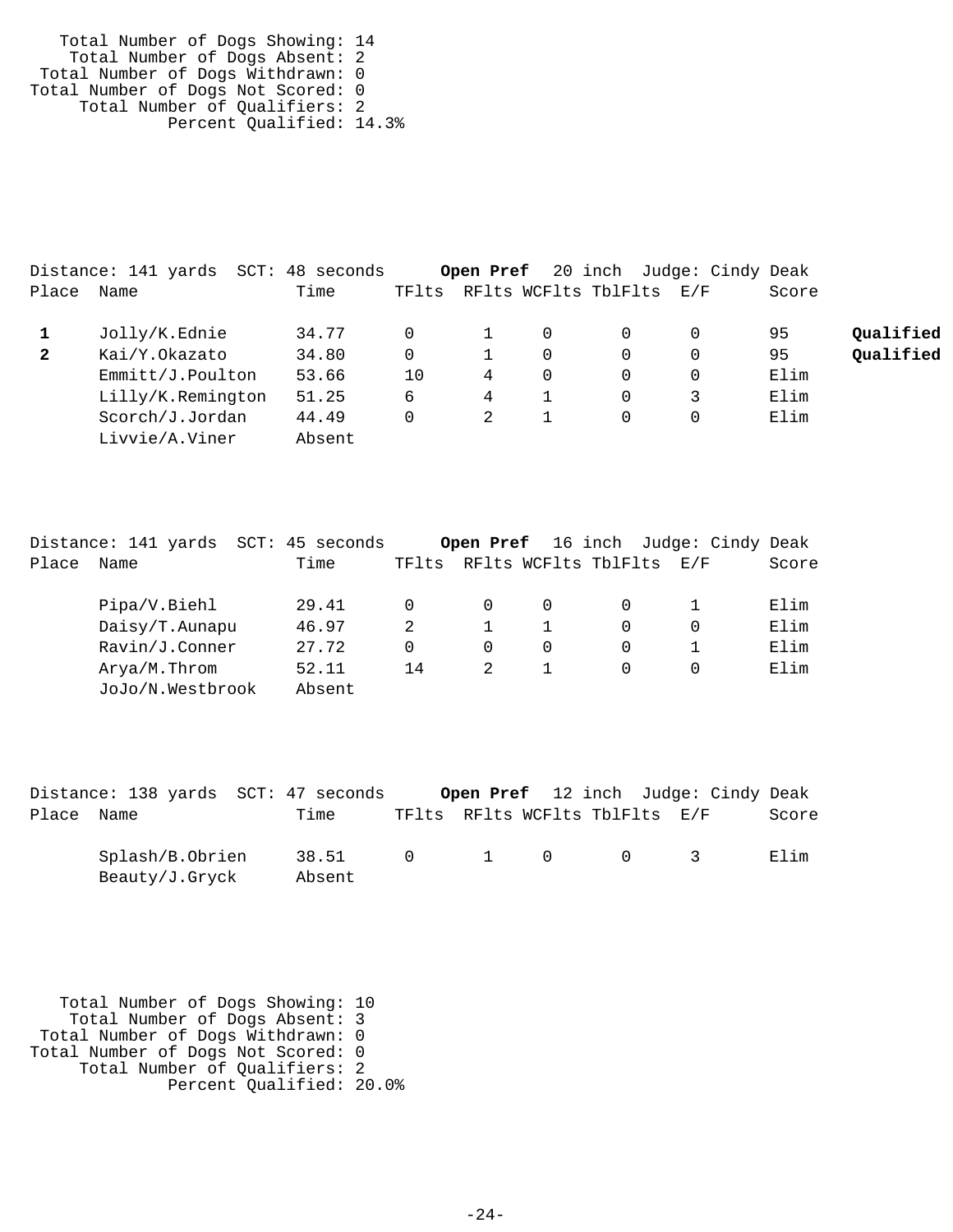Total Number of Dogs Showing: 14
Total Number of Dogs Absent: 2
Total Number of Dogs Withdrawn: 0
Total Number of Dogs Not Scored: 0
Total Number of Qualifiers: 2
Percent Qualified: 14.3%

Distance: 141 yards SCT: 48 seconds **Open Pref** 20 inch Judge: Cindy Deak

| Place | Name | Time | TFlts | RFlts | WCFlts | TblFlts | E/F | Score | |
|---|---|---|---|---|---|---|---|---|---|
| **1** | Jolly/K.Ednie | 34.77 | 0 | 1 | 0 | 0 | 0 | 95 | **Qualified** |
| **2** | Kai/Y.Okazato | 34.80 | 0 | 1 | 0 | 0 | 0 | 95 | **Qualified** |
| | Emmitt/J.Poulton | 53.66 | 10 | 4 | 0 | 0 | 0 | Elim | |
| | Lilly/K.Remington | 51.25 | 6 | 4 | 1 | 0 | 3 | Elim | |
| | Scorch/J.Jordan | 44.49 | 0 | 2 | 1 | 0 | 0 | Elim | |
| | Livvie/A.Viner | Absent | | | | | | | |

Distance: 141 yards SCT: 45 seconds **Open Pref** 16 inch Judge: Cindy Deak

| Place | Name | Time | TFlts | RFlts | WCFlts | TblFlts | E/F | Score |
|---|---|---|---|---|---|---|---|---|
| | Pipa/V.Biehl | 29.41 | 0 | 0 | 0 | 0 | 1 | Elim |
| | Daisy/T.Aunapu | 46.97 | 2 | 1 | 1 | 0 | 0 | Elim |
| | Ravin/J.Conner | 27.72 | 0 | 0 | 0 | 0 | 1 | Elim |
| | Arya/M.Throm | 52.11 | 14 | 2 | 1 | 0 | 0 | Elim |
| | JoJo/N.Westbrook | Absent | | | | | | |

Distance: 138 yards SCT: 47 seconds **Open Pref** 12 inch Judge: Cindy Deak

| Place | Name | Time | TFlts | RFlts | WCFlts | TblFlts | E/F | Score |
|---|---|---|---|---|---|---|---|---|
| | Splash/B.Obrien | 38.51 | 0 | 1 | 0 | 0 | 3 | Elim |
| | Beauty/J.Gryck | Absent | | | | | | |

Total Number of Dogs Showing: 10
Total Number of Dogs Absent: 3
Total Number of Dogs Withdrawn: 0
Total Number of Dogs Not Scored: 0
Total Number of Qualifiers: 2
Percent Qualified: 20.0%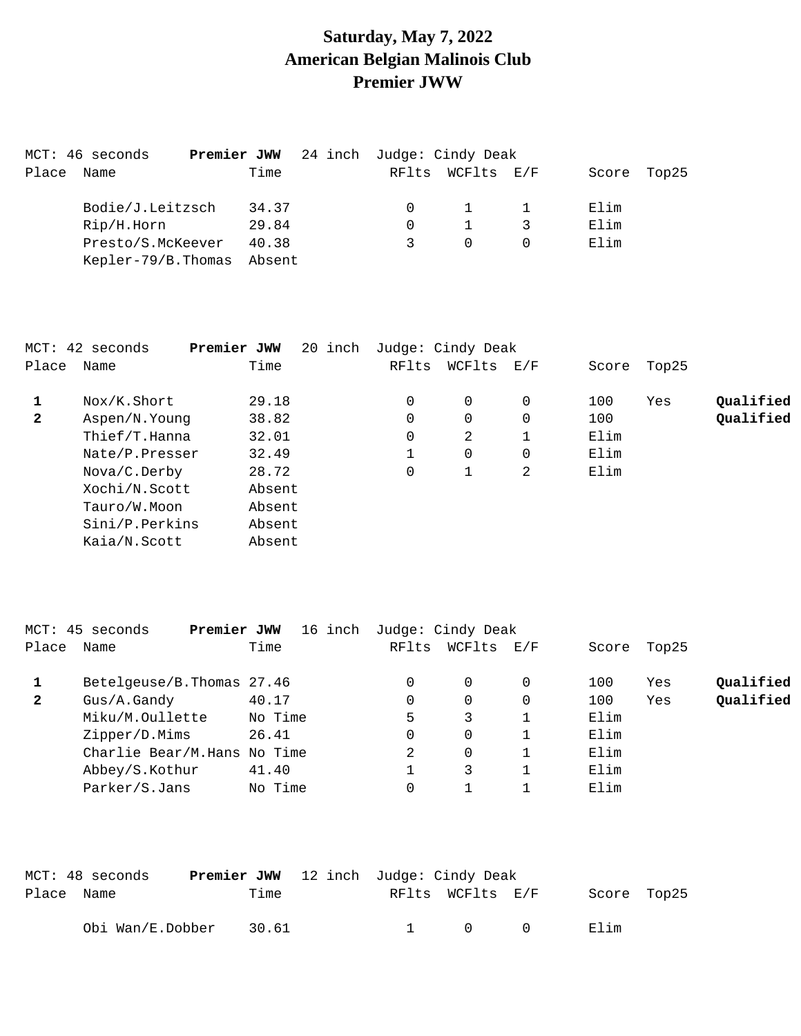# Saturday, May 7, 2022
# American Belgian Malinois Club
# Premier JWW

MCT: 46 seconds **Premier JWW** 24 inch Judge: Cindy Deak

| Place | Name | Time | RFlts | WCFlts | E/F | Score | Top25 | |
|---|---|---|---|---|---|---|---|---|
| | Bodie/J.Leitzsch | 34.37 | 0 | 1 | 1 | Elim | | |
| | Rip/H.Horn | 29.84 | 0 | 1 | 3 | Elim | | |
| | Presto/S.McKeever | 40.38 | 3 | 0 | 0 | Elim | | |
| | Kepler-79/B.Thomas | Absent | | | | | | |

MCT: 42 seconds **Premier JWW** 20 inch Judge: Cindy Deak

| Place | Name | Time | RFlts | WCFlts | E/F | Score | Top25 | |
|---|---|---|---|---|---|---|---|---|
| **1** | Nox/K.Short | 29.18 | 0 | 0 | 0 | 100 | Yes | **Qualified** |
| **2** | Aspen/N.Young | 38.82 | 0 | 0 | 0 | 100 | | **Qualified** |
| | Thief/T.Hanna | 32.01 | 0 | 2 | 1 | Elim | | |
| | Nate/P.Presser | 32.49 | 1 | 0 | 0 | Elim | | |
| | Nova/C.Derby | 28.72 | 0 | 1 | 2 | Elim | | |
| | Xochi/N.Scott | Absent | | | | | | |
| | Tauro/W.Moon | Absent | | | | | | |
| | Sini/P.Perkins | Absent | | | | | | |
| | Kaia/N.Scott | Absent | | | | | | |

MCT: 45 seconds **Premier JWW** 16 inch Judge: Cindy Deak

| Place | Name | Time | RFlts | WCFlts | E/F | Score | Top25 | |
|---|---|---|---|---|---|---|---|---|
| **1** | Betelgeuse/B.Thomas | 27.46 | 0 | 0 | 0 | 100 | Yes | **Qualified** |
| **2** | Gus/A.Gandy | 40.17 | 0 | 0 | 0 | 100 | Yes | **Qualified** |
| | Miku/M.Oullette | No Time | 5 | 3 | 1 | Elim | | |
| | Zipper/D.Mims | 26.41 | 0 | 0 | 1 | Elim | | |
| | Charlie Bear/M.Hans | No Time | 2 | 0 | 1 | Elim | | |
| | Abbey/S.Kothur | 41.40 | 1 | 3 | 1 | Elim | | |
| | Parker/S.Jans | No Time | 0 | 1 | 1 | Elim | | |

MCT: 48 seconds **Premier JWW** 12 inch Judge: Cindy Deak

| Place | Name | Time | RFlts | WCFlts | E/F | Score | Top25 |
|---|---|---|---|---|---|---|---|
| | Obi Wan/E.Dobber | 30.61 | 1 | 0 | 0 | Elim | |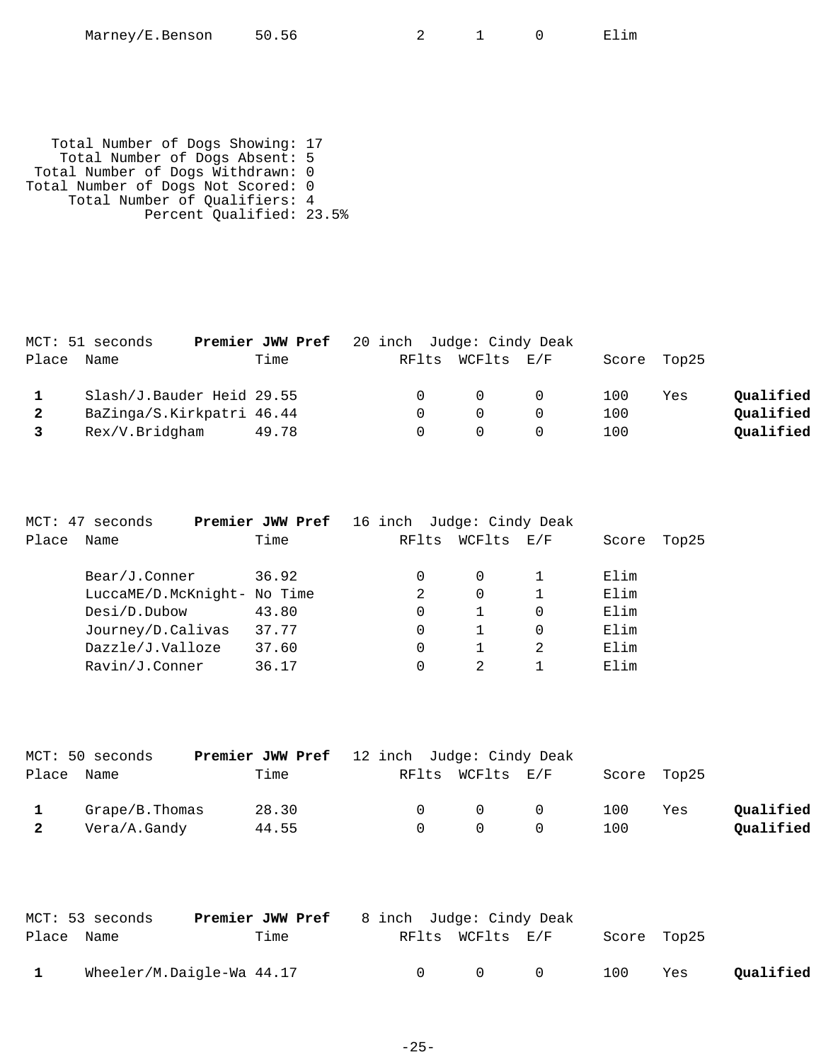| Place | Name | Time | RFlts | WCFlts | E/F | Score | Top25 | |
|---|---|---|---|---|---|---|---|---|
| | Marney/E.Benson | 50.56 | 2 | 1 | 0 | Elim | | |

Total Number of Dogs Showing: 17
Total Number of Dogs Absent: 5
Total Number of Dogs Withdrawn: 0
Total Number of Dogs Not Scored: 0
Total Number of Qualifiers: 4
Percent Qualified: 23.5%

MCT: 51 seconds **Premier JWW Pref** 20 inch Judge: Cindy Deak

| Place | Name | Time | RFlts | WCFlts | E/F | Score | Top25 | |
|---|---|---|---|---|---|---|---|---|
| **1** | Slash/J.Bauder Heid | 29.55 | 0 | 0 | 0 | 100 | Yes | **Qualified** |
| **2** | BaZinga/S.Kirkpatri | 46.44 | 0 | 0 | 0 | 100 | | **Qualified** |
| **3** | Rex/V.Bridgham | 49.78 | 0 | 0 | 0 | 100 | | **Qualified** |

MCT: 47 seconds **Premier JWW Pref** 16 inch Judge: Cindy Deak

| Place | Name | Time | RFlts | WCFlts | E/F | Score | Top25 |
|---|---|---|---|---|---|---|---|
| | Bear/J.Conner | 36.92 | 0 | 0 | 1 | Elim | |
| | LuccaME/D.McKnight- | No Time | 2 | 0 | 1 | Elim | |
| | Desi/D.Dubow | 43.80 | 0 | 1 | 0 | Elim | |
| | Journey/D.Calivas | 37.77 | 0 | 1 | 0 | Elim | |
| | Dazzle/J.Valloze | 37.60 | 0 | 1 | 2 | Elim | |
| | Ravin/J.Conner | 36.17 | 0 | 2 | 1 | Elim | |

MCT: 50 seconds **Premier JWW Pref** 12 inch Judge: Cindy Deak

| Place | Name | Time | RFlts | WCFlts | E/F | Score | Top25 | |
|---|---|---|---|---|---|---|---|---|
| **1** | Grape/B.Thomas | 28.30 | 0 | 0 | 0 | 100 | Yes | **Qualified** |
| **2** | Vera/A.Gandy | 44.55 | 0 | 0 | 0 | 100 | | **Qualified** |

MCT: 53 seconds **Premier JWW Pref** 8 inch Judge: Cindy Deak

| Place | Name | Time | RFlts | WCFlts | E/F | Score | Top25 | |
|---|---|---|---|---|---|---|---|---|
| **1** | Wheeler/M.Daigle-Wa | 44.17 | 0 | 0 | 0 | 100 | Yes | **Qualified** |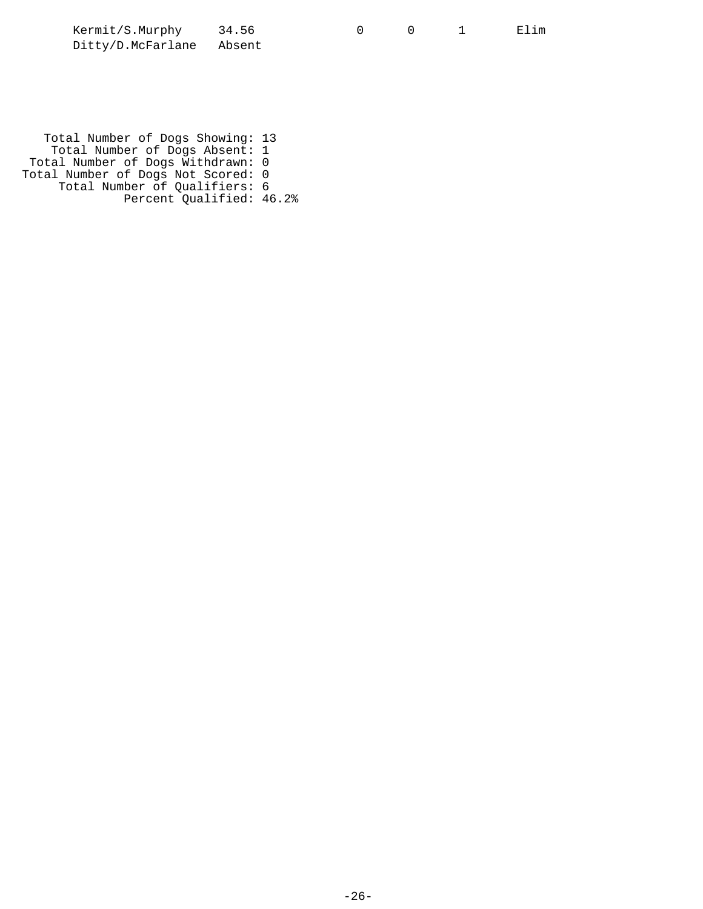| | | | | | |
|---|---|---|---|---|---|
| Kermit/S.Murphy | 34.56 | 0 | 0 | 1 | Elim |
| Ditty/D.McFarlane | Absent | | | | |

Total Number of Dogs Showing: 13
Total Number of Dogs Absent: 1
Total Number of Dogs Withdrawn: 0
Total Number of Dogs Not Scored: 0
Total Number of Qualifiers: 6
Percent Qualified: 46.2%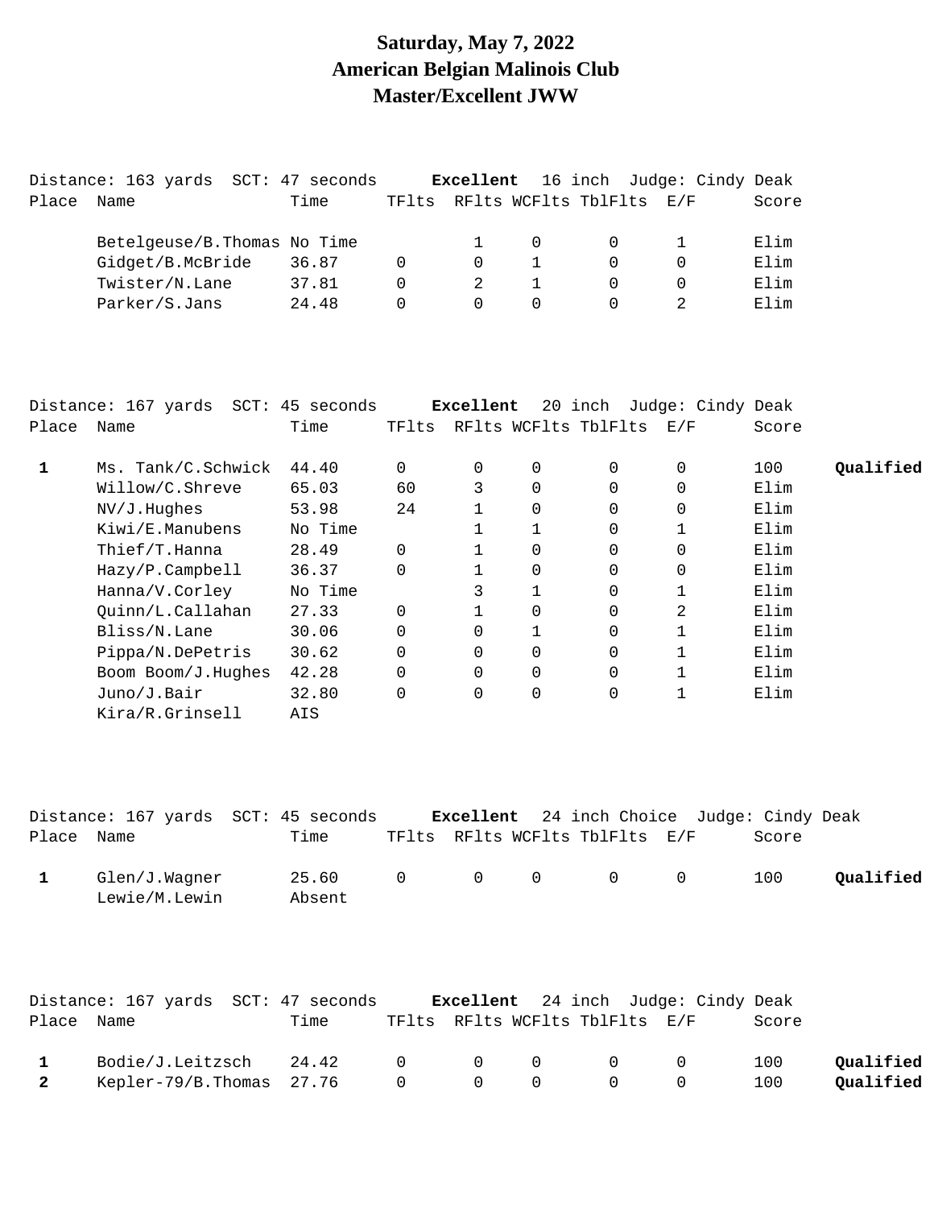# Saturday, May 7, 2022
# American Belgian Malinois Club
# Master/Excellent JWW

Distance: 163 yards SCT: 47 seconds **Excellent** 16 inch Judge: Cindy Deak

| Place | Name | Time | TFlts | RFlts | WCFlts | TblFlts | E/F | Score | |
|---|---|---|---|---|---|---|---|---|---|
| | Betelgeuse/B.Thomas | No Time | | 1 | 0 | 0 | 1 | Elim | |
| | Gidget/B.McBride | 36.87 | 0 | 0 | 1 | 0 | 0 | Elim | |
| | Twister/N.Lane | 37.81 | 0 | 2 | 1 | 0 | 0 | Elim | |
| | Parker/S.Jans | 24.48 | 0 | 0 | 0 | 0 | 2 | Elim | |

Distance: 167 yards SCT: 45 seconds **Excellent** 20 inch Judge: Cindy Deak

| Place | Name | Time | TFlts | RFlts | WCFlts | TblFlts | E/F | Score | |
|---|---|---|---|---|---|---|---|---|---|
| 1 | Ms. Tank/C.Schwick | 44.40 | 0 | 0 | 0 | 0 | 0 | 100 | **Qualified** |
| | Willow/C.Shreve | 65.03 | 60 | 3 | 0 | 0 | 0 | Elim | |
| | NV/J.Hughes | 53.98 | 24 | 1 | 0 | 0 | 0 | Elim | |
| | Kiwi/E.Manubens | No Time | | 1 | 1 | 0 | 1 | Elim | |
| | Thief/T.Hanna | 28.49 | 0 | 1 | 0 | 0 | 0 | Elim | |
| | Hazy/P.Campbell | 36.37 | 0 | 1 | 0 | 0 | 0 | Elim | |
| | Hanna/V.Corley | No Time | | 3 | 1 | 0 | 1 | Elim | |
| | Quinn/L.Callahan | 27.33 | 0 | 1 | 0 | 0 | 2 | Elim | |
| | Bliss/N.Lane | 30.06 | 0 | 0 | 1 | 0 | 1 | Elim | |
| | Pippa/N.DePetris | 30.62 | 0 | 0 | 0 | 0 | 1 | Elim | |
| | Boom Boom/J.Hughes | 42.28 | 0 | 0 | 0 | 0 | 1 | Elim | |
| | Juno/J.Bair | 32.80 | 0 | 0 | 0 | 0 | 1 | Elim | |
| | Kira/R.Grinsell | AIS | | | | | | | |

Distance: 167 yards SCT: 45 seconds **Excellent** 24 inch Choice Judge: Cindy Deak

| Place | Name | Time | TFlts | RFlts | WCFlts | TblFlts | E/F | Score | |
|---|---|---|---|---|---|---|---|---|---|
| 1 | Glen/J.Wagner | 25.60 | 0 | 0 | 0 | 0 | 0 | 100 | **Qualified** |
| | Lewie/M.Lewin | Absent | | | | | | | |

Distance: 167 yards SCT: 47 seconds **Excellent** 24 inch Judge: Cindy Deak

| Place | Name | Time | TFlts | RFlts | WCFlts | TblFlts | E/F | Score | |
|---|---|---|---|---|---|---|---|---|---|
| 1 | Bodie/J.Leitzsch | 24.42 | 0 | 0 | 0 | 0 | 0 | 100 | **Qualified** |
| 2 | Kepler-79/B.Thomas | 27.76 | 0 | 0 | 0 | 0 | 0 | 100 | **Qualified** |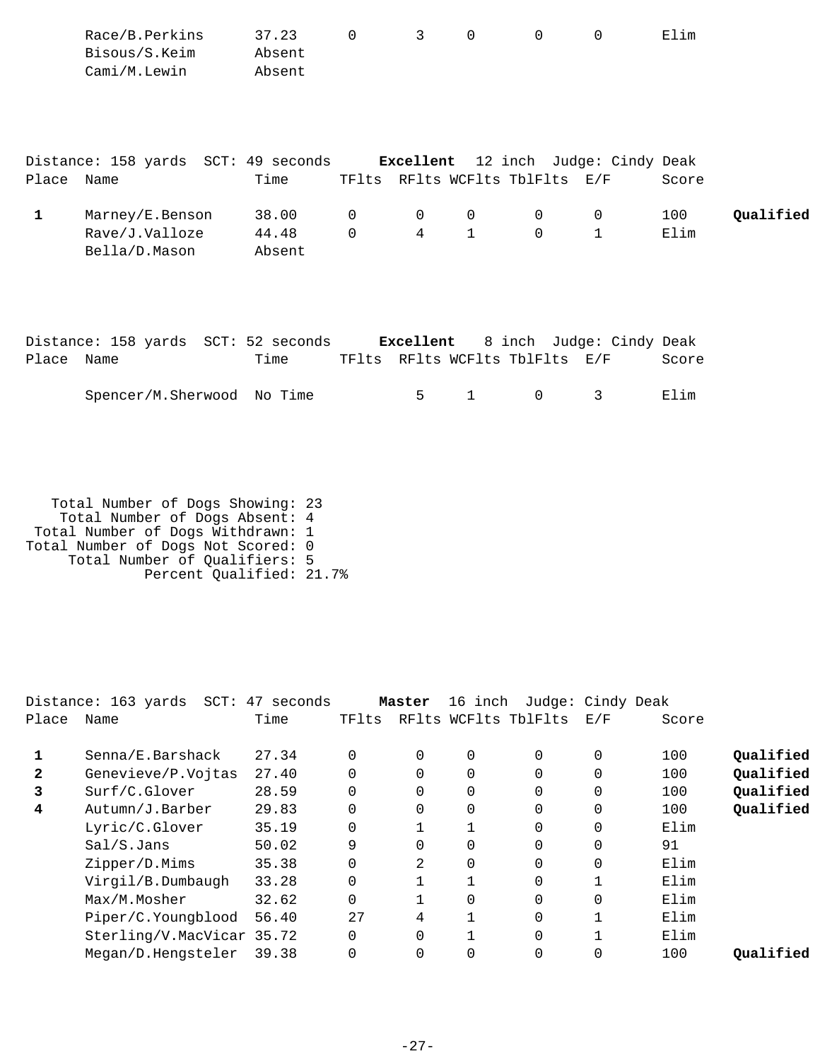| Place | Name | Time | TFlts | RFlts | WCFlts | TblFlts | E/F | Score | |
|---|---|---|---|---|---|---|---|---|---|
| | Race/B.Perkins | 37.23 | 0 | 3 | 0 | 0 | 0 | Elim | |
| | Bisous/S.Keim | Absent | | | | | | | |
| | Cami/M.Lewin | Absent | | | | | | | |

Distance: 158 yards SCT: 49 seconds **Excellent** 12 inch Judge: Cindy Deak

| Place | Name | Time | TFlts | RFlts | WCFlts | TblFlts | E/F | Score | |
|---|---|---|---|---|---|---|---|---|---|
| 1 | Marney/E.Benson | 38.00 | 0 | 0 | 0 | 0 | 0 | 100 | **Qualified** |
| | Rave/J.Valloze | 44.48 | 0 | 4 | 1 | 0 | 1 | Elim | |
| | Bella/D.Mason | Absent | | | | | | | |

Distance: 158 yards SCT: 52 seconds **Excellent** 8 inch Judge: Cindy Deak

| Place | Name | Time | TFlts | RFlts | WCFlts | TblFlts | E/F | Score |
|---|---|---|---|---|---|---|---|---|
| | Spencer/M.Sherwood | No Time | | 5 | 1 | 0 | 3 | Elim |

Total Number of Dogs Showing: 23
Total Number of Dogs Absent: 4
Total Number of Dogs Withdrawn: 1
Total Number of Dogs Not Scored: 0
Total Number of Qualifiers: 5
Percent Qualified: 21.7%

Distance: 163 yards SCT: 47 seconds **Master** 16 inch Judge: Cindy Deak

| Place | Name | Time | TFlts | RFlts | WCFlts | TblFlts | E/F | Score | |
|---|---|---|---|---|---|---|---|---|---|
| 1 | Senna/E.Barshack | 27.34 | 0 | 0 | 0 | 0 | 0 | 100 | **Qualified** |
| 2 | Genevieve/P.Vojtas | 27.40 | 0 | 0 | 0 | 0 | 0 | 100 | **Qualified** |
| 3 | Surf/C.Glover | 28.59 | 0 | 0 | 0 | 0 | 0 | 100 | **Qualified** |
| 4 | Autumn/J.Barber | 29.83 | 0 | 0 | 0 | 0 | 0 | 100 | **Qualified** |
| | Lyric/C.Glover | 35.19 | 0 | 1 | 1 | 0 | 0 | Elim | |
| | Sal/S.Jans | 50.02 | 9 | 0 | 0 | 0 | 0 | 91 | |
| | Zipper/D.Mims | 35.38 | 0 | 2 | 0 | 0 | 0 | Elim | |
| | Virgil/B.Dumbaugh | 33.28 | 0 | 1 | 1 | 0 | 1 | Elim | |
| | Max/M.Mosher | 32.62 | 0 | 1 | 0 | 0 | 0 | Elim | |
| | Piper/C.Youngblood | 56.40 | 27 | 4 | 1 | 0 | 1 | Elim | |
| | Sterling/V.MacVicar | 35.72 | 0 | 0 | 1 | 0 | 1 | Elim | |
| | Megan/D.Hengsteler | 39.38 | 0 | 0 | 0 | 0 | 0 | 100 | **Qualified** |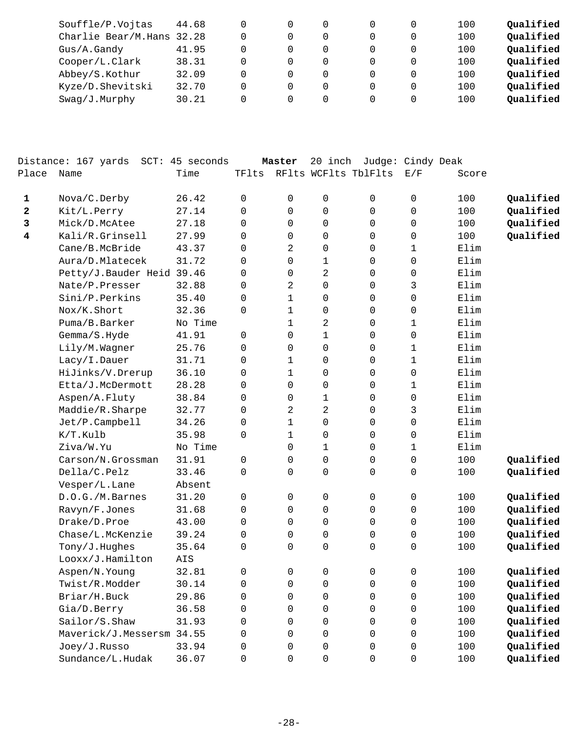| Place | Name | Time | TFlts | RFlts | WCFlts | TblFlts | E/F | Score | |
|---|---|---|---|---|---|---|---|---|---|
| | Souffle/P.Vojtas | 44.68 | 0 | 0 | 0 | 0 | 0 | 100 | **Qualified** |
| | Charlie Bear/M.Hans | 32.28 | 0 | 0 | 0 | 0 | 0 | 100 | **Qualified** |
| | Gus/A.Gandy | 41.95 | 0 | 0 | 0 | 0 | 0 | 100 | **Qualified** |
| | Cooper/L.Clark | 38.31 | 0 | 0 | 0 | 0 | 0 | 100 | **Qualified** |
| | Abbey/S.Kothur | 32.09 | 0 | 0 | 0 | 0 | 0 | 100 | **Qualified** |
| | Kyze/D.Shevitski | 32.70 | 0 | 0 | 0 | 0 | 0 | 100 | **Qualified** |
| | Swag/J.Murphy | 30.21 | 0 | 0 | 0 | 0 | 0 | 100 | **Qualified** |

Distance: 167 yards SCT: 45 seconds **Master** 20 inch Judge: Cindy Deak

| Place | Name | Time | TFlts | RFlts | WCFlts | TblFlts | E/F | Score | |
|---|---|---|---|---|---|---|---|---|---|
| **1** | Nova/C.Derby | 26.42 | 0 | 0 | 0 | 0 | 0 | 100 | **Qualified** |
| **2** | Kit/L.Perry | 27.14 | 0 | 0 | 0 | 0 | 0 | 100 | **Qualified** |
| **3** | Mick/D.McAtee | 27.18 | 0 | 0 | 0 | 0 | 0 | 100 | **Qualified** |
| **4** | Kali/R.Grinsell | 27.99 | 0 | 0 | 0 | 0 | 0 | 100 | **Qualified** |
| | Cane/B.McBride | 43.37 | 0 | 2 | 0 | 0 | 1 | Elim | |
| | Aura/D.Mlatecek | 31.72 | 0 | 0 | 1 | 0 | 0 | Elim | |
| | Petty/J.Bauder Heid | 39.46 | 0 | 0 | 2 | 0 | 0 | Elim | |
| | Nate/P.Presser | 32.88 | 0 | 2 | 0 | 0 | 3 | Elim | |
| | Sini/P.Perkins | 35.40 | 0 | 1 | 0 | 0 | 0 | Elim | |
| | Nox/K.Short | 32.36 | 0 | 1 | 0 | 0 | 0 | Elim | |
| | Puma/B.Barker | No Time | | 1 | 2 | 0 | 1 | Elim | |
| | Gemma/S.Hyde | 41.91 | 0 | 0 | 1 | 0 | 0 | Elim | |
| | Lily/M.Wagner | 25.76 | 0 | 0 | 0 | 0 | 1 | Elim | |
| | Lacy/I.Dauer | 31.71 | 0 | 1 | 0 | 0 | 1 | Elim | |
| | HiJinks/V.Drerup | 36.10 | 0 | 1 | 0 | 0 | 0 | Elim | |
| | Etta/J.McDermott | 28.28 | 0 | 0 | 0 | 0 | 1 | Elim | |
| | Aspen/A.Fluty | 38.84 | 0 | 0 | 1 | 0 | 0 | Elim | |
| | Maddie/R.Sharpe | 32.77 | 0 | 2 | 2 | 0 | 3 | Elim | |
| | Jet/P.Campbell | 34.26 | 0 | 1 | 0 | 0 | 0 | Elim | |
| | K/T.Kulb | 35.98 | 0 | 1 | 0 | 0 | 0 | Elim | |
| | Ziva/W.Yu | No Time | | 0 | 1 | 0 | 1 | Elim | |
| | Carson/N.Grossman | 31.91 | 0 | 0 | 0 | 0 | 0 | 100 | **Qualified** |
| | Della/C.Pelz | 33.46 | 0 | 0 | 0 | 0 | 0 | 100 | **Qualified** |
| | Vesper/L.Lane | Absent | | | | | | | |
| | D.O.G./M.Barnes | 31.20 | 0 | 0 | 0 | 0 | 0 | 100 | **Qualified** |
| | Ravyn/F.Jones | 31.68 | 0 | 0 | 0 | 0 | 0 | 100 | **Qualified** |
| | Drake/D.Proe | 43.00 | 0 | 0 | 0 | 0 | 0 | 100 | **Qualified** |
| | Chase/L.McKenzie | 39.24 | 0 | 0 | 0 | 0 | 0 | 100 | **Qualified** |
| | Tony/J.Hughes | 35.64 | 0 | 0 | 0 | 0 | 0 | 100 | **Qualified** |
| | Looxx/J.Hamilton | AIS | | | | | | | |
| | Aspen/N.Young | 32.81 | 0 | 0 | 0 | 0 | 0 | 100 | **Qualified** |
| | Twist/R.Modder | 30.14 | 0 | 0 | 0 | 0 | 0 | 100 | **Qualified** |
| | Briar/H.Buck | 29.86 | 0 | 0 | 0 | 0 | 0 | 100 | **Qualified** |
| | Gia/D.Berry | 36.58 | 0 | 0 | 0 | 0 | 0 | 100 | **Qualified** |
| | Sailor/S.Shaw | 31.93 | 0 | 0 | 0 | 0 | 0 | 100 | **Qualified** |
| | Maverick/J.Messersm | 34.55 | 0 | 0 | 0 | 0 | 0 | 100 | **Qualified** |
| | Joey/J.Russo | 33.94 | 0 | 0 | 0 | 0 | 0 | 100 | **Qualified** |
| | Sundance/L.Hudak | 36.07 | 0 | 0 | 0 | 0 | 0 | 100 | **Qualified** |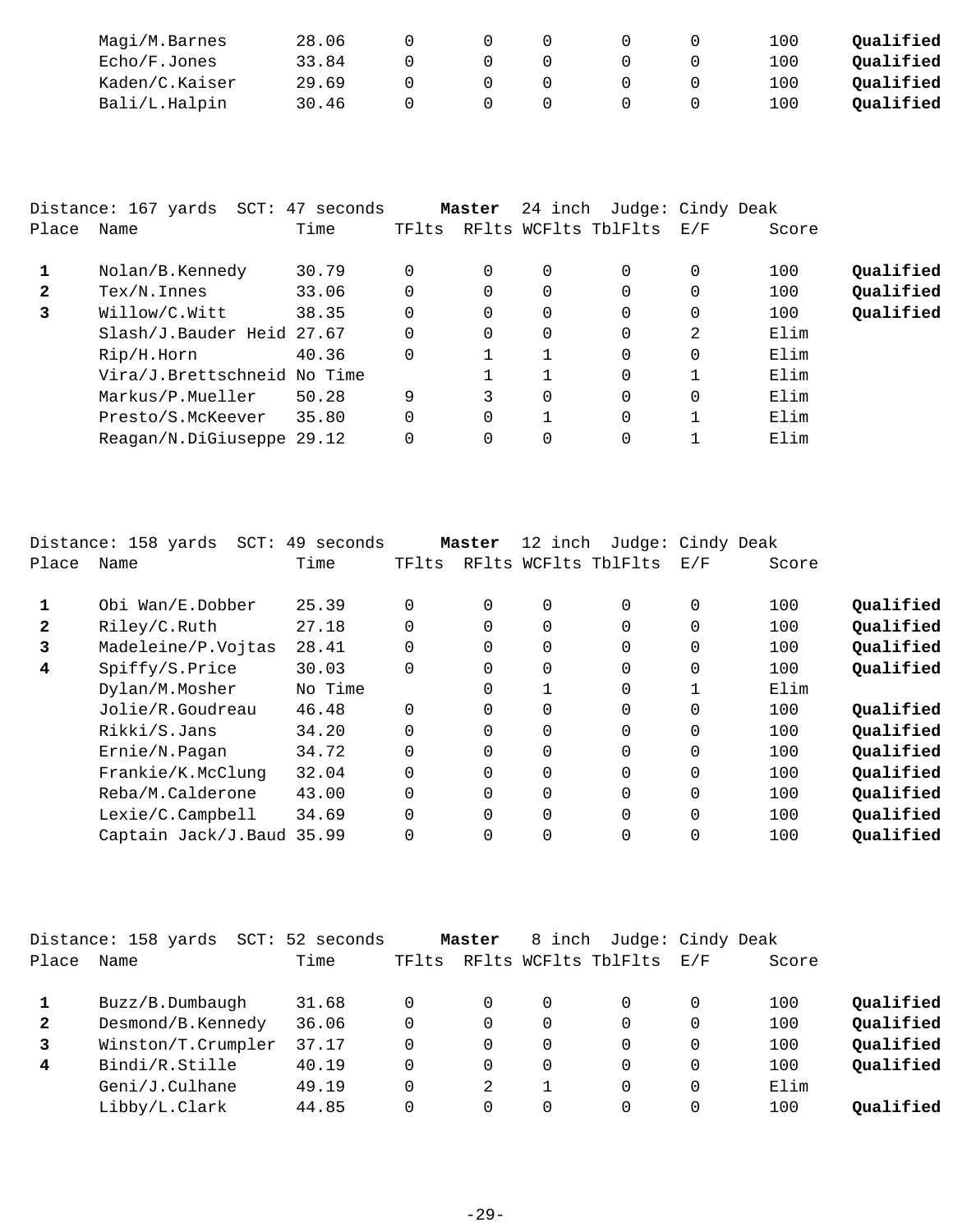| Place | Name | Time | TFlts | RFlts | WCFlts | TblFlts | E/F | Score | |
|---|---|---|---|---|---|---|---|---|---|
| | Magi/M.Barnes | 28.06 | 0 | 0 | 0 | 0 | 0 | 100 | **Qualified** |
| | Echo/F.Jones | 33.84 | 0 | 0 | 0 | 0 | 0 | 100 | **Qualified** |
| | Kaden/C.Kaiser | 29.69 | 0 | 0 | 0 | 0 | 0 | 100 | **Qualified** |
| | Bali/L.Halpin | 30.46 | 0 | 0 | 0 | 0 | 0 | 100 | **Qualified** |

Distance: 167 yards SCT: 47 seconds **Master** 24 inch Judge: Cindy Deak

| Place | Name | Time | TFlts | RFlts | WCFlts | TblFlts | E/F | Score | |
|---|---|---|---|---|---|---|---|---|---|
| **1** | Nolan/B.Kennedy | 30.79 | 0 | 0 | 0 | 0 | 0 | 100 | **Qualified** |
| **2** | Tex/N.Innes | 33.06 | 0 | 0 | 0 | 0 | 0 | 100 | **Qualified** |
| **3** | Willow/C.Witt | 38.35 | 0 | 0 | 0 | 0 | 0 | 100 | **Qualified** |
| | Slash/J.Bauder Heid | 27.67 | 0 | 0 | 0 | 0 | 2 | Elim | |
| | Rip/H.Horn | 40.36 | 0 | 1 | 1 | 0 | 0 | Elim | |
| | Vira/J.Brettschneid | No Time | | 1 | 1 | 0 | 1 | Elim | |
| | Markus/P.Mueller | 50.28 | 9 | 3 | 0 | 0 | 0 | Elim | |
| | Presto/S.McKeever | 35.80 | 0 | 0 | 1 | 0 | 1 | Elim | |
| | Reagan/N.DiGiuseppe | 29.12 | 0 | 0 | 0 | 0 | 1 | Elim | |

Distance: 158 yards SCT: 49 seconds **Master** 12 inch Judge: Cindy Deak

| Place | Name | Time | TFlts | RFlts | WCFlts | TblFlts | E/F | Score | |
|---|---|---|---|---|---|---|---|---|---|
| **1** | Obi Wan/E.Dobber | 25.39 | 0 | 0 | 0 | 0 | 0 | 100 | **Qualified** |
| **2** | Riley/C.Ruth | 27.18 | 0 | 0 | 0 | 0 | 0 | 100 | **Qualified** |
| **3** | Madeleine/P.Vojtas | 28.41 | 0 | 0 | 0 | 0 | 0 | 100 | **Qualified** |
| **4** | Spiffy/S.Price | 30.03 | 0 | 0 | 0 | 0 | 0 | 100 | **Qualified** |
| | Dylan/M.Mosher | No Time | | 0 | 1 | 0 | 1 | Elim | |
| | Jolie/R.Goudreau | 46.48 | 0 | 0 | 0 | 0 | 0 | 100 | **Qualified** |
| | Rikki/S.Jans | 34.20 | 0 | 0 | 0 | 0 | 0 | 100 | **Qualified** |
| | Ernie/N.Pagan | 34.72 | 0 | 0 | 0 | 0 | 0 | 100 | **Qualified** |
| | Frankie/K.McClung | 32.04 | 0 | 0 | 0 | 0 | 0 | 100 | **Qualified** |
| | Reba/M.Calderone | 43.00 | 0 | 0 | 0 | 0 | 0 | 100 | **Qualified** |
| | Lexie/C.Campbell | 34.69 | 0 | 0 | 0 | 0 | 0 | 100 | **Qualified** |
| | Captain Jack/J.Baud | 35.99 | 0 | 0 | 0 | 0 | 0 | 100 | **Qualified** |

Distance: 158 yards SCT: 52 seconds **Master** 8 inch Judge: Cindy Deak

| Place | Name | Time | TFlts | RFlts | WCFlts | TblFlts | E/F | Score | |
|---|---|---|---|---|---|---|---|---|---|
| **1** | Buzz/B.Dumbaugh | 31.68 | 0 | 0 | 0 | 0 | 0 | 100 | **Qualified** |
| **2** | Desmond/B.Kennedy | 36.06 | 0 | 0 | 0 | 0 | 0 | 100 | **Qualified** |
| **3** | Winston/T.Crumpler | 37.17 | 0 | 0 | 0 | 0 | 0 | 100 | **Qualified** |
| **4** | Bindi/R.Stille | 40.19 | 0 | 0 | 0 | 0 | 0 | 100 | **Qualified** |
| | Geni/J.Culhane | 49.19 | 0 | 2 | 1 | 0 | 0 | Elim | |
| | Libby/L.Clark | 44.85 | 0 | 0 | 0 | 0 | 0 | 100 | **Qualified** |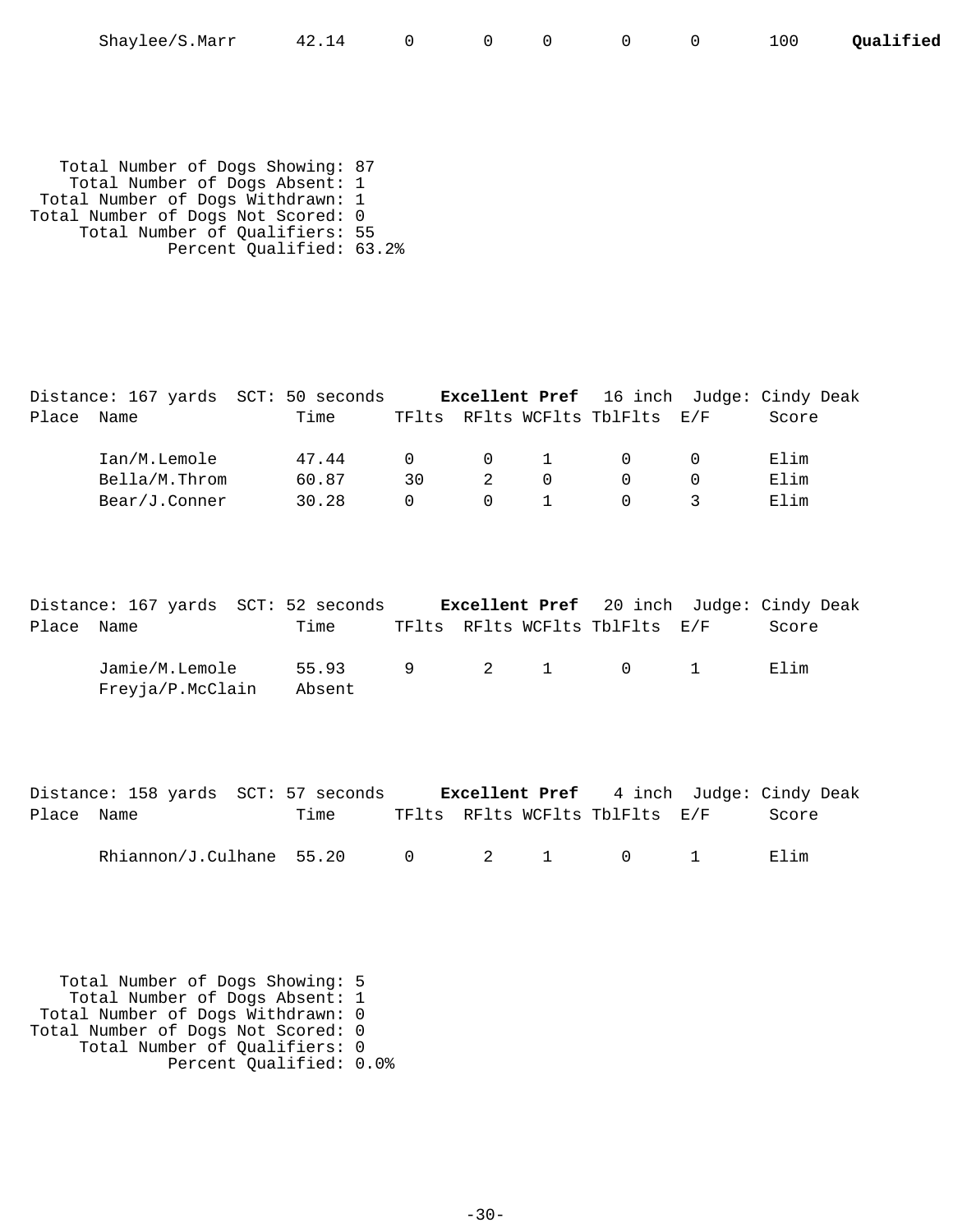| Place | Name | Time | TFlts | RFlts | WCFlts | TblFlts | E/F | Score | |
|---|---|---|---|---|---|---|---|---|---|
| | Shaylee/S.Marr | 42.14 | 0 | 0 | 0 | 0 | 0 | 100 | **Qualified** |

Total Number of Dogs Showing: 87
Total Number of Dogs Absent: 1
Total Number of Dogs Withdrawn: 1
Total Number of Dogs Not Scored: 0
Total Number of Qualifiers: 55
Percent Qualified: 63.2%

Distance: 167 yards SCT: 50 seconds **Excellent Pref** 16 inch Judge: Cindy Deak

| Place | Name | Time | TFlts | RFlts | WCFlts | TblFlts | E/F | Score |
|---|---|---|---|---|---|---|---|---|
| | Ian/M.Lemole | 47.44 | 0 | 0 | 1 | 0 | 0 | Elim |
| | Bella/M.Throm | 60.87 | 30 | 2 | 0 | 0 | 0 | Elim |
| | Bear/J.Conner | 30.28 | 0 | 0 | 1 | 0 | 3 | Elim |

Distance: 167 yards SCT: 52 seconds **Excellent Pref** 20 inch Judge: Cindy Deak

| Place | Name | Time | TFlts | RFlts | WCFlts | TblFlts | E/F | Score |
|---|---|---|---|---|---|---|---|---|
| | Jamie/M.Lemole | 55.93 | 9 | 2 | 1 | 0 | 1 | Elim |
| | Freyja/P.McClain | Absent | | | | | | |

Distance: 158 yards SCT: 57 seconds **Excellent Pref** 4 inch Judge: Cindy Deak

| Place | Name | Time | TFlts | RFlts | WCFlts | TblFlts | E/F | Score |
|---|---|---|---|---|---|---|---|---|
| | Rhiannon/J.Culhane | 55.20 | 0 | 2 | 1 | 0 | 1 | Elim |

Total Number of Dogs Showing: 5
Total Number of Dogs Absent: 1
Total Number of Dogs Withdrawn: 0
Total Number of Dogs Not Scored: 0
Total Number of Qualifiers: 0
Percent Qualified: 0.0%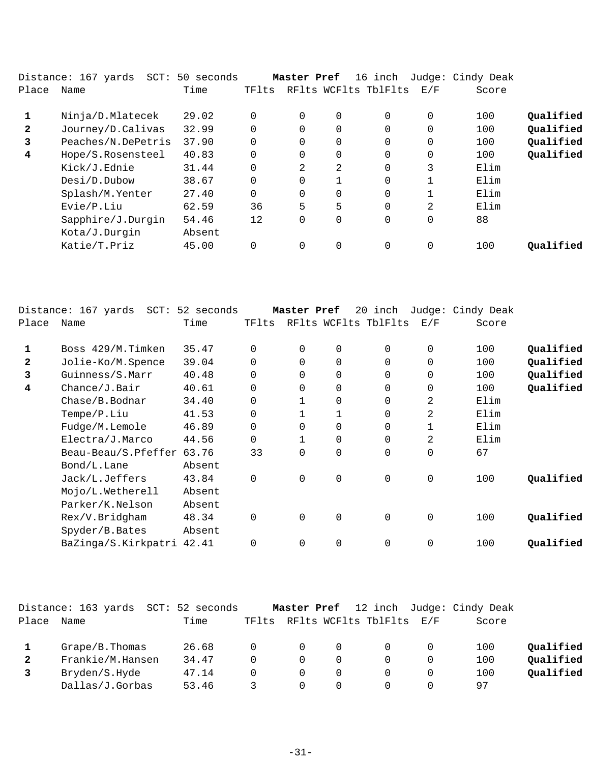Distance: 167 yards SCT: 50 seconds **Master Pref** 16 inch Judge: Cindy Deak

| Place | Name | Time | TFlts | RFlts | WCFlts | TblFlts | E/F | Score | |
|---|---|---|---|---|---|---|---|---|---|
| **1** | Ninja/D.Mlatecek | 29.02 | 0 | 0 | 0 | 0 | 0 | 100 | **Qualified** |
| **2** | Journey/D.Calivas | 32.99 | 0 | 0 | 0 | 0 | 0 | 100 | **Qualified** |
| **3** | Peaches/N.DePetris | 37.90 | 0 | 0 | 0 | 0 | 0 | 100 | **Qualified** |
| **4** | Hope/S.Rosensteel | 40.83 | 0 | 0 | 0 | 0 | 0 | 100 | **Qualified** |
| | Kick/J.Ednie | 31.44 | 0 | 2 | 2 | 0 | 3 | Elim | |
| | Desi/D.Dubow | 38.67 | 0 | 0 | 1 | 0 | 1 | Elim | |
| | Splash/M.Yenter | 27.40 | 0 | 0 | 0 | 0 | 1 | Elim | |
| | Evie/P.Liu | 62.59 | 36 | 5 | 5 | 0 | 2 | Elim | |
| | Sapphire/J.Durgin | 54.46 | 12 | 0 | 0 | 0 | 0 | 88 | |
| | Kota/J.Durgin | Absent | | | | | | | |
| | Katie/T.Priz | 45.00 | 0 | 0 | 0 | 0 | 0 | 100 | **Qualified** |

Distance: 167 yards SCT: 52 seconds **Master Pref** 20 inch Judge: Cindy Deak

| Place | Name | Time | TFlts | RFlts | WCFlts | TblFlts | E/F | Score | |
|---|---|---|---|---|---|---|---|---|---|
| **1** | Boss 429/M.Timken | 35.47 | 0 | 0 | 0 | 0 | 0 | 100 | **Qualified** |
| **2** | Jolie-Ko/M.Spence | 39.04 | 0 | 0 | 0 | 0 | 0 | 100 | **Qualified** |
| **3** | Guinness/S.Marr | 40.48 | 0 | 0 | 0 | 0 | 0 | 100 | **Qualified** |
| **4** | Chance/J.Bair | 40.61 | 0 | 0 | 0 | 0 | 0 | 100 | **Qualified** |
| | Chase/B.Bodnar | 34.40 | 0 | 1 | 0 | 0 | 2 | Elim | |
| | Tempe/P.Liu | 41.53 | 0 | 1 | 1 | 0 | 2 | Elim | |
| | Fudge/M.Lemole | 46.89 | 0 | 0 | 0 | 0 | 1 | Elim | |
| | Electra/J.Marco | 44.56 | 0 | 1 | 0 | 0 | 2 | Elim | |
| | Beau-Beau/S.Pfeffer | 63.76 | 33 | 0 | 0 | 0 | 0 | 67 | |
| | Bond/L.Lane | Absent | | | | | | | |
| | Jack/L.Jeffers | 43.84 | 0 | 0 | 0 | 0 | 0 | 100 | **Qualified** |
| | Mojo/L.Wetherell | Absent | | | | | | | |
| | Parker/K.Nelson | Absent | | | | | | | |
| | Rex/V.Bridgham | 48.34 | 0 | 0 | 0 | 0 | 0 | 100 | **Qualified** |
| | Spyder/B.Bates | Absent | | | | | | | |
| | BaZinga/S.Kirkpatri | 42.41 | 0 | 0 | 0 | 0 | 0 | 100 | **Qualified** |

Distance: 163 yards SCT: 52 seconds **Master Pref** 12 inch Judge: Cindy Deak

| Place | Name | Time | TFlts | RFlts | WCFlts | TblFlts | E/F | Score | |
|---|---|---|---|---|---|---|---|---|---|
| **1** | Grape/B.Thomas | 26.68 | 0 | 0 | 0 | 0 | 0 | 100 | **Qualified** |
| **2** | Frankie/M.Hansen | 34.47 | 0 | 0 | 0 | 0 | 0 | 100 | **Qualified** |
| **3** | Bryden/S.Hyde | 47.14 | 0 | 0 | 0 | 0 | 0 | 100 | **Qualified** |
| | Dallas/J.Gorbas | 53.46 | 3 | 0 | 0 | 0 | 0 | 97 | |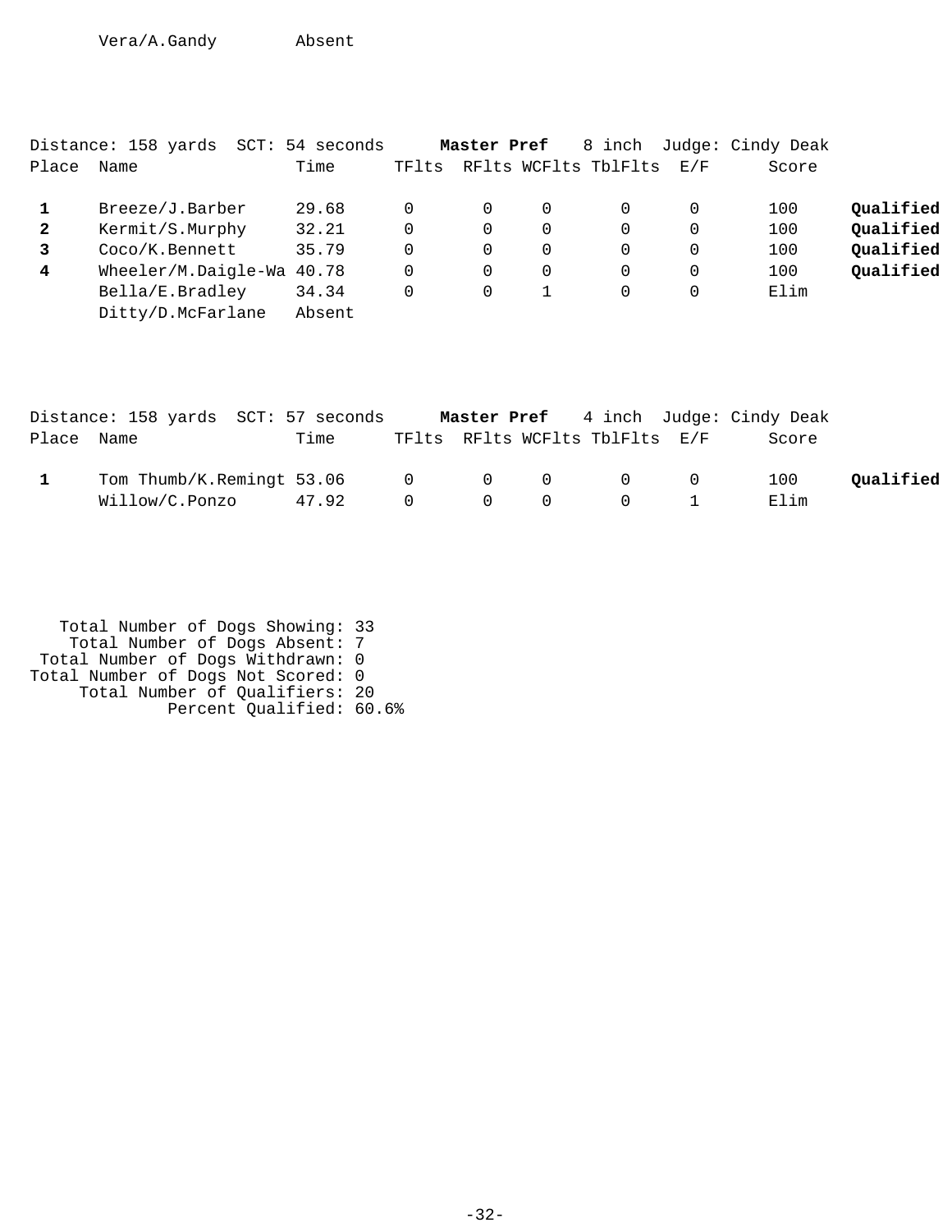Vera/A.Gandy Absent

Distance: 158 yards SCT: 54 seconds **Master Pref** 8 inch Judge: Cindy Deak

| Place | Name | Time | TFlts | RFlts | WCFlts | TblFlts | E/F | Score | |
|---|---|---|---|---|---|---|---|---|---|
| **1** | Breeze/J.Barber | 29.68 | 0 | 0 | 0 | 0 | 0 | 100 | **Qualified** |
| **2** | Kermit/S.Murphy | 32.21 | 0 | 0 | 0 | 0 | 0 | 100 | **Qualified** |
| **3** | Coco/K.Bennett | 35.79 | 0 | 0 | 0 | 0 | 0 | 100 | **Qualified** |
| **4** | Wheeler/M.Daigle-Wa | 40.78 | 0 | 0 | 0 | 0 | 0 | 100 | **Qualified** |
| | Bella/E.Bradley | 34.34 | 0 | 0 | 1 | 0 | 0 | Elim | |
| | Ditty/D.McFarlane | Absent | | | | | | | |

Distance: 158 yards SCT: 57 seconds **Master Pref** 4 inch Judge: Cindy Deak

| Place | Name | Time | TFlts | RFlts | WCFlts | TblFlts | E/F | Score | |
|---|---|---|---|---|---|---|---|---|---|
| **1** | Tom Thumb/K.Remingt | 53.06 | 0 | 0 | 0 | 0 | 0 | 100 | **Qualified** |
| | Willow/C.Ponzo | 47.92 | 0 | 0 | 0 | 0 | 1 | Elim | |

Total Number of Dogs Showing: 33
Total Number of Dogs Absent: 7
Total Number of Dogs Withdrawn: 0
Total Number of Dogs Not Scored: 0
Total Number of Qualifiers: 20
Percent Qualified: 60.6%